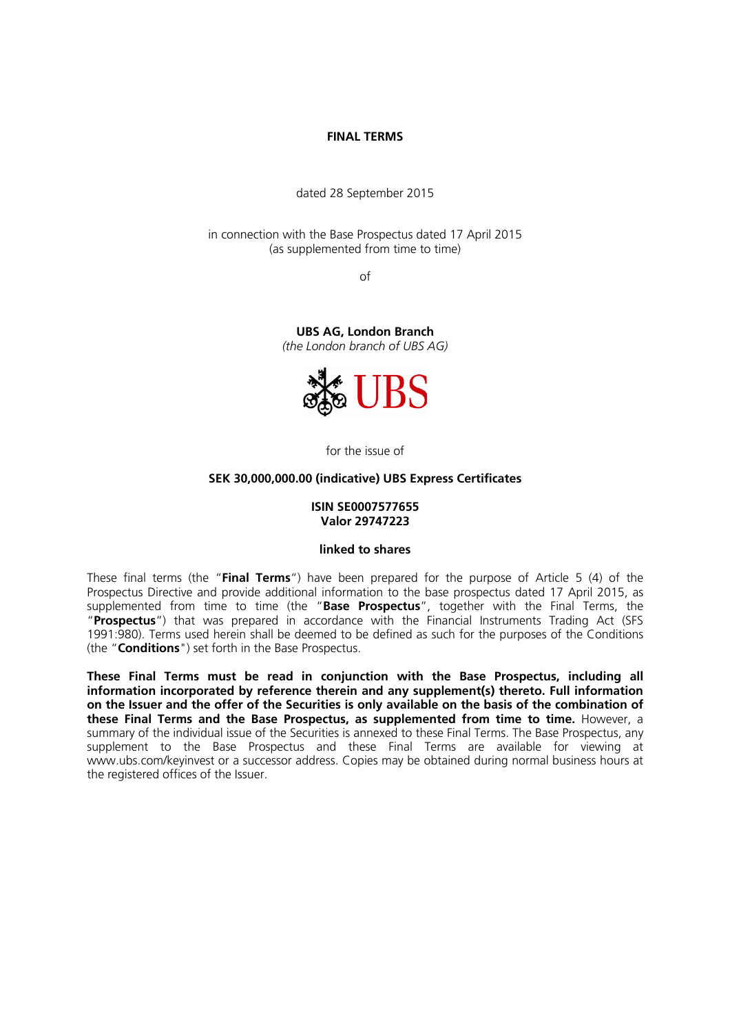# FINAL TERMS

dated 28 September 2015

in connection with the Base Prospectus dated 17 April 2015
(as supplemented from time to time)

of

**UBS AG, London Branch**
*(the London branch of UBS AG)*

UBS

for the issue of

**SEK 30,000,000.00 (indicative) UBS Express Certificates**

**ISIN SE0007577655**
**Valor 29747223**

**linked to shares**

These final terms (the "**Final Terms**") have been prepared for the purpose of Article 5 (4) of the Prospectus Directive and provide additional information to the base prospectus dated 17 April 2015, as supplemented from time to time (the "**Base Prospectus**", together with the Final Terms, the "**Prospectus**") that was prepared in accordance with the Financial Instruments Trading Act (SFS 1991:980). Terms used herein shall be deemed to be defined as such for the purposes of the Conditions (the "**Conditions**") set forth in the Base Prospectus.

**These Final Terms must be read in conjunction with the Base Prospectus, including all information incorporated by reference therein and any supplement(s) thereto. Full information on the Issuer and the offer of the Securities is only available on the basis of the combination of these Final Terms and the Base Prospectus, as supplemented from time to time.** However, a summary of the individual issue of the Securities is annexed to these Final Terms. The Base Prospectus, any supplement to the Base Prospectus and these Final Terms are available for viewing at www.ubs.com/keyinvest or a successor address. Copies may be obtained during normal business hours at the registered offices of the Issuer.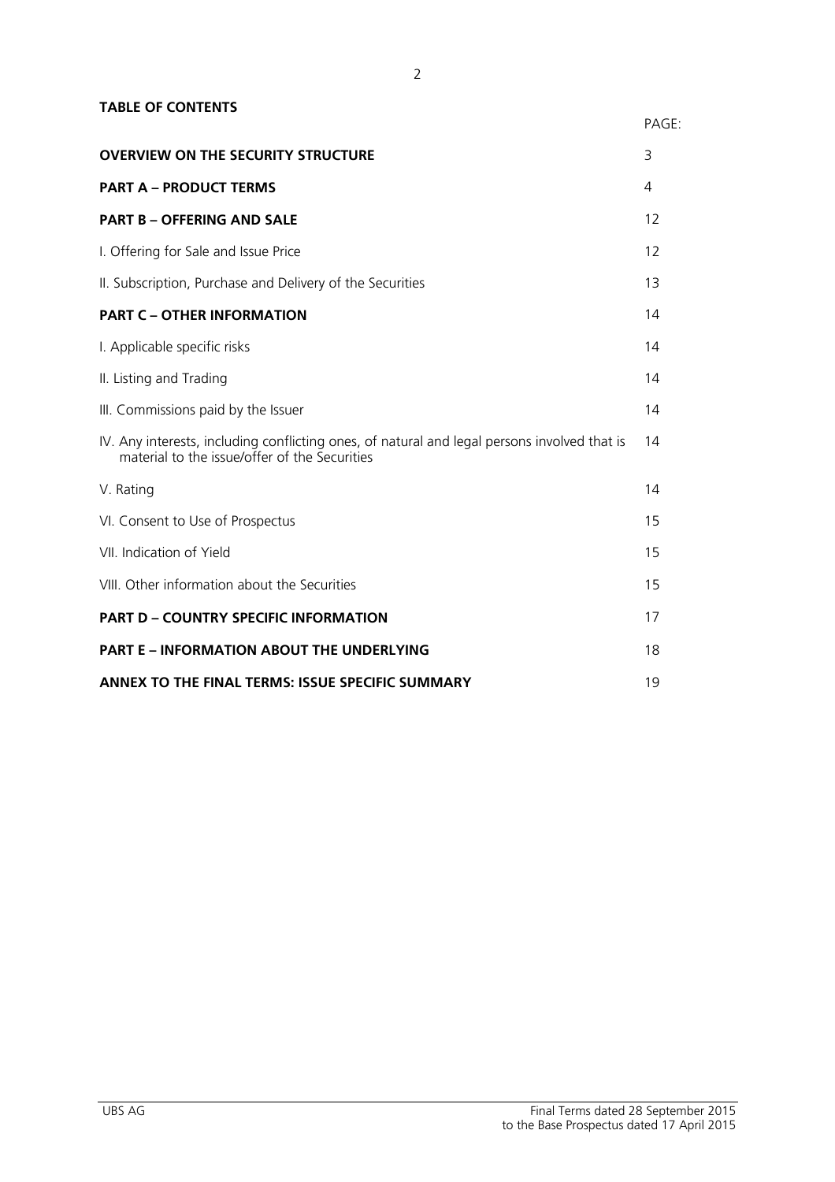**TABLE OF CONTENTS**

| | PAGE: |
|---|---|
| **OVERVIEW ON THE SECURITY STRUCTURE** | 3 |
| **PART A – PRODUCT TERMS** | 4 |
| **PART B – OFFERING AND SALE** | 12 |
| I. Offering for Sale and Issue Price | 12 |
| II. Subscription, Purchase and Delivery of the Securities | 13 |
| **PART C – OTHER INFORMATION** | 14 |
| I. Applicable specific risks | 14 |
| II. Listing and Trading | 14 |
| III. Commissions paid by the Issuer | 14 |
| IV. Any interests, including conflicting ones, of natural and legal persons involved that is material to the issue/offer of the Securities | 14 |
| V. Rating | 14 |
| VI. Consent to Use of Prospectus | 15 |
| VII. Indication of Yield | 15 |
| VIII. Other information about the Securities | 15 |
| **PART D – COUNTRY SPECIFIC INFORMATION** | 17 |
| **PART E – INFORMATION ABOUT THE UNDERLYING** | 18 |
| **ANNEX TO THE FINAL TERMS: ISSUE SPECIFIC SUMMARY** | 19 |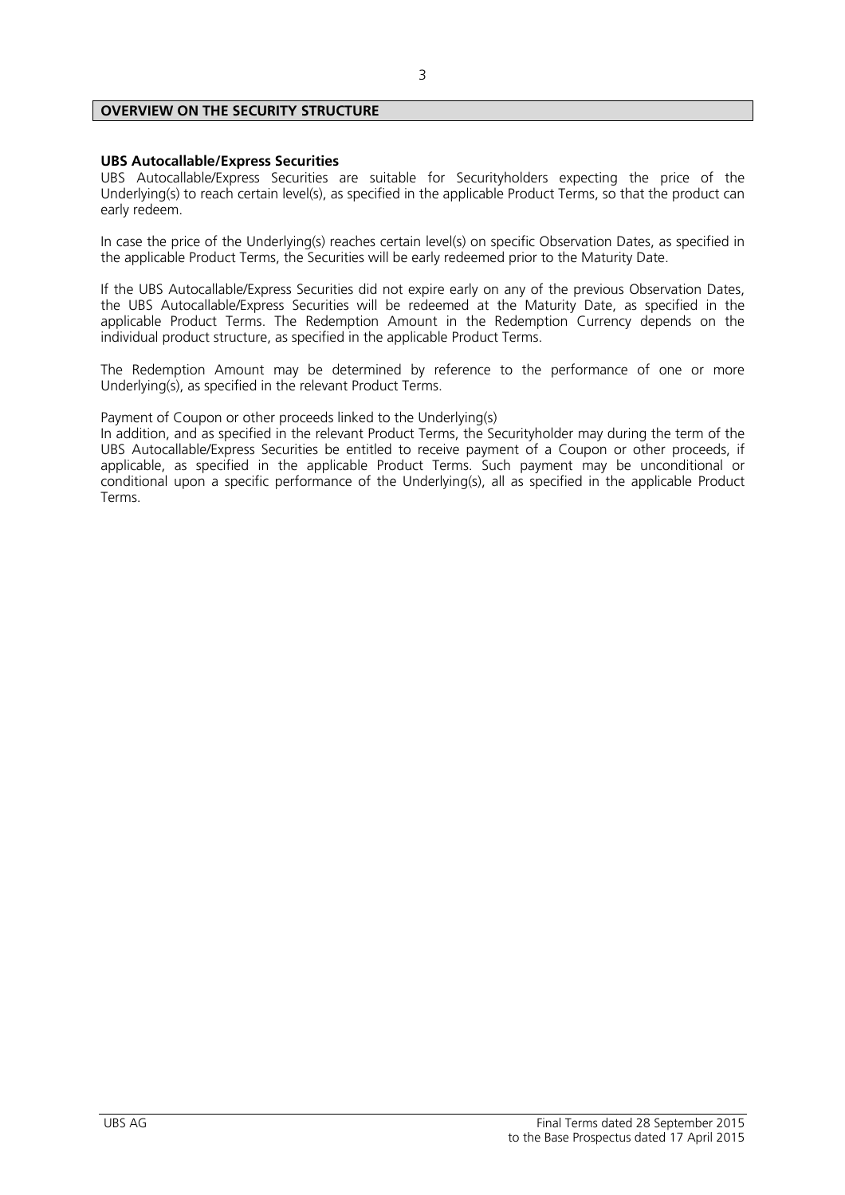## OVERVIEW ON THE SECURITY STRUCTURE

**UBS Autocallable/Express Securities**

UBS Autocallable/Express Securities are suitable for Securityholders expecting the price of the Underlying(s) to reach certain level(s), as specified in the applicable Product Terms, so that the product can early redeem.

In case the price of the Underlying(s) reaches certain level(s) on specific Observation Dates, as specified in the applicable Product Terms, the Securities will be early redeemed prior to the Maturity Date.

If the UBS Autocallable/Express Securities did not expire early on any of the previous Observation Dates, the UBS Autocallable/Express Securities will be redeemed at the Maturity Date, as specified in the applicable Product Terms. The Redemption Amount in the Redemption Currency depends on the individual product structure, as specified in the applicable Product Terms.

The Redemption Amount may be determined by reference to the performance of one or more Underlying(s), as specified in the relevant Product Terms.

Payment of Coupon or other proceeds linked to the Underlying(s)

In addition, and as specified in the relevant Product Terms, the Securityholder may during the term of the UBS Autocallable/Express Securities be entitled to receive payment of a Coupon or other proceeds, if applicable, as specified in the applicable Product Terms. Such payment may be unconditional or conditional upon a specific performance of the Underlying(s), all as specified in the applicable Product Terms.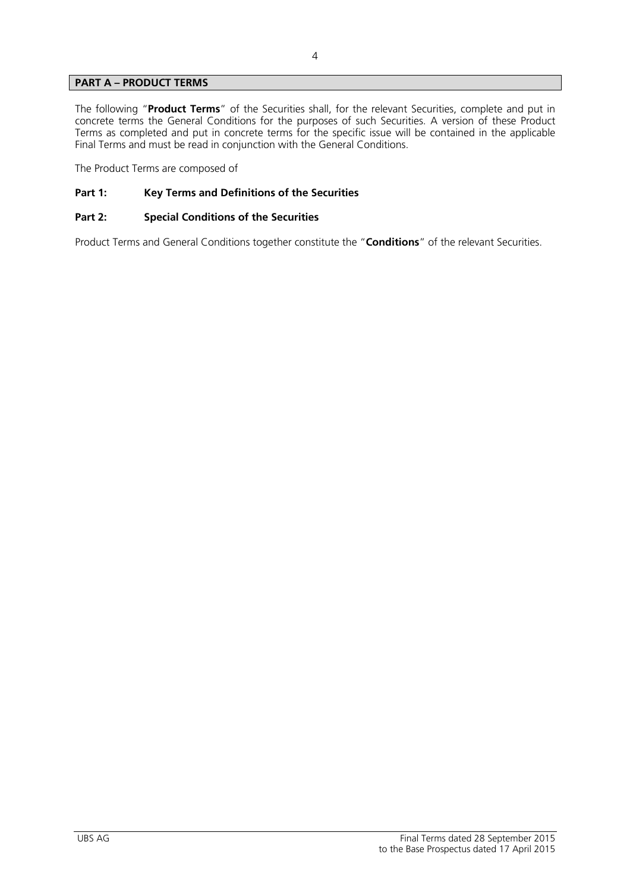## PART A – PRODUCT TERMS

The following "**Product Terms**" of the Securities shall, for the relevant Securities, complete and put in concrete terms the General Conditions for the purposes of such Securities. A version of these Product Terms as completed and put in concrete terms for the specific issue will be contained in the applicable Final Terms and must be read in conjunction with the General Conditions.

The Product Terms are composed of

**Part 1: Key Terms and Definitions of the Securities**

**Part 2: Special Conditions of the Securities**

Product Terms and General Conditions together constitute the "**Conditions**" of the relevant Securities.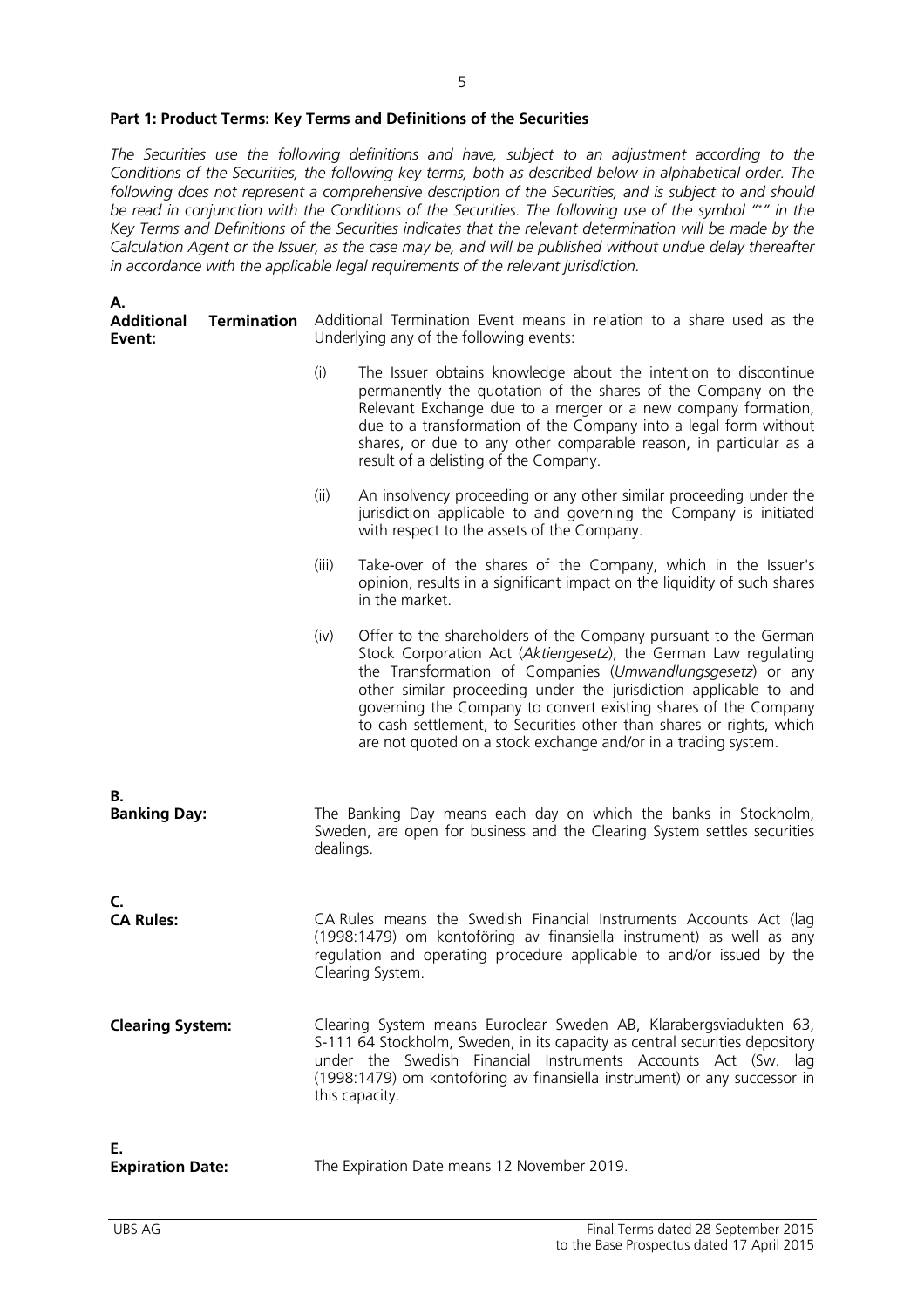**Part 1: Product Terms: Key Terms and Definitions of the Securities**

*The Securities use the following definitions and have, subject to an adjustment according to the Conditions of the Securities, the following key terms, both as described below in alphabetical order. The following does not represent a comprehensive description of the Securities, and is subject to and should be read in conjunction with the Conditions of the Securities. The following use of the symbol "\*" in the Key Terms and Definitions of the Securities indicates that the relevant determination will be made by the Calculation Agent or the Issuer, as the case may be, and will be published without undue delay thereafter in accordance with the applicable legal requirements of the relevant jurisdiction.*

**A.**

| | |
|---|---|
| **Additional Termination Event:** | Additional Termination Event means in relation to a share used as the Underlying any of the following events:<br><br>(i) The Issuer obtains knowledge about the intention to discontinue permanently the quotation of the shares of the Company on the Relevant Exchange due to a merger or a new company formation, due to a transformation of the Company into a legal form without shares, or due to any other comparable reason, in particular as a result of a delisting of the Company.<br><br>(ii) An insolvency proceeding or any other similar proceeding under the jurisdiction applicable to and governing the Company is initiated with respect to the assets of the Company.<br><br>(iii) Take-over of the shares of the Company, which in the Issuer's opinion, results in a significant impact on the liquidity of such shares in the market.<br><br>(iv) Offer to the shareholders of the Company pursuant to the German Stock Corporation Act (*Aktiengesetz*), the German Law regulating the Transformation of Companies (*Umwandlungsgesetz*) or any other similar proceeding under the jurisdiction applicable to and governing the Company to convert existing shares of the Company to cash settlement, to Securities other than shares or rights, which are not quoted on a stock exchange and/or in a trading system. |

**B.**

| | |
|---|---|
| **Banking Day:** | The Banking Day means each day on which the banks in Stockholm, Sweden, are open for business and the Clearing System settles securities dealings. |

**C.**

| | |
|---|---|
| **CA Rules:** | CA Rules means the Swedish Financial Instruments Accounts Act (lag (1998:1479) om kontoföring av finansiella instrument) as well as any regulation and operating procedure applicable to and/or issued by the Clearing System. |
| **Clearing System:** | Clearing System means Euroclear Sweden AB, Klarabergsviadukten 63, S-111 64 Stockholm, Sweden, in its capacity as central securities depository under the Swedish Financial Instruments Accounts Act (Sw. lag (1998:1479) om kontoföring av finansiella instrument) or any successor in this capacity. |

**E.**

| | |
|---|---|
| **Expiration Date:** | The Expiration Date means 12 November 2019. |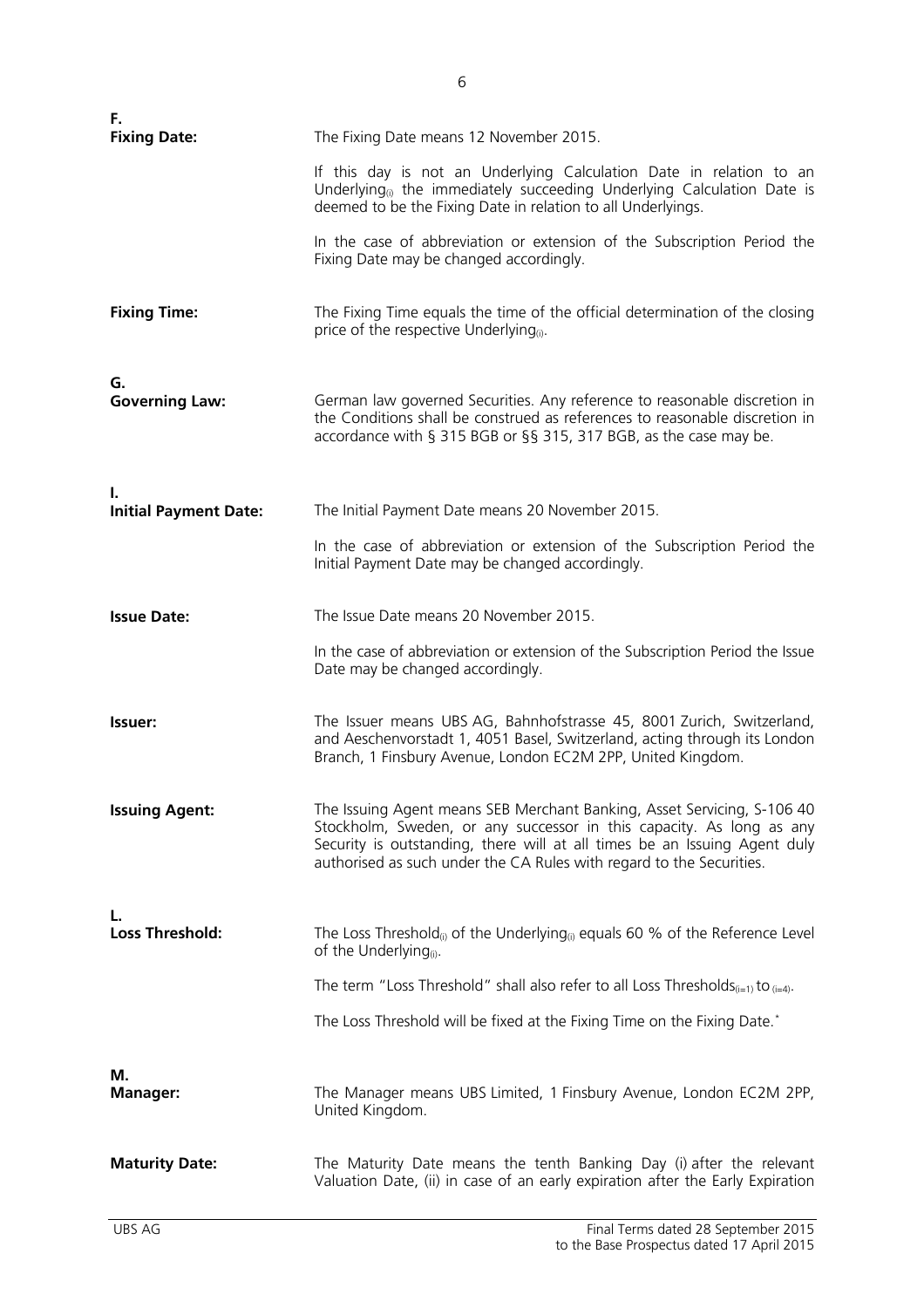**F.**

**Fixing Date:** The Fixing Date means 12 November 2015.

If this day is not an Underlying Calculation Date in relation to an $\text{Underlying}_{(i)}$ the immediately succeeding Underlying Calculation Date is deemed to be the Fixing Date in relation to all Underlyings.

In the case of abbreviation or extension of the Subscription Period the Fixing Date may be changed accordingly.

**Fixing Time:** The Fixing Time equals the time of the official determination of the closing price of the respective $\text{Underlying}_{(i)}$.

**G.**

**Governing Law:** German law governed Securities. Any reference to reasonable discretion in the Conditions shall be construed as references to reasonable discretion in accordance with § 315 BGB or §§ 315, 317 BGB, as the case may be.

**I.**

**Initial Payment Date:** The Initial Payment Date means 20 November 2015.

In the case of abbreviation or extension of the Subscription Period the Initial Payment Date may be changed accordingly.

**Issue Date:** The Issue Date means 20 November 2015.

In the case of abbreviation or extension of the Subscription Period the Issue Date may be changed accordingly.

**Issuer:** The Issuer means UBS AG, Bahnhofstrasse 45, 8001 Zurich, Switzerland, and Aeschenvorstadt 1, 4051 Basel, Switzerland, acting through its London Branch, 1 Finsbury Avenue, London EC2M 2PP, United Kingdom.

**Issuing Agent:** The Issuing Agent means SEB Merchant Banking, Asset Servicing, S-106 40 Stockholm, Sweden, or any successor in this capacity. As long as any Security is outstanding, there will at all times be an Issuing Agent duly authorised as such under the CA Rules with regard to the Securities.

**L.**

**Loss Threshold:** The $\text{Loss Threshold}_{(i)}$ of the $\text{Underlying}_{(i)}$ equals 60 % of the Reference Level of the $\text{Underlying}_{(i)}$.

The term "Loss Threshold" shall also refer to all $\text{Loss Thresholds}_{(i=1)}$ to $_{(i=4)}$.

The Loss Threshold will be fixed at the Fixing Time on the Fixing Date.*

**M.**

**Manager:** The Manager means UBS Limited, 1 Finsbury Avenue, London EC2M 2PP, United Kingdom.

**Maturity Date:** The Maturity Date means the tenth Banking Day (i) after the relevant Valuation Date, (ii) in case of an early expiration after the Early Expiration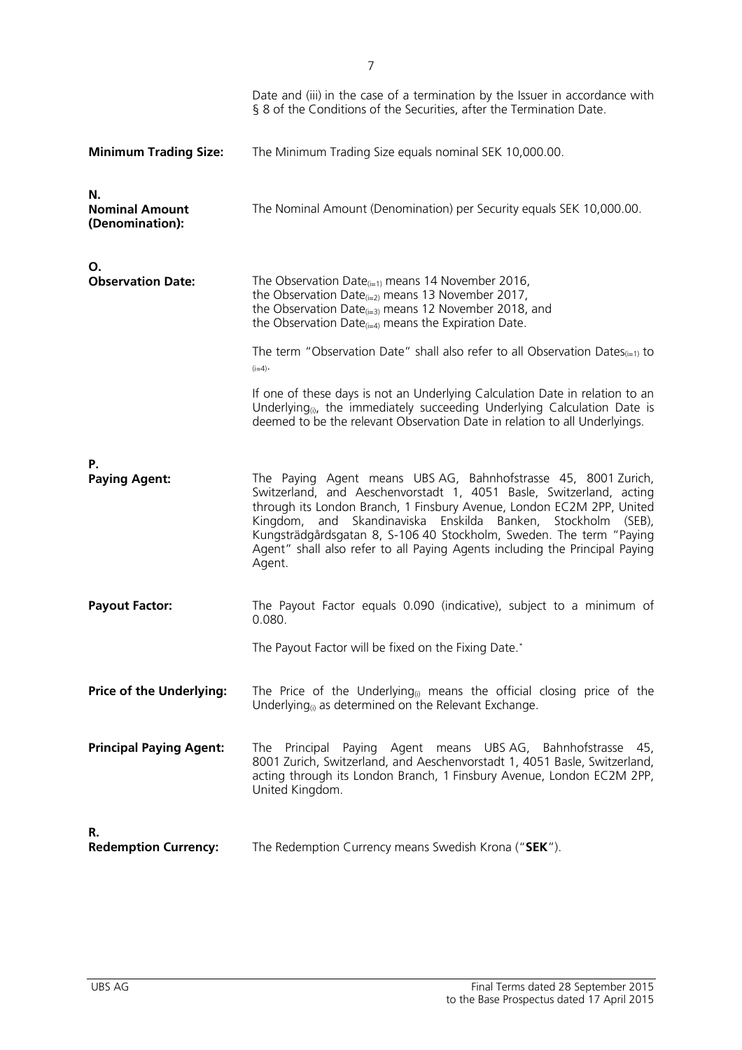Date and (iii) in the case of a termination by the Issuer in accordance with § 8 of the Conditions of the Securities, after the Termination Date.

| | |
|---|---|
| **Minimum Trading Size:** | The Minimum Trading Size equals nominal SEK 10,000.00. |
| **N.** | |
| **Nominal Amount (Denomination):** | The Nominal Amount (Denomination) per Security equals SEK 10,000.00. |
| **O.** | |
| **Observation Date:** | The Observation Date$_{(i=1)}$ means 14 November 2016, the Observation Date$_{(i=2)}$ means 13 November 2017, the Observation Date$_{(i=3)}$ means 12 November 2018, and the Observation Date$_{(i=4)}$ means the Expiration Date.<br><br>The term "Observation Date" shall also refer to all Observation Dates$_{(i=1)}$ to $_{(i=4)}$.<br><br>If one of these days is not an Underlying Calculation Date in relation to an Underlying$_{(i)}$, the immediately succeeding Underlying Calculation Date is deemed to be the relevant Observation Date in relation to all Underlyings. |
| **P.** | |
| **Paying Agent:** | The Paying Agent means UBS AG, Bahnhofstrasse 45, 8001 Zurich, Switzerland, and Aeschenvorstadt 1, 4051 Basle, Switzerland, acting through its London Branch, 1 Finsbury Avenue, London EC2M 2PP, United Kingdom, and Skandinaviska Enskilda Banken, Stockholm (SEB), Kungsträdgårdsgatan 8, S-106 40 Stockholm, Sweden. The term "Paying Agent" shall also refer to all Paying Agents including the Principal Paying Agent. |
| **Payout Factor:** | The Payout Factor equals 0.090 (indicative), subject to a minimum of 0.080.<br><br>The Payout Factor will be fixed on the Fixing Date.* |
| **Price of the Underlying:** | The Price of the Underlying$_{(i)}$ means the official closing price of the Underlying$_{(i)}$ as determined on the Relevant Exchange. |
| **Principal Paying Agent:** | The Principal Paying Agent means UBS AG, Bahnhofstrasse 45, 8001 Zurich, Switzerland, and Aeschenvorstadt 1, 4051 Basle, Switzerland, acting through its London Branch, 1 Finsbury Avenue, London EC2M 2PP, United Kingdom. |
| **R.** | |
| **Redemption Currency:** | The Redemption Currency means Swedish Krona ("**SEK**"). |

UBS AG — Final Terms dated 28 September 2015 to the Base Prospectus dated 17 April 2015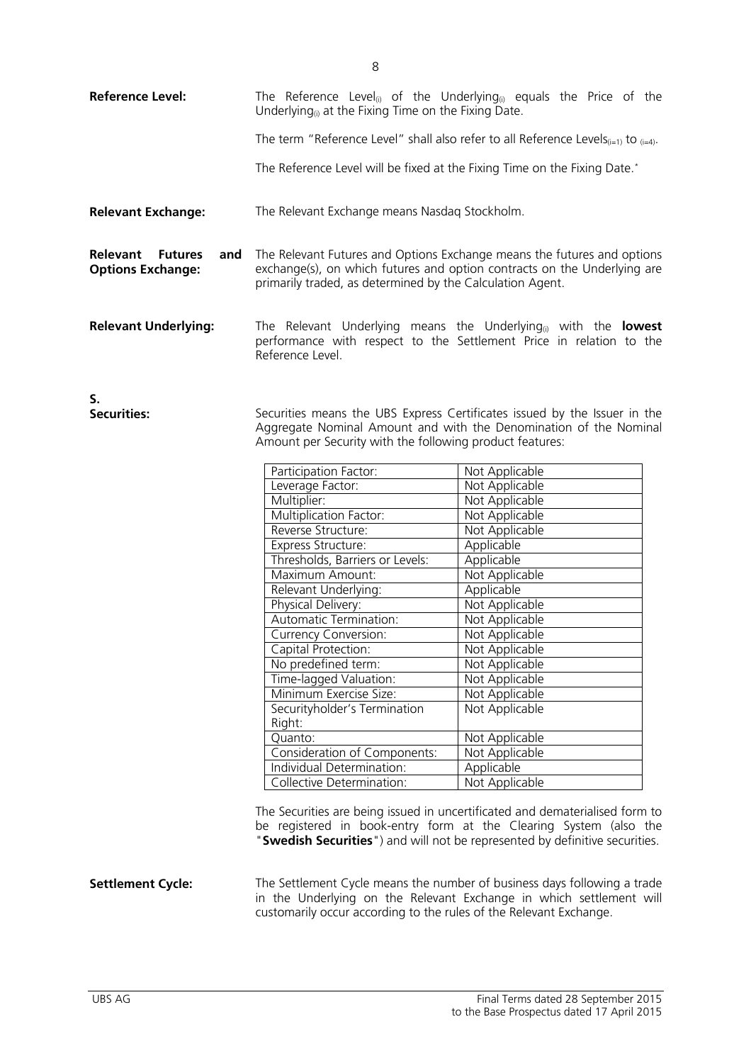**Reference Level:** The Reference $Level_{(i)}$ of the $Underlying_{(i)}$ equals the Price of the $Underlying_{(i)}$ at the Fixing Time on the Fixing Date.

The term "Reference Level" shall also refer to all Reference $Levels_{(i=1)}$ to $_{(i=4)}$.

The Reference Level will be fixed at the Fixing Time on the Fixing Date.*

**Relevant Exchange:** The Relevant Exchange means Nasdaq Stockholm.

**Relevant Futures and Options Exchange:** The Relevant Futures and Options Exchange means the futures and options exchange(s), on which futures and option contracts on the Underlying are primarily traded, as determined by the Calculation Agent.

**Relevant Underlying:** The Relevant Underlying means the $Underlying_{(i)}$ with the **lowest** performance with respect to the Settlement Price in relation to the Reference Level.

**S.**

**Securities:** Securities means the UBS Express Certificates issued by the Issuer in the Aggregate Nominal Amount and with the Denomination of the Nominal Amount per Security with the following product features:

| | |
|---|---|
| Participation Factor: | Not Applicable |
| Leverage Factor: | Not Applicable |
| Multiplier: | Not Applicable |
| Multiplication Factor: | Not Applicable |
| Reverse Structure: | Not Applicable |
| Express Structure: | Applicable |
| Thresholds, Barriers or Levels: | Applicable |
| Maximum Amount: | Not Applicable |
| Relevant Underlying: | Applicable |
| Physical Delivery: | Not Applicable |
| Automatic Termination: | Not Applicable |
| Currency Conversion: | Not Applicable |
| Capital Protection: | Not Applicable |
| No predefined term: | Not Applicable |
| Time-lagged Valuation: | Not Applicable |
| Minimum Exercise Size: | Not Applicable |
| Securityholder's Termination Right: | Not Applicable |
| Quanto: | Not Applicable |
| Consideration of Components: | Not Applicable |
| Individual Determination: | Applicable |
| Collective Determination: | Not Applicable |

The Securities are being issued in uncertificated and dematerialised form to be registered in book-entry form at the Clearing System (also the "**Swedish Securities**") and will not be represented by definitive securities.

**Settlement Cycle:** The Settlement Cycle means the number of business days following a trade in the Underlying on the Relevant Exchange in which settlement will customarily occur according to the rules of the Relevant Exchange.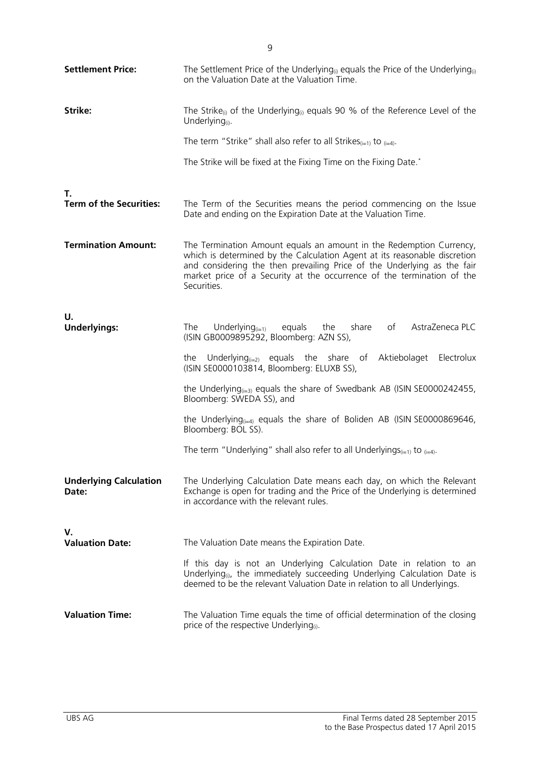**Settlement Price:** The Settlement Price of the $\text{Underlying}_{(i)}$ equals the Price of the $\text{Underlying}_{(i)}$ on the Valuation Date at the Valuation Time.

**Strike:** The $\text{Strike}_{(i)}$ of the $\text{Underlying}_{(i)}$ equals 90 % of the Reference Level of the $\text{Underlying}_{(i)}$.

The term "Strike" shall also refer to all $\text{Strikes}_{(i=1)}$ to $_{(i=4)}$.

The Strike will be fixed at the Fixing Time on the Fixing Date.*

**T.**

**Term of the Securities:** The Term of the Securities means the period commencing on the Issue Date and ending on the Expiration Date at the Valuation Time.

**Termination Amount:** The Termination Amount equals an amount in the Redemption Currency, which is determined by the Calculation Agent at its reasonable discretion and considering the then prevailing Price of the Underlying as the fair market price of a Security at the occurrence of the termination of the Securities.

**U.**

**Underlyings:** The $\text{Underlying}_{(i=1)}$ equals the share of AstraZeneca PLC (ISIN GB0009895292, Bloomberg: AZN SS),

the $\text{Underlying}_{(i=2)}$ equals the share of Aktiebolaget Electrolux (ISIN SE0000103814, Bloomberg: ELUXB SS),

the $\text{Underlying}_{(i=3)}$ equals the share of Swedbank AB (ISIN SE0000242455, Bloomberg: SWEDA SS), and

the $\text{Underlying}_{(i=4)}$ equals the share of Boliden AB (ISIN SE0000869646, Bloomberg: BOL SS).

The term "Underlying" shall also refer to all $\text{Underlyings}_{(i=1)}$ to $_{(i=4)}$.

**Underlying Calculation Date:** The Underlying Calculation Date means each day, on which the Relevant Exchange is open for trading and the Price of the Underlying is determined in accordance with the relevant rules.

**V.**

**Valuation Date:** The Valuation Date means the Expiration Date.

If this day is not an Underlying Calculation Date in relation to an $\text{Underlying}_{(i)}$, the immediately succeeding Underlying Calculation Date is deemed to be the relevant Valuation Date in relation to all Underlyings.

**Valuation Time:** The Valuation Time equals the time of official determination of the closing price of the respective $\text{Underlying}_{(i)}$.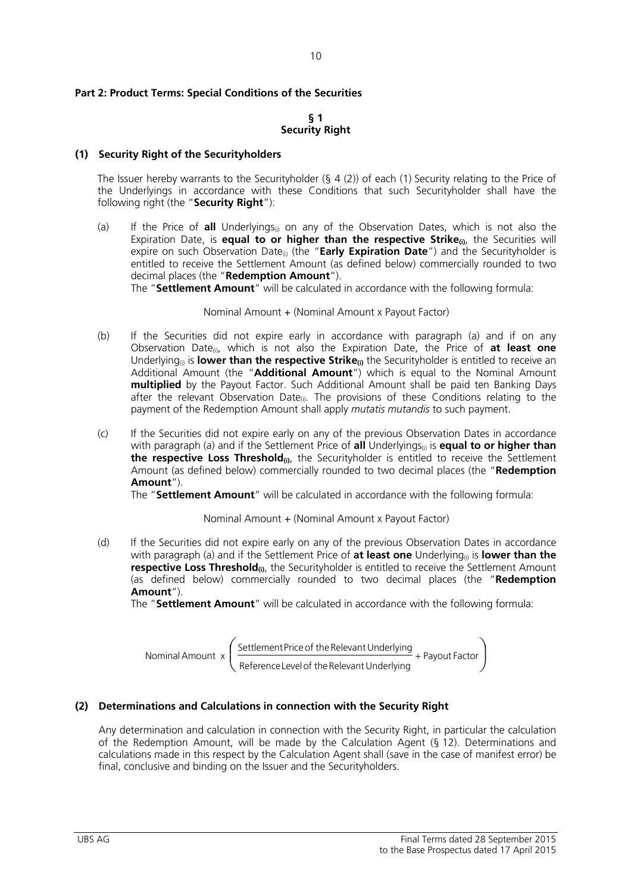## Part 2: Product Terms: Special Conditions of the Securities

### § 1
### Security Right

**(1) Security Right of the Securityholders**

The Issuer hereby warrants to the Securityholder (§ 4 (2)) of each (1) Security relating to the Price of the Underlyings in accordance with these Conditions that such Securityholder shall have the following right (the "**Security Right**"):

(a) If the Price of **all** Underlyings$_{(i)}$ on any of the Observation Dates, which is not also the Expiration Date, is **equal to or higher than the respective Strike$_{(i)}$**, the Securities will expire on such Observation Date$_{(i)}$ (the "**Early Expiration Date**") and the Securityholder is entitled to receive the Settlement Amount (as defined below) commercially rounded to two decimal places (the "**Redemption Amount**").
The "**Settlement Amount**" will be calculated in accordance with the following formula:

$$\text{Nominal Amount} + (\text{Nominal Amount} \times \text{Payout Factor})$$

(b) If the Securities did not expire early in accordance with paragraph (a) and if on any Observation Date$_{(i)}$, which is not also the Expiration Date, the Price of **at least one** Underlying$_{(i)}$ is **lower than the respective Strike$_{(i)}$** the Securityholder is entitled to receive an Additional Amount (the "**Additional Amount**") which is equal to the Nominal Amount **multiplied** by the Payout Factor. Such Additional Amount shall be paid ten Banking Days after the relevant Observation Date$_{(i)}$. The provisions of these Conditions relating to the payment of the Redemption Amount shall apply *mutatis mutandis* to such payment.

(c) If the Securities did not expire early on any of the previous Observation Dates in accordance with paragraph (a) and if the Settlement Price of **all** Underlyings$_{(i)}$ is **equal to or higher than the respective Loss Threshold$_{(i)}$**, the Securityholder is entitled to receive the Settlement Amount (as defined below) commercially rounded to two decimal places (the "**Redemption Amount**").
The "**Settlement Amount**" will be calculated in accordance with the following formula:

$$\text{Nominal Amount} + (\text{Nominal Amount} \times \text{Payout Factor})$$

(d) If the Securities did not expire early on any of the previous Observation Dates in accordance with paragraph (a) and if the Settlement Price of **at least one** Underlying$_{(i)}$ is **lower than the respective Loss Threshold$_{(i)}$**, the Securityholder is entitled to receive the Settlement Amount (as defined below) commercially rounded to two decimal places (the "**Redemption Amount**").
The "**Settlement Amount**" will be calculated in accordance with the following formula:

$$\text{Nominal Amount} \times \left( \frac{\text{Settlement Price of the Relevant Underlying}}{\text{Reference Level of the Relevant Underlying}} + \text{Payout Factor} \right)$$

**(2) Determinations and Calculations in connection with the Security Right**

Any determination and calculation in connection with the Security Right, in particular the calculation of the Redemption Amount, will be made by the Calculation Agent (§ 12). Determinations and calculations made in this respect by the Calculation Agent shall (save in the case of manifest error) be final, conclusive and binding on the Issuer and the Securityholders.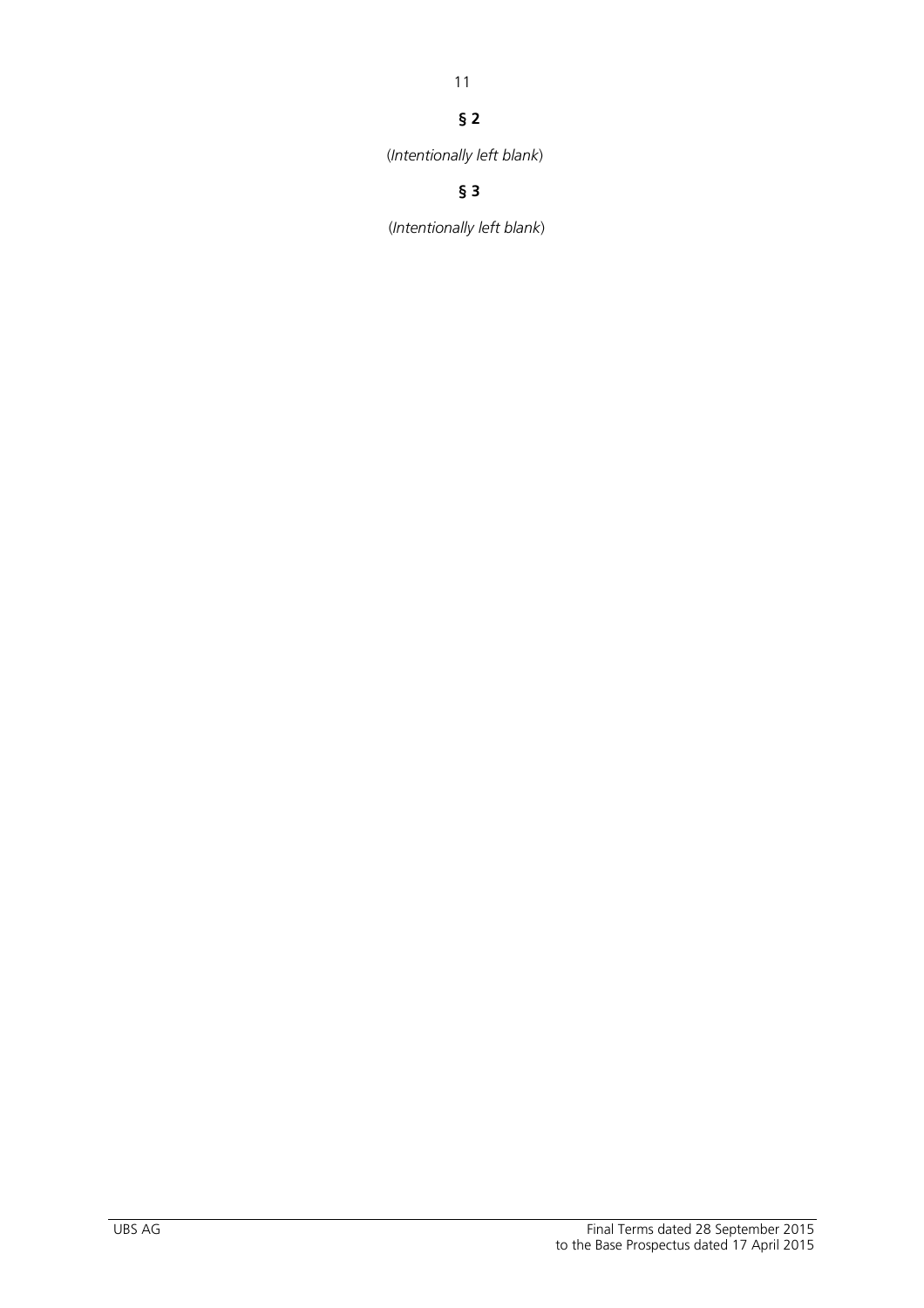**§ 2**

(*Intentionally left blank*)

**§ 3**

(*Intentionally left blank*)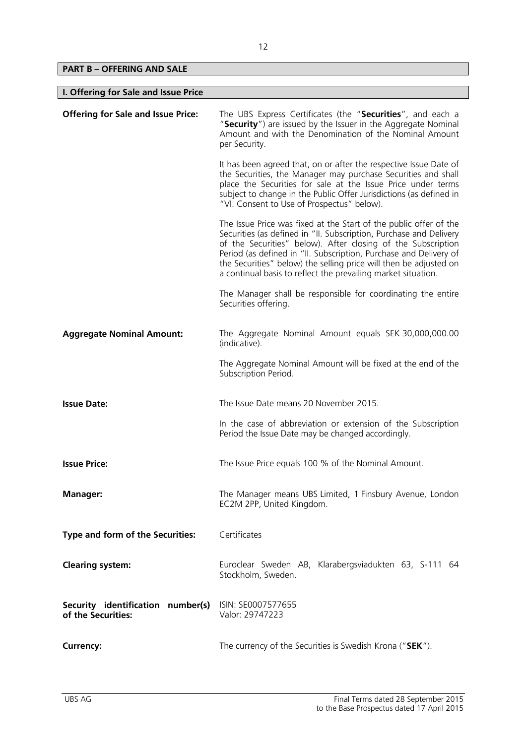## PART B – OFFERING AND SALE

### I. Offering for Sale and Issue Price

| | |
|---|---|
| **Offering for Sale and Issue Price:** | The UBS Express Certificates (the "**Securities**", and each a "**Security**") are issued by the Issuer in the Aggregate Nominal Amount and with the Denomination of the Nominal Amount per Security.<br><br>It has been agreed that, on or after the respective Issue Date of the Securities, the Manager may purchase Securities and shall place the Securities for sale at the Issue Price under terms subject to change in the Public Offer Jurisdictions (as defined in "VI. Consent to Use of Prospectus" below).<br><br>The Issue Price was fixed at the Start of the public offer of the Securities (as defined in "II. Subscription, Purchase and Delivery of the Securities" below). After closing of the Subscription Period (as defined in "II. Subscription, Purchase and Delivery of the Securities" below) the selling price will then be adjusted on a continual basis to reflect the prevailing market situation.<br><br>The Manager shall be responsible for coordinating the entire Securities offering. |
| **Aggregate Nominal Amount:** | The Aggregate Nominal Amount equals SEK 30,000,000.00 (indicative).<br><br>The Aggregate Nominal Amount will be fixed at the end of the Subscription Period. |
| **Issue Date:** | The Issue Date means 20 November 2015.<br><br>In the case of abbreviation or extension of the Subscription Period the Issue Date may be changed accordingly. |
| **Issue Price:** | The Issue Price equals 100 % of the Nominal Amount. |
| **Manager:** | The Manager means UBS Limited, 1 Finsbury Avenue, London EC2M 2PP, United Kingdom. |
| **Type and form of the Securities:** | Certificates |
| **Clearing system:** | Euroclear Sweden AB, Klarabergsviadukten 63, S-111 64 Stockholm, Sweden. |
| **Security identification number(s) of the Securities:** | ISIN: SE0007577655<br>Valor: 29747223 |
| **Currency:** | The currency of the Securities is Swedish Krona ("**SEK**"). |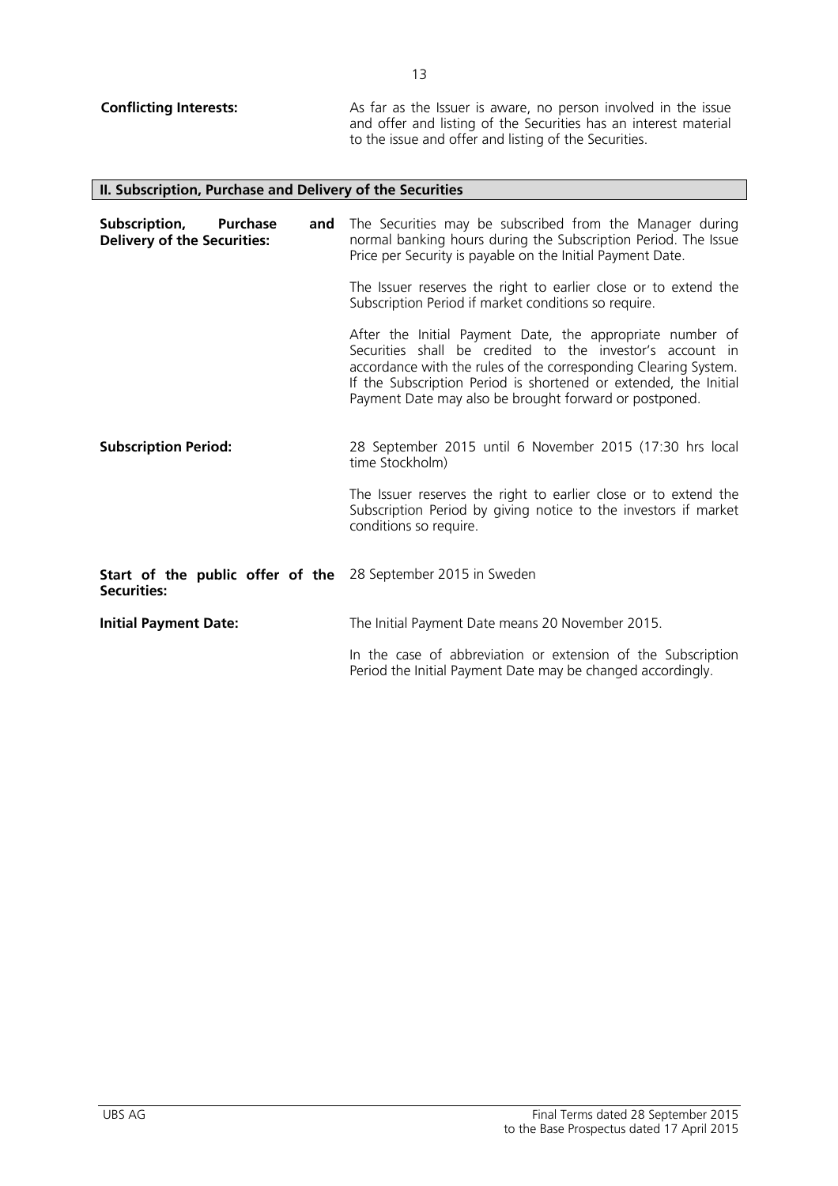**Conflicting Interests:** As far as the Issuer is aware, no person involved in the issue and offer and listing of the Securities has an interest material to the issue and offer and listing of the Securities.

## II. Subscription, Purchase and Delivery of the Securities

**Subscription, Purchase and Delivery of the Securities:** The Securities may be subscribed from the Manager during normal banking hours during the Subscription Period. The Issue Price per Security is payable on the Initial Payment Date.

The Issuer reserves the right to earlier close or to extend the Subscription Period if market conditions so require.

After the Initial Payment Date, the appropriate number of Securities shall be credited to the investor's account in accordance with the rules of the corresponding Clearing System. If the Subscription Period is shortened or extended, the Initial Payment Date may also be brought forward or postponed.

**Subscription Period:** 28 September 2015 until 6 November 2015 (17:30 hrs local time Stockholm)

The Issuer reserves the right to earlier close or to extend the Subscription Period by giving notice to the investors if market conditions so require.

**Start of the public offer of the Securities:** 28 September 2015 in Sweden

**Initial Payment Date:** The Initial Payment Date means 20 November 2015.

In the case of abbreviation or extension of the Subscription Period the Initial Payment Date may be changed accordingly.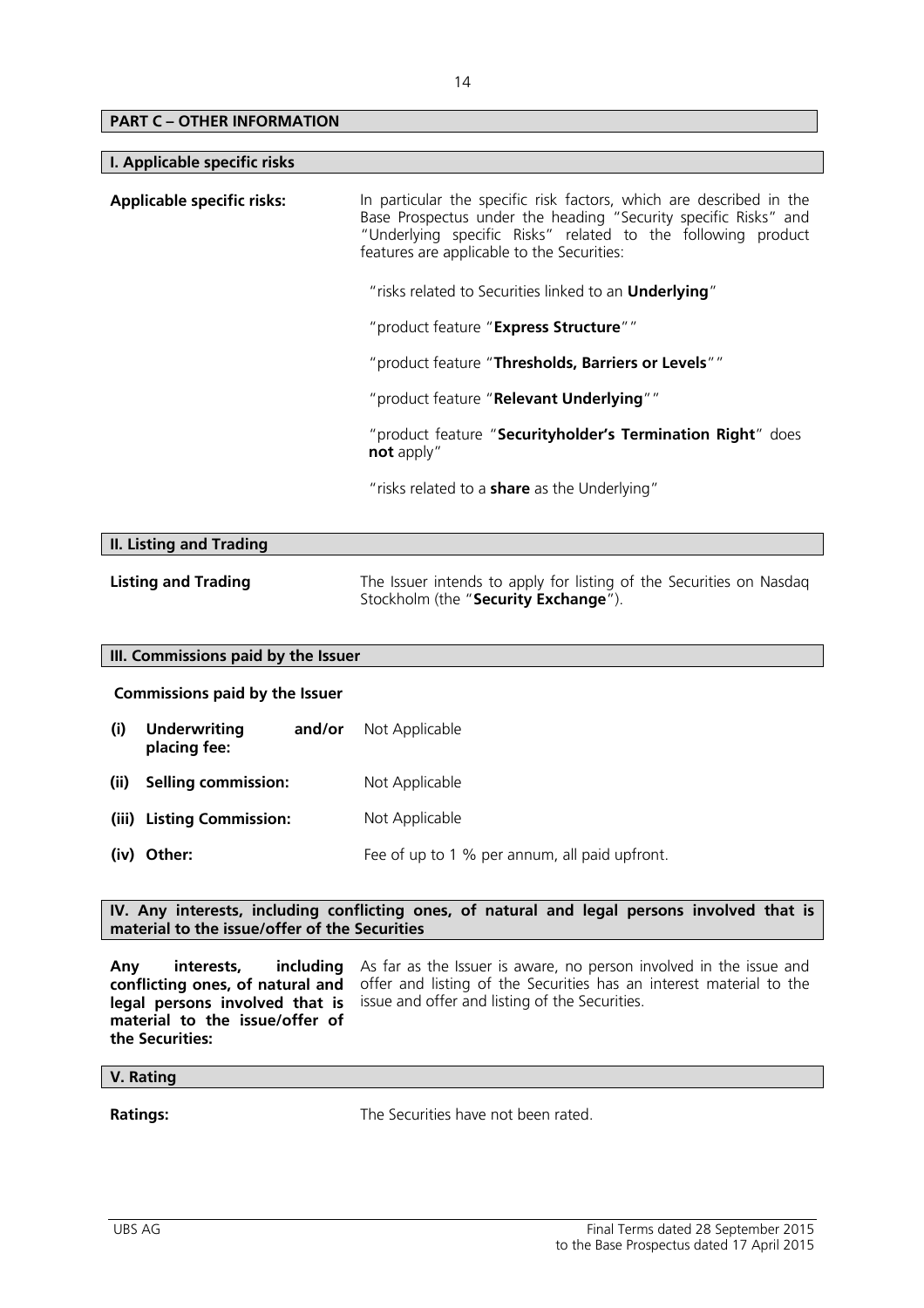## PART C – OTHER INFORMATION

### I. Applicable specific risks

**Applicable specific risks:** In particular the specific risk factors, which are described in the Base Prospectus under the heading "Security specific Risks" and "Underlying specific Risks" related to the following product features are applicable to the Securities:

"risks related to Securities linked to an **Underlying**"

"product feature "**Express Structure**""

"product feature "**Thresholds, Barriers or Levels**""

"product feature "**Relevant Underlying**""

"product feature "**Securityholder's Termination Right**" does **not** apply"

"risks related to a **share** as the Underlying"

### II. Listing and Trading

**Listing and Trading** The Issuer intends to apply for listing of the Securities on Nasdaq Stockholm (the "**Security Exchange**").

### III. Commissions paid by the Issuer

**Commissions paid by the Issuer**

| | | |
|---|---|---|
| **(i)** | **Underwriting and/or placing fee:** | Not Applicable |
| **(ii)** | **Selling commission:** | Not Applicable |
| **(iii)** | **Listing Commission:** | Not Applicable |
| **(iv)** | **Other:** | Fee of up to 1 % per annum, all paid upfront. |

### IV. Any interests, including conflicting ones, of natural and legal persons involved that is material to the issue/offer of the Securities

**Any interests, including conflicting ones, of natural and legal persons involved that is material to the issue/offer of the Securities:** As far as the Issuer is aware, no person involved in the issue and offer and listing of the Securities has an interest material to the issue and offer and listing of the Securities.

### V. Rating

**Ratings:** The Securities have not been rated.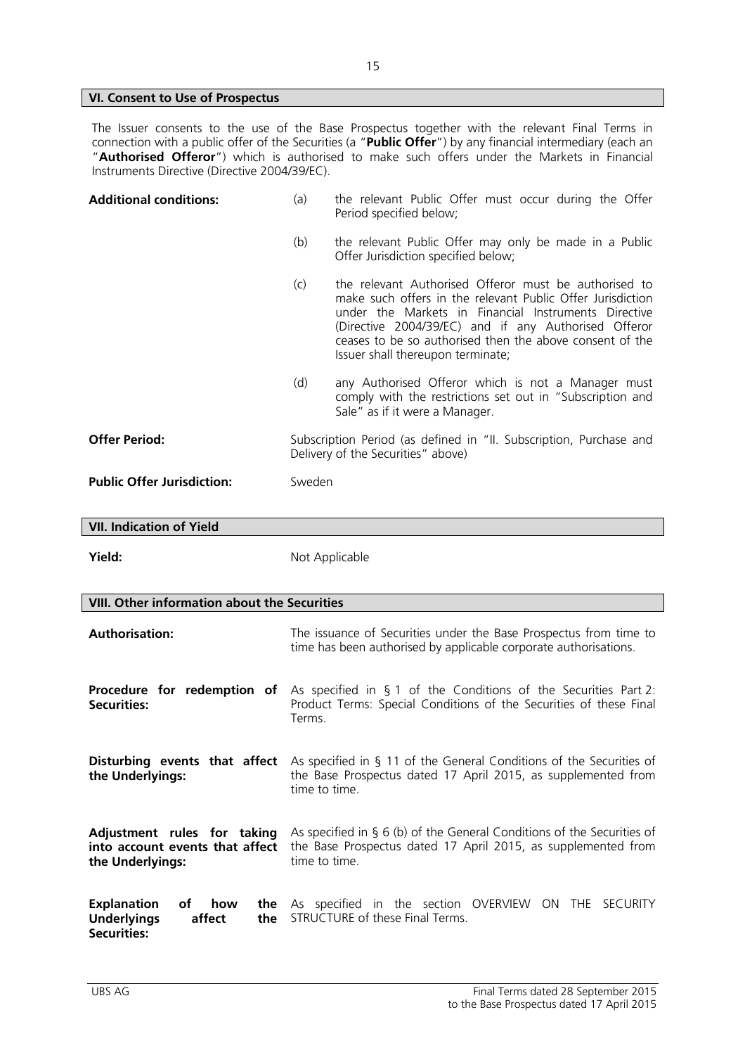## VI. Consent to Use of Prospectus

The Issuer consents to the use of the Base Prospectus together with the relevant Final Terms in connection with a public offer of the Securities (a "**Public Offer**") by any financial intermediary (each an "**Authorised Offeror**") which is authorised to make such offers under the Markets in Financial Instruments Directive (Directive 2004/39/EC).

| | |
|---|---|
| **Additional conditions:** | (a) the relevant Public Offer must occur during the Offer Period specified below;<br><br>(b) the relevant Public Offer may only be made in a Public Offer Jurisdiction specified below;<br><br>(c) the relevant Authorised Offeror must be authorised to make such offers in the relevant Public Offer Jurisdiction under the Markets in Financial Instruments Directive (Directive 2004/39/EC) and if any Authorised Offeror ceases to be so authorised then the above consent of the Issuer shall thereupon terminate;<br><br>(d) any Authorised Offeror which is not a Manager must comply with the restrictions set out in "Subscription and Sale" as if it were a Manager. |
| **Offer Period:** | Subscription Period (as defined in "II. Subscription, Purchase and Delivery of the Securities" above) |
| **Public Offer Jurisdiction:** | Sweden |

## VII. Indication of Yield

| | |
|---|---|
| **Yield:** | Not Applicable |

## VIII. Other information about the Securities

| | |
|---|---|
| **Authorisation:** | The issuance of Securities under the Base Prospectus from time to time has been authorised by applicable corporate authorisations. |
| **Procedure for redemption of Securities:** | As specified in § 1 of the Conditions of the Securities Part 2: Product Terms: Special Conditions of the Securities of these Final Terms. |
| **Disturbing events that affect the Underlyings:** | As specified in § 11 of the General Conditions of the Securities of the Base Prospectus dated 17 April 2015, as supplemented from time to time. |
| **Adjustment rules for taking into account events that affect the Underlyings:** | As specified in § 6 (b) of the General Conditions of the Securities of the Base Prospectus dated 17 April 2015, as supplemented from time to time. |
| **Explanation of how the Underlyings affect the Securities:** | As specified in the section OVERVIEW ON THE SECURITY STRUCTURE of these Final Terms. |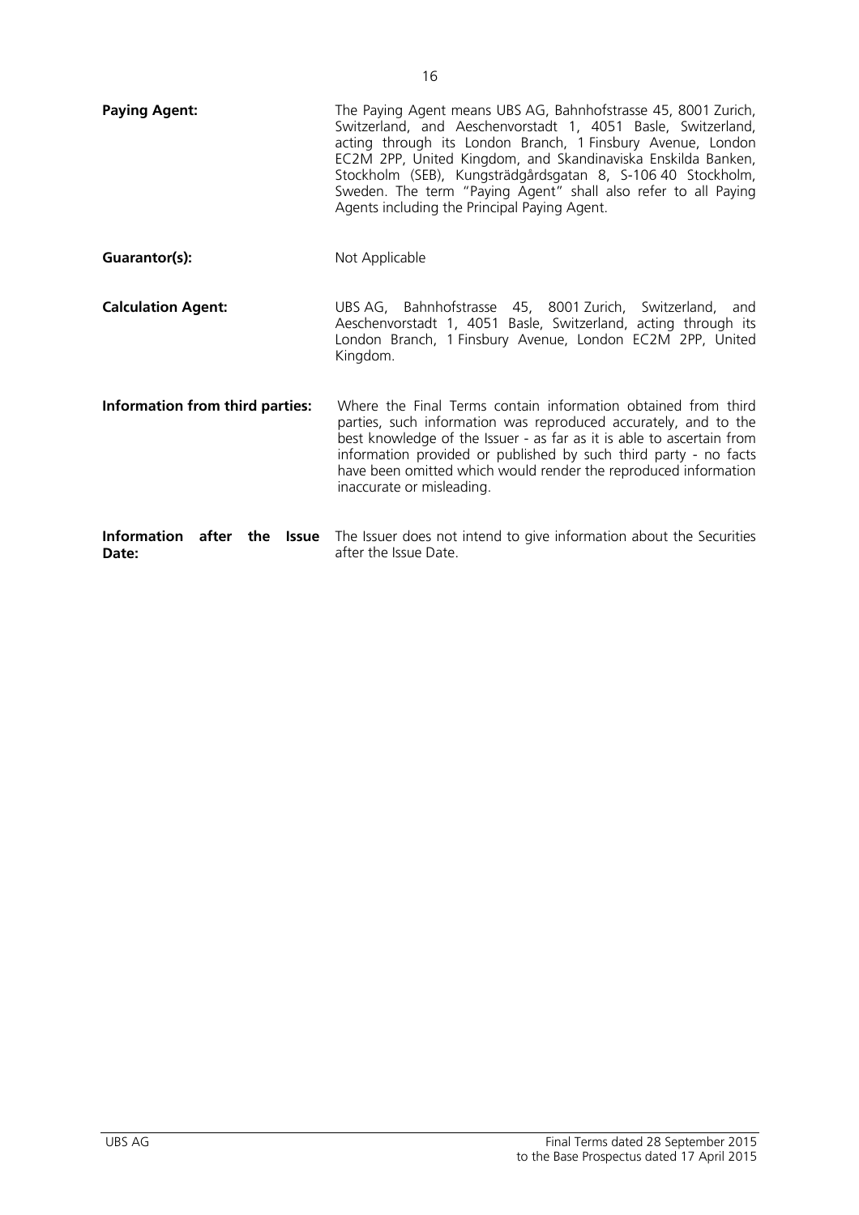**Paying Agent:** The Paying Agent means UBS AG, Bahnhofstrasse 45, 8001 Zurich, Switzerland, and Aeschenvorstadt 1, 4051 Basle, Switzerland, acting through its London Branch, 1 Finsbury Avenue, London EC2M 2PP, United Kingdom, and Skandinaviska Enskilda Banken, Stockholm (SEB), Kungsträdgårdsgatan 8, S-106 40 Stockholm, Sweden. The term "Paying Agent" shall also refer to all Paying Agents including the Principal Paying Agent.

**Guarantor(s):** Not Applicable

**Calculation Agent:** UBS AG, Bahnhofstrasse 45, 8001 Zurich, Switzerland, and Aeschenvorstadt 1, 4051 Basle, Switzerland, acting through its London Branch, 1 Finsbury Avenue, London EC2M 2PP, United Kingdom.

**Information from third parties:** Where the Final Terms contain information obtained from third parties, such information was reproduced accurately, and to the best knowledge of the Issuer - as far as it is able to ascertain from information provided or published by such third party - no facts have been omitted which would render the reproduced information inaccurate or misleading.

**Information after the Issue Date:** The Issuer does not intend to give information about the Securities after the Issue Date.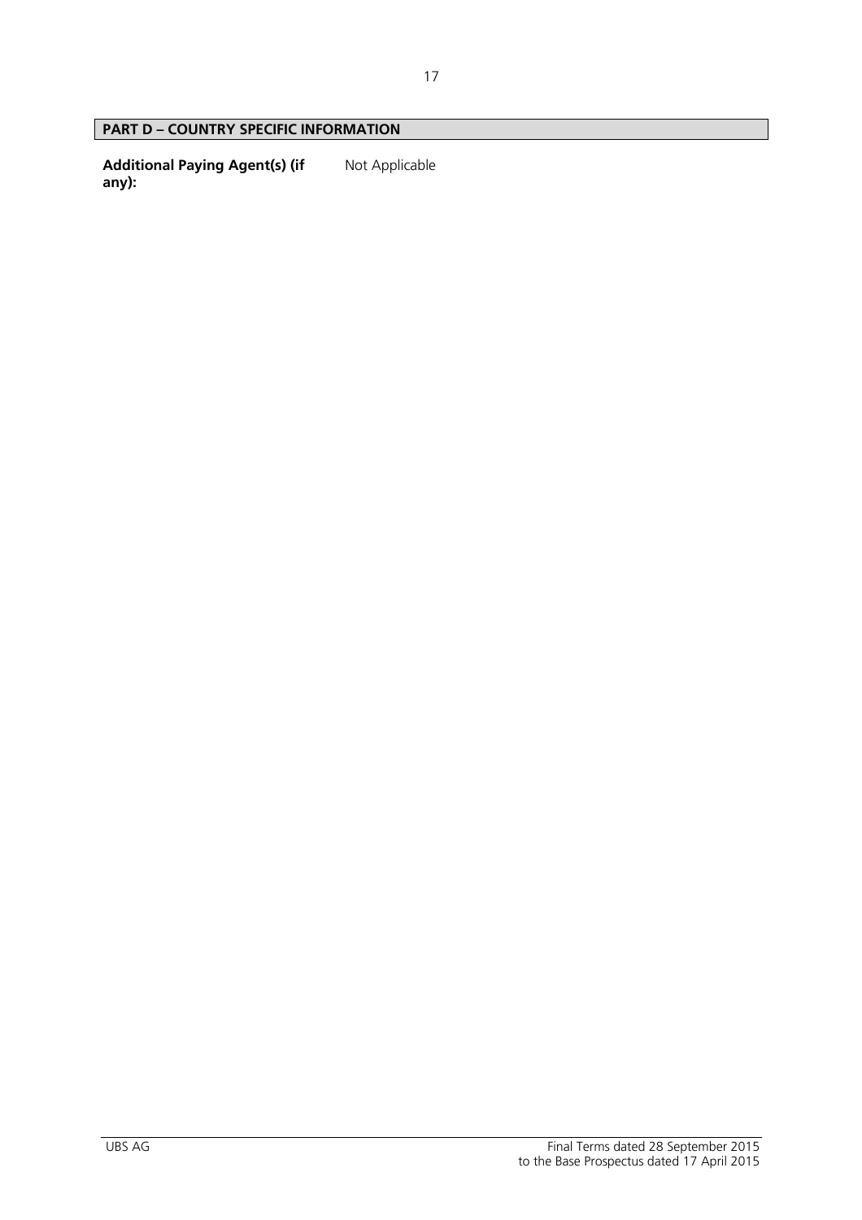## PART D – COUNTRY SPECIFIC INFORMATION

| | |
|---|---|
| **Additional Paying Agent(s) (if any):** | Not Applicable |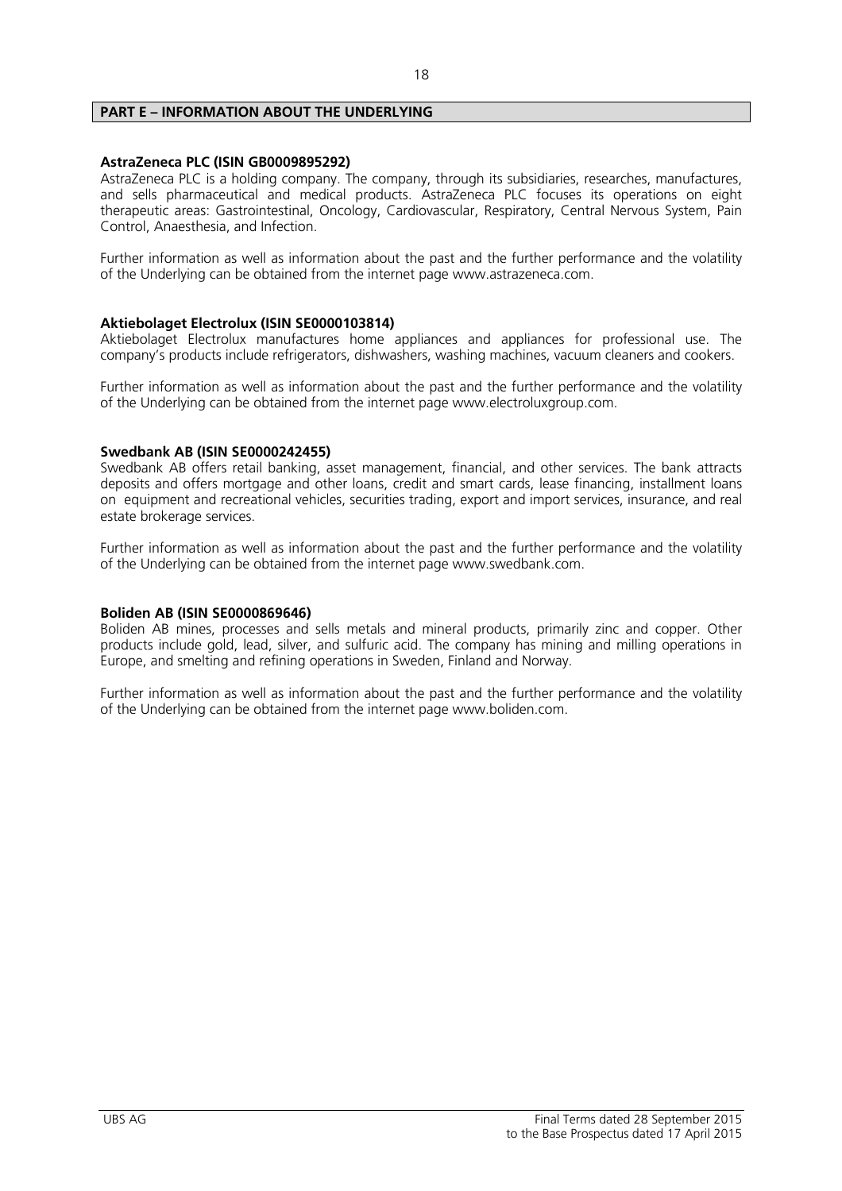## PART E – INFORMATION ABOUT THE UNDERLYING

**AstraZeneca PLC (ISIN GB0009895292)**
AstraZeneca PLC is a holding company. The company, through its subsidiaries, researches, manufactures, and sells pharmaceutical and medical products. AstraZeneca PLC focuses its operations on eight therapeutic areas: Gastrointestinal, Oncology, Cardiovascular, Respiratory, Central Nervous System, Pain Control, Anaesthesia, and Infection.

Further information as well as information about the past and the further performance and the volatility of the Underlying can be obtained from the internet page www.astrazeneca.com.

**Aktiebolaget Electrolux (ISIN SE0000103814)**
Aktiebolaget Electrolux manufactures home appliances and appliances for professional use. The company's products include refrigerators, dishwashers, washing machines, vacuum cleaners and cookers.

Further information as well as information about the past and the further performance and the volatility of the Underlying can be obtained from the internet page www.electroluxgroup.com.

**Swedbank AB (ISIN SE0000242455)**
Swedbank AB offers retail banking, asset management, financial, and other services. The bank attracts deposits and offers mortgage and other loans, credit and smart cards, lease financing, installment loans on equipment and recreational vehicles, securities trading, export and import services, insurance, and real estate brokerage services.

Further information as well as information about the past and the further performance and the volatility of the Underlying can be obtained from the internet page www.swedbank.com.

**Boliden AB (ISIN SE0000869646)**
Boliden AB mines, processes and sells metals and mineral products, primarily zinc and copper. Other products include gold, lead, silver, and sulfuric acid. The company has mining and milling operations in Europe, and smelting and refining operations in Sweden, Finland and Norway.

Further information as well as information about the past and the further performance and the volatility of the Underlying can be obtained from the internet page www.boliden.com.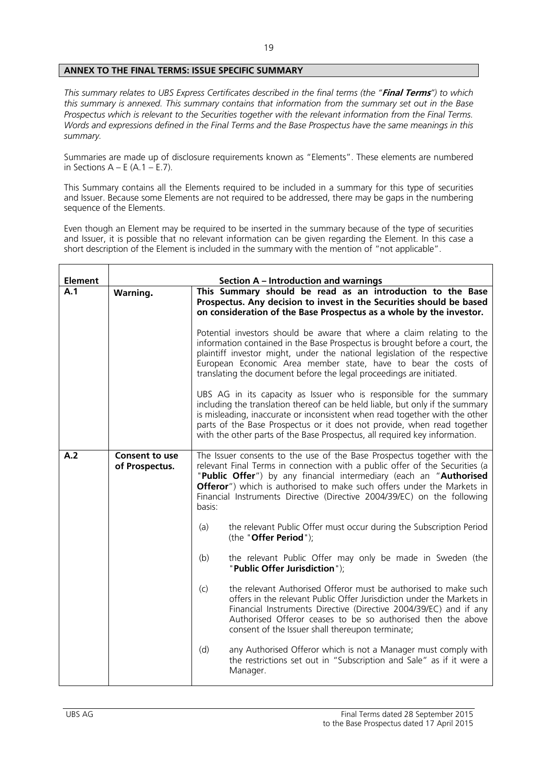## ANNEX TO THE FINAL TERMS: ISSUE SPECIFIC SUMMARY

*This summary relates to UBS Express Certificates described in the final terms (the "**Final Terms**") to which this summary is annexed. This summary contains that information from the summary set out in the Base Prospectus which is relevant to the Securities together with the relevant information from the Final Terms. Words and expressions defined in the Final Terms and the Base Prospectus have the same meanings in this summary.*

Summaries are made up of disclosure requirements known as "Elements". These elements are numbered in Sections A – E (A.1 – E.7).

This Summary contains all the Elements required to be included in a summary for this type of securities and Issuer. Because some Elements are not required to be addressed, there may be gaps in the numbering sequence of the Elements.

Even though an Element may be required to be inserted in the summary because of the type of securities and Issuer, it is possible that no relevant information can be given regarding the Element. In this case a short description of the Element is included in the summary with the mention of "not applicable".

| Element | Section A – Introduction and warnings | |
|---|---|---|
| A.1 | **Warning.** | **This Summary should be read as an introduction to the Base Prospectus. Any decision to invest in the Securities should be based on consideration of the Base Prospectus as a whole by the investor.**<br><br>Potential investors should be aware that where a claim relating to the information contained in the Base Prospectus is brought before a court, the plaintiff investor might, under the national legislation of the respective European Economic Area member state, have to bear the costs of translating the document before the legal proceedings are initiated.<br><br>UBS AG in its capacity as Issuer who is responsible for the summary including the translation thereof can be held liable, but only if the summary is misleading, inaccurate or inconsistent when read together with the other parts of the Base Prospectus or it does not provide, when read together with the other parts of the Base Prospectus, all required key information. |
| A.2 | **Consent to use of Prospectus.** | The Issuer consents to the use of the Base Prospectus together with the relevant Final Terms in connection with a public offer of the Securities (a "**Public Offer**") by any financial intermediary (each an "**Authorised Offeror**") which is authorised to make such offers under the Markets in Financial Instruments Directive (Directive 2004/39/EC) on the following basis:<br><br>(a) the relevant Public Offer must occur during the Subscription Period (the "**Offer Period**");<br><br>(b) the relevant Public Offer may only be made in Sweden (the "**Public Offer Jurisdiction**");<br><br>(c) the relevant Authorised Offeror must be authorised to make such offers in the relevant Public Offer Jurisdiction under the Markets in Financial Instruments Directive (Directive 2004/39/EC) and if any Authorised Offeror ceases to be so authorised then the above consent of the Issuer shall thereupon terminate;<br><br>(d) any Authorised Offeror which is not a Manager must comply with the restrictions set out in "Subscription and Sale" as if it were a Manager. |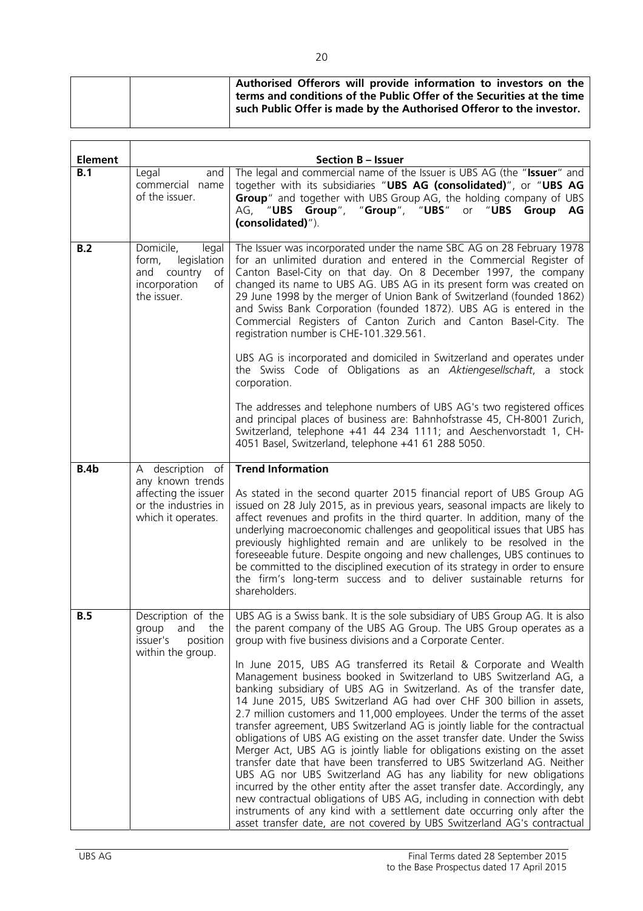| | | **Authorised Offerors will provide information to investors on the terms and conditions of the Public Offer of the Securities at the time such Public Offer is made by the Authorised Offeror to the investor.** |
|---|---|---|

| **Element** | **Section B – Issuer** | |
|---|---|---|
| **B.1** | Legal and commercial name of the issuer. | The legal and commercial name of the Issuer is UBS AG (the "**Issuer**" and together with its subsidiaries "**UBS AG (consolidated)**", or "**UBS AG Group**" and together with UBS Group AG, the holding company of UBS AG, "**UBS Group**", "**Group**", "**UBS**" or "**UBS Group AG (consolidated)**"). |
| **B.2** | Domicile, legal form, legislation and country of incorporation of the issuer. | The Issuer was incorporated under the name SBC AG on 28 February 1978 for an unlimited duration and entered in the Commercial Register of Canton Basel-City on that day. On 8 December 1997, the company changed its name to UBS AG. UBS AG in its present form was created on 29 June 1998 by the merger of Union Bank of Switzerland (founded 1862) and Swiss Bank Corporation (founded 1872). UBS AG is entered in the Commercial Registers of Canton Zurich and Canton Basel-City. The registration number is CHE-101.329.561.<br><br>UBS AG is incorporated and domiciled in Switzerland and operates under the Swiss Code of Obligations as an *Aktiengesellschaft*, a stock corporation.<br><br>The addresses and telephone numbers of UBS AG's two registered offices and principal places of business are: Bahnhofstrasse 45, CH-8001 Zurich, Switzerland, telephone +41 44 234 1111; and Aeschenvorstadt 1, CH-4051 Basel, Switzerland, telephone +41 61 288 5050. |
| **B.4b** | A description of any known trends affecting the issuer or the industries in which it operates. | **Trend Information**<br><br>As stated in the second quarter 2015 financial report of UBS Group AG issued on 28 July 2015, as in previous years, seasonal impacts are likely to affect revenues and profits in the third quarter. In addition, many of the underlying macroeconomic challenges and geopolitical issues that UBS has previously highlighted remain and are unlikely to be resolved in the foreseeable future. Despite ongoing and new challenges, UBS continues to be committed to the disciplined execution of its strategy in order to ensure the firm's long-term success and to deliver sustainable returns for shareholders. |
| **B.5** | Description of the group and the issuer's position within the group. | UBS AG is a Swiss bank. It is the sole subsidiary of UBS Group AG. It is also the parent company of the UBS AG Group. The UBS Group operates as a group with five business divisions and a Corporate Center.<br><br>In June 2015, UBS AG transferred its Retail & Corporate and Wealth Management business booked in Switzerland to UBS Switzerland AG, a banking subsidiary of UBS AG in Switzerland. As of the transfer date, 14 June 2015, UBS Switzerland AG had over CHF 300 billion in assets, 2.7 million customers and 11,000 employees. Under the terms of the asset transfer agreement, UBS Switzerland AG is jointly liable for the contractual obligations of UBS AG existing on the asset transfer date. Under the Swiss Merger Act, UBS AG is jointly liable for obligations existing on the asset transfer date that have been transferred to UBS Switzerland AG. Neither UBS AG nor UBS Switzerland AG has any liability for new obligations incurred by the other entity after the asset transfer date. Accordingly, any new contractual obligations of UBS AG, including in connection with debt instruments of any kind with a settlement date occurring only after the asset transfer date, are not covered by UBS Switzerland AG's contractual |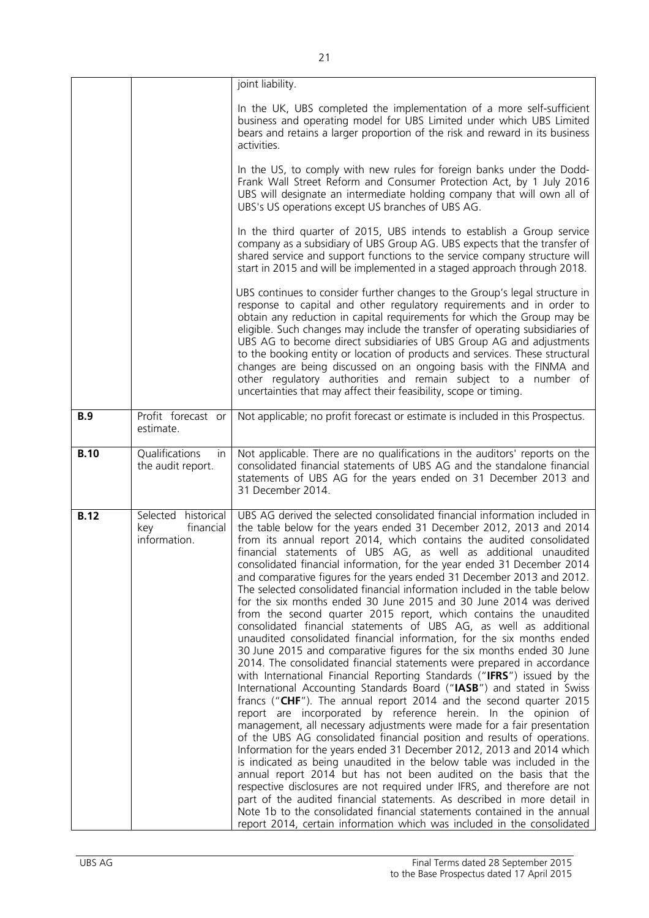| | | |
|---|---|---|
| | | joint liability.<br><br>In the UK, UBS completed the implementation of a more self-sufficient business and operating model for UBS Limited under which UBS Limited bears and retains a larger proportion of the risk and reward in its business activities.<br><br>In the US, to comply with new rules for foreign banks under the Dodd-Frank Wall Street Reform and Consumer Protection Act, by 1 July 2016 UBS will designate an intermediate holding company that will own all of UBS's US operations except US branches of UBS AG.<br><br>In the third quarter of 2015, UBS intends to establish a Group service company as a subsidiary of UBS Group AG. UBS expects that the transfer of shared service and support functions to the service company structure will start in 2015 and will be implemented in a staged approach through 2018.<br><br>UBS continues to consider further changes to the Group's legal structure in response to capital and other regulatory requirements and in order to obtain any reduction in capital requirements for which the Group may be eligible. Such changes may include the transfer of operating subsidiaries of UBS AG to become direct subsidiaries of UBS Group AG and adjustments to the booking entity or location of products and services. These structural changes are being discussed on an ongoing basis with the FINMA and other regulatory authorities and remain subject to a number of uncertainties that may affect their feasibility, scope or timing. |
| **B.9** | Profit forecast or estimate. | Not applicable; no profit forecast or estimate is included in this Prospectus. |
| **B.10** | Qualifications in the audit report. | Not applicable. There are no qualifications in the auditors' reports on the consolidated financial statements of UBS AG and the standalone financial statements of UBS AG for the years ended on 31 December 2013 and 31 December 2014. |
| **B.12** | Selected historical key financial information. | UBS AG derived the selected consolidated financial information included in the table below for the years ended 31 December 2012, 2013 and 2014 from its annual report 2014, which contains the audited consolidated financial statements of UBS AG, as well as additional unaudited consolidated financial information, for the year ended 31 December 2014 and comparative figures for the years ended 31 December 2013 and 2012. The selected consolidated financial information included in the table below for the six months ended 30 June 2015 and 30 June 2014 was derived from the second quarter 2015 report, which contains the unaudited consolidated financial statements of UBS AG, as well as additional unaudited consolidated financial information, for the six months ended 30 June 2015 and comparative figures for the six months ended 30 June 2014. The consolidated financial statements were prepared in accordance with International Financial Reporting Standards ("**IFRS**") issued by the International Accounting Standards Board ("**IASB**") and stated in Swiss francs ("**CHF**"). The annual report 2014 and the second quarter 2015 report are incorporated by reference herein. In the opinion of management, all necessary adjustments were made for a fair presentation of the UBS AG consolidated financial position and results of operations. Information for the years ended 31 December 2012, 2013 and 2014 which is indicated as being unaudited in the below table was included in the annual report 2014 but has not been audited on the basis that the respective disclosures are not required under IFRS, and therefore are not part of the audited financial statements. As described in more detail in Note 1b to the consolidated financial statements contained in the annual report 2014, certain information which was included in the consolidated |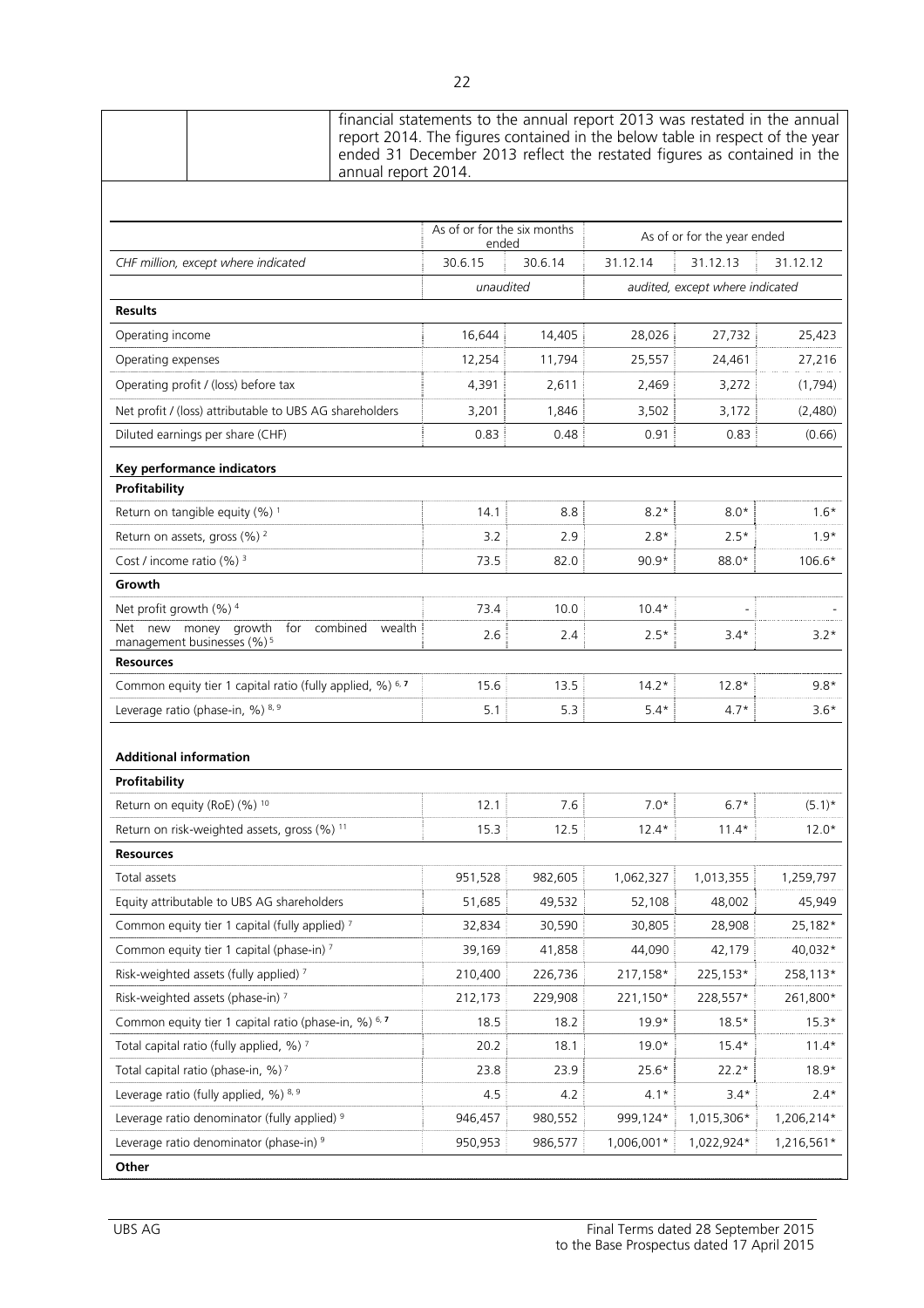financial statements to the annual report 2013 was restated in the annual report 2014. The figures contained in the below table in respect of the year ended 31 December 2013 reflect the restated figures as contained in the annual report 2014.

| | As of or for the six months ended | | As of or for the year ended | | |
|---|---|---|---|---|---|
| *CHF million, except where indicated* | 30.6.15 | 30.6.14 | 31.12.14 | 31.12.13 | 31.12.12 |
| | *unaudited* | | *audited, except where indicated* | | |
| **Results** | | | | | |
| Operating income | 16,644 | 14,405 | 28,026 | 27,732 | 25,423 |
| Operating expenses | 12,254 | 11,794 | 25,557 | 24,461 | 27,216 |
| Operating profit / (loss) before tax | 4,391 | 2,611 | 2,469 | 3,272 | (1,794) |
| Net profit / (loss) attributable to UBS AG shareholders | 3,201 | 1,846 | 3,502 | 3,172 | (2,480) |
| Diluted earnings per share (CHF) | 0.83 | 0.48 | 0.91 | 0.83 | (0.66) |
| **Key performance indicators** | | | | | |
| **Profitability** | | | | | |
| Return on tangible equity (%) [1] | 14.1 | 8.8 | 8.2* | 8.0* | 1.6* |
| Return on assets, gross (%) [2] | 3.2 | 2.9 | 2.8* | 2.5* | 1.9* |
| Cost / income ratio (%) [3] | 73.5 | 82.0 | 90.9* | 88.0* | 106.6* |
| **Growth** | | | | | |
| Net profit growth (%) [4] | 73.4 | 10.0 | 10.4* | - | - |
| Net new money growth for combined wealth management businesses (%) [5] | 2.6 | 2.4 | 2.5* | 3.4* | 3.2* |
| **Resources** | | | | | |
| Common equity tier 1 capital ratio (fully applied, %) [6, 7] | 15.6 | 13.5 | 14.2* | 12.8* | 9.8* |
| Leverage ratio (phase-in, %) [8, 9] | 5.1 | 5.3 | 5.4* | 4.7* | 3.6* |
| **Additional information** | | | | | |
| **Profitability** | | | | | |
| Return on equity (RoE) (%) [10] | 12.1 | 7.6 | 7.0* | 6.7* | (5.1)* |
| Return on risk-weighted assets, gross (%) [11] | 15.3 | 12.5 | 12.4* | 11.4* | 12.0* |
| **Resources** | | | | | |
| Total assets | 951,528 | 982,605 | 1,062,327 | 1,013,355 | 1,259,797 |
| Equity attributable to UBS AG shareholders | 51,685 | 49,532 | 52,108 | 48,002 | 45,949 |
| Common equity tier 1 capital (fully applied) [7] | 32,834 | 30,590 | 30,805 | 28,908 | 25,182* |
| Common equity tier 1 capital (phase-in) [7] | 39,169 | 41,858 | 44,090 | 42,179 | 40,032* |
| Risk-weighted assets (fully applied) [7] | 210,400 | 226,736 | 217,158* | 225,153* | 258,113* |
| Risk-weighted assets (phase-in) [7] | 212,173 | 229,908 | 221,150* | 228,557* | 261,800* |
| Common equity tier 1 capital ratio (phase-in, %) [6, 7] | 18.5 | 18.2 | 19.9* | 18.5* | 15.3* |
| Total capital ratio (fully applied, %) [7] | 20.2 | 18.1 | 19.0* | 15.4* | 11.4* |
| Total capital ratio (phase-in, %) [7] | 23.8 | 23.9 | 25.6* | 22.2* | 18.9* |
| Leverage ratio (fully applied, %) [8, 9] | 4.5 | 4.2 | 4.1* | 3.4* | 2.4* |
| Leverage ratio denominator (fully applied) [9] | 946,457 | 980,552 | 999,124* | 1,015,306* | 1,206,214* |
| Leverage ratio denominator (phase-in) [9] | 950,953 | 986,577 | 1,006,001* | 1,022,924* | 1,216,561* |
| **Other** | | | | | |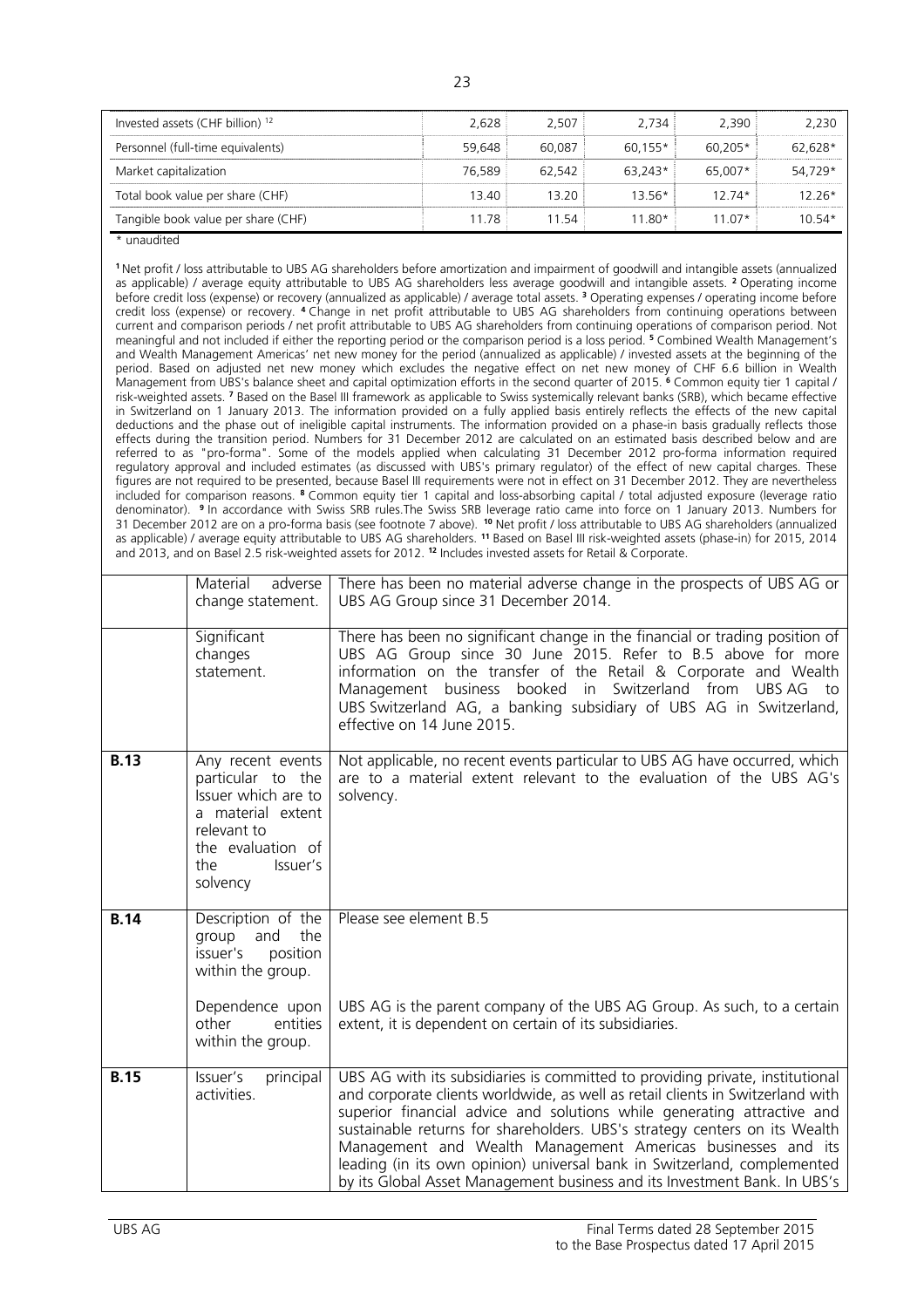| | | | | | |
|---|---|---|---|---|---|
| Invested assets (CHF billion) [12] | 2,628 | 2,507 | 2,734 | 2,390 | 2,230 |
| Personnel (full-time equivalents) | 59,648 | 60,087 | 60,155* | 60,205* | 62,628* |
| Market capitalization | 76,589 | 62,542 | 63,243* | 65,007* | 54,729* |
| Total book value per share (CHF) | 13.40 | 13.20 | 13.56* | 12.74* | 12.26* |
| Tangible book value per share (CHF) | 11.78 | 11.54 | 11.80* | 11.07* | 10.54* |

\* unaudited

[1] Net profit / loss attributable to UBS AG shareholders before amortization and impairment of goodwill and intangible assets (annualized as applicable) / average equity attributable to UBS AG shareholders less average goodwill and intangible assets. [2] Operating income before credit loss (expense) or recovery (annualized as applicable) / average total assets. [3] Operating expenses / operating income before credit loss (expense) or recovery. [4] Change in net profit attributable to UBS AG shareholders from continuing operations between current and comparison periods / net profit attributable to UBS AG shareholders from continuing operations of comparison period. Not meaningful and not included if either the reporting period or the comparison period is a loss period. [5] Combined Wealth Management's and Wealth Management Americas' net new money for the period (annualized as applicable) / invested assets at the beginning of the period. Based on adjusted net new money which excludes the negative effect on net new money of CHF 6.6 billion in Wealth Management from UBS's balance sheet and capital optimization efforts in the second quarter of 2015. [6] Common equity tier 1 capital / risk-weighted assets. [7] Based on the Basel III framework as applicable to Swiss systemically relevant banks (SRB), which became effective in Switzerland on 1 January 2013. The information provided on a fully applied basis entirely reflects the effects of the new capital deductions and the phase out of ineligible capital instruments. The information provided on a phase-in basis gradually reflects those effects during the transition period. Numbers for 31 December 2012 are calculated on an estimated basis described below and are referred to as "pro-forma". Some of the models applied when calculating 31 December 2012 pro-forma information required regulatory approval and included estimates (as discussed with UBS's primary regulator) of the effect of new capital charges. These figures are not required to be presented, because Basel III requirements were not in effect on 31 December 2012. They are nevertheless included for comparison reasons. [8] Common equity tier 1 capital and loss-absorbing capital / total adjusted exposure (leverage ratio denominator). [9] In accordance with Swiss SRB rules.The Swiss SRB leverage ratio came into force on 1 January 2013. Numbers for 31 December 2012 are on a pro-forma basis (see footnote 7 above). [10] Net profit / loss attributable to UBS AG shareholders (annualized as applicable) / average equity attributable to UBS AG shareholders. [11] Based on Basel III risk-weighted assets (phase-in) for 2015, 2014 and 2013, and on Basel 2.5 risk-weighted assets for 2012. [12] Includes invested assets for Retail & Corporate.

| | | |
|---|---|---|
| | Material adverse change statement. | There has been no material adverse change in the prospects of UBS AG or UBS AG Group since 31 December 2014. |
| | Significant changes statement. | There has been no significant change in the financial or trading position of UBS AG Group since 30 June 2015. Refer to B.5 above for more information on the transfer of the Retail & Corporate and Wealth Management business booked in Switzerland from UBS AG to UBS Switzerland AG, a banking subsidiary of UBS AG in Switzerland, effective on 14 June 2015. |
| **B.13** | Any recent events particular to the Issuer which are to a material extent relevant to the evaluation of the Issuer's solvency | Not applicable, no recent events particular to UBS AG have occurred, which are to a material extent relevant to the evaluation of the UBS AG's solvency. |
| **B.14** | Description of the group and the issuer's position within the group. | Please see element B.5 |
| | Dependence upon other entities within the group. | UBS AG is the parent company of the UBS AG Group. As such, to a certain extent, it is dependent on certain of its subsidiaries. |
| **B.15** | Issuer's principal activities. | UBS AG with its subsidiaries is committed to providing private, institutional and corporate clients worldwide, as well as retail clients in Switzerland with superior financial advice and solutions while generating attractive and sustainable returns for shareholders. UBS's strategy centers on its Wealth Management and Wealth Management Americas businesses and its leading (in its own opinion) universal bank in Switzerland, complemented by its Global Asset Management business and its Investment Bank. In UBS's |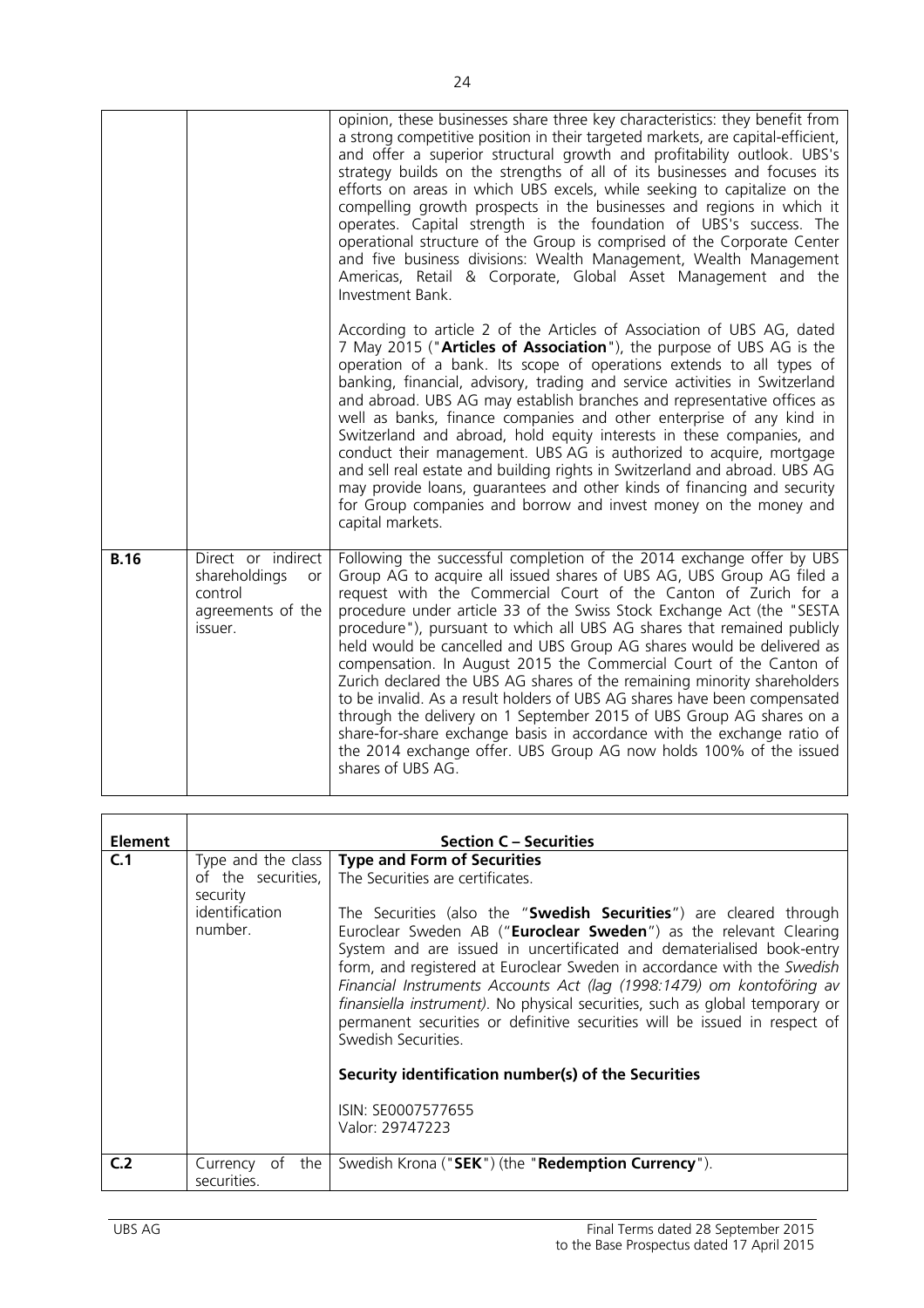| | | |
|---|---|---|
| | | opinion, these businesses share three key characteristics: they benefit from a strong competitive position in their targeted markets, are capital-efficient, and offer a superior structural growth and profitability outlook. UBS's strategy builds on the strengths of all of its businesses and focuses its efforts on areas in which UBS excels, while seeking to capitalize on the compelling growth prospects in the businesses and regions in which it operates. Capital strength is the foundation of UBS's success. The operational structure of the Group is comprised of the Corporate Center and five business divisions: Wealth Management, Wealth Management Americas, Retail & Corporate, Global Asset Management and the Investment Bank.<br><br>According to article 2 of the Articles of Association of UBS AG, dated 7 May 2015 ("**Articles of Association**"), the purpose of UBS AG is the operation of a bank. Its scope of operations extends to all types of banking, financial, advisory, trading and service activities in Switzerland and abroad. UBS AG may establish branches and representative offices as well as banks, finance companies and other enterprise of any kind in Switzerland and abroad, hold equity interests in these companies, and conduct their management. UBS AG is authorized to acquire, mortgage and sell real estate and building rights in Switzerland and abroad. UBS AG may provide loans, guarantees and other kinds of financing and security for Group companies and borrow and invest money on the money and capital markets. |
| **B.16** | Direct or indirect shareholdings or control agreements of the issuer. | Following the successful completion of the 2014 exchange offer by UBS Group AG to acquire all issued shares of UBS AG, UBS Group AG filed a request with the Commercial Court of the Canton of Zurich for a procedure under article 33 of the Swiss Stock Exchange Act (the "SESTA procedure"), pursuant to which all UBS AG shares that remained publicly held would be cancelled and UBS Group AG shares would be delivered as compensation. In August 2015 the Commercial Court of the Canton of Zurich declared the UBS AG shares of the remaining minority shareholders to be invalid. As a result holders of UBS AG shares have been compensated through the delivery on 1 September 2015 of UBS Group AG shares on a share-for-share exchange basis in accordance with the exchange ratio of the 2014 exchange offer. UBS Group AG now holds 100% of the issued shares of UBS AG. |

| **Element** | **Section C – Securities** | |
|---|---|---|
| **C.1** | Type and the class of the securities, security identification number. | **Type and Form of Securities**<br>The Securities are certificates.<br><br>The Securities (also the "**Swedish Securities**") are cleared through Euroclear Sweden AB ("**Euroclear Sweden**") as the relevant Clearing System and are issued in uncertificated and dematerialised book-entry form, and registered at Euroclear Sweden in accordance with the *Swedish Financial Instruments Accounts Act (lag (1998:1479) om kontoföring av finansiella instrument)*. No physical securities, such as global temporary or permanent securities or definitive securities will be issued in respect of Swedish Securities.<br><br>**Security identification number(s) of the Securities**<br><br>ISIN: SE0007577655<br>Valor: 29747223 |
| **C.2** | Currency of the securities. | Swedish Krona ("**SEK**") (the "**Redemption Currency**"). |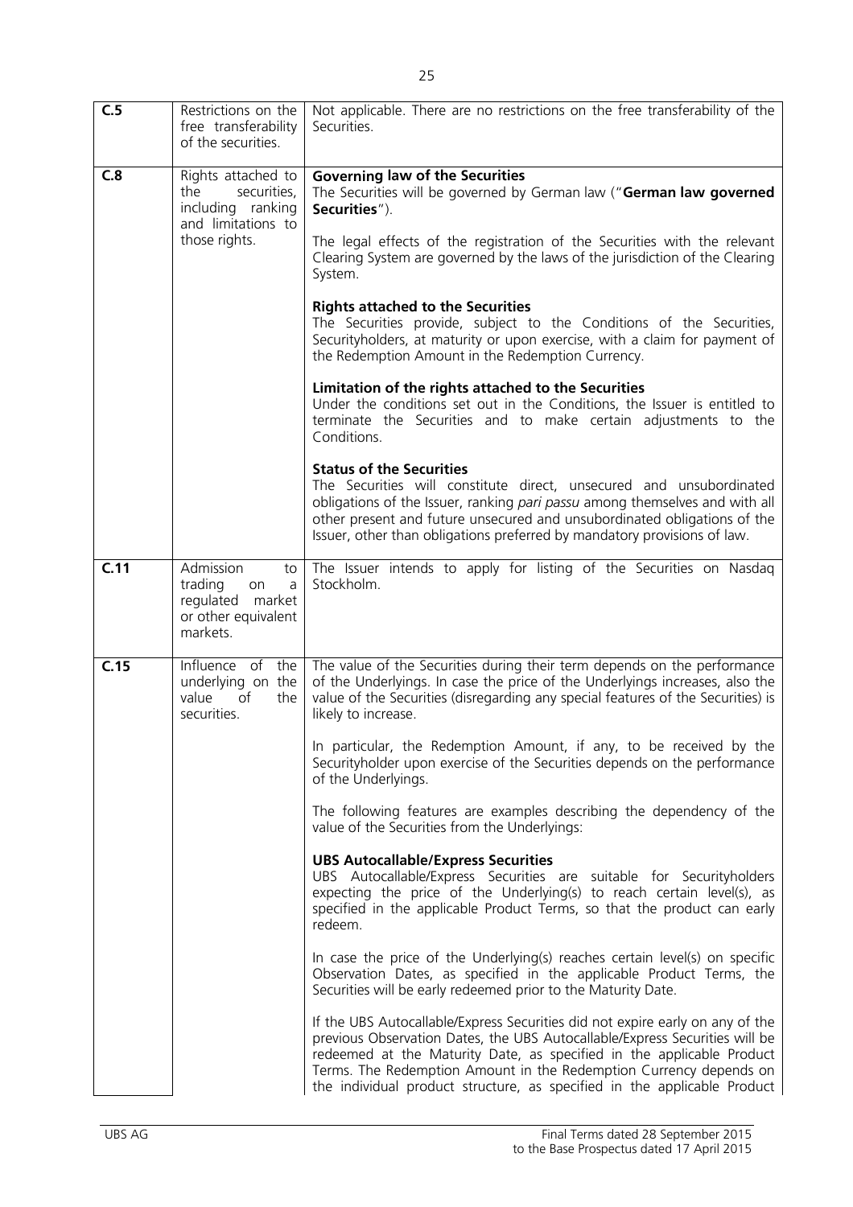| | | |
|---|---|---|
| **C.5** | Restrictions on the free transferability of the securities. | Not applicable. There are no restrictions on the free transferability of the Securities. |
| **C.8** | Rights attached to the securities, including ranking and limitations to those rights. | **Governing law of the Securities**<br>The Securities will be governed by German law ("**German law governed Securities**").<br><br>The legal effects of the registration of the Securities with the relevant Clearing System are governed by the laws of the jurisdiction of the Clearing System.<br><br>**Rights attached to the Securities**<br>The Securities provide, subject to the Conditions of the Securities, Securityholders, at maturity or upon exercise, with a claim for payment of the Redemption Amount in the Redemption Currency.<br><br>**Limitation of the rights attached to the Securities**<br>Under the conditions set out in the Conditions, the Issuer is entitled to terminate the Securities and to make certain adjustments to the Conditions.<br><br>**Status of the Securities**<br>The Securities will constitute direct, unsecured and unsubordinated obligations of the Issuer, ranking *pari passu* among themselves and with all other present and future unsecured and unsubordinated obligations of the Issuer, other than obligations preferred by mandatory provisions of law. |
| **C.11** | Admission to trading on a regulated market or other equivalent markets. | The Issuer intends to apply for listing of the Securities on Nasdaq Stockholm. |
| **C.15** | Influence of the underlying on the value of the securities. | The value of the Securities during their term depends on the performance of the Underlyings. In case the price of the Underlyings increases, also the value of the Securities (disregarding any special features of the Securities) is likely to increase.<br><br>In particular, the Redemption Amount, if any, to be received by the Securityholder upon exercise of the Securities depends on the performance of the Underlyings.<br><br>The following features are examples describing the dependency of the value of the Securities from the Underlyings:<br><br>**UBS Autocallable/Express Securities**<br>UBS Autocallable/Express Securities are suitable for Securityholders expecting the price of the Underlying(s) to reach certain level(s), as specified in the applicable Product Terms, so that the product can early redeem.<br><br>In case the price of the Underlying(s) reaches certain level(s) on specific Observation Dates, as specified in the applicable Product Terms, the Securities will be early redeemed prior to the Maturity Date.<br><br>If the UBS Autocallable/Express Securities did not expire early on any of the previous Observation Dates, the UBS Autocallable/Express Securities will be redeemed at the Maturity Date, as specified in the applicable Product Terms. The Redemption Amount in the Redemption Currency depends on the individual product structure, as specified in the applicable Product |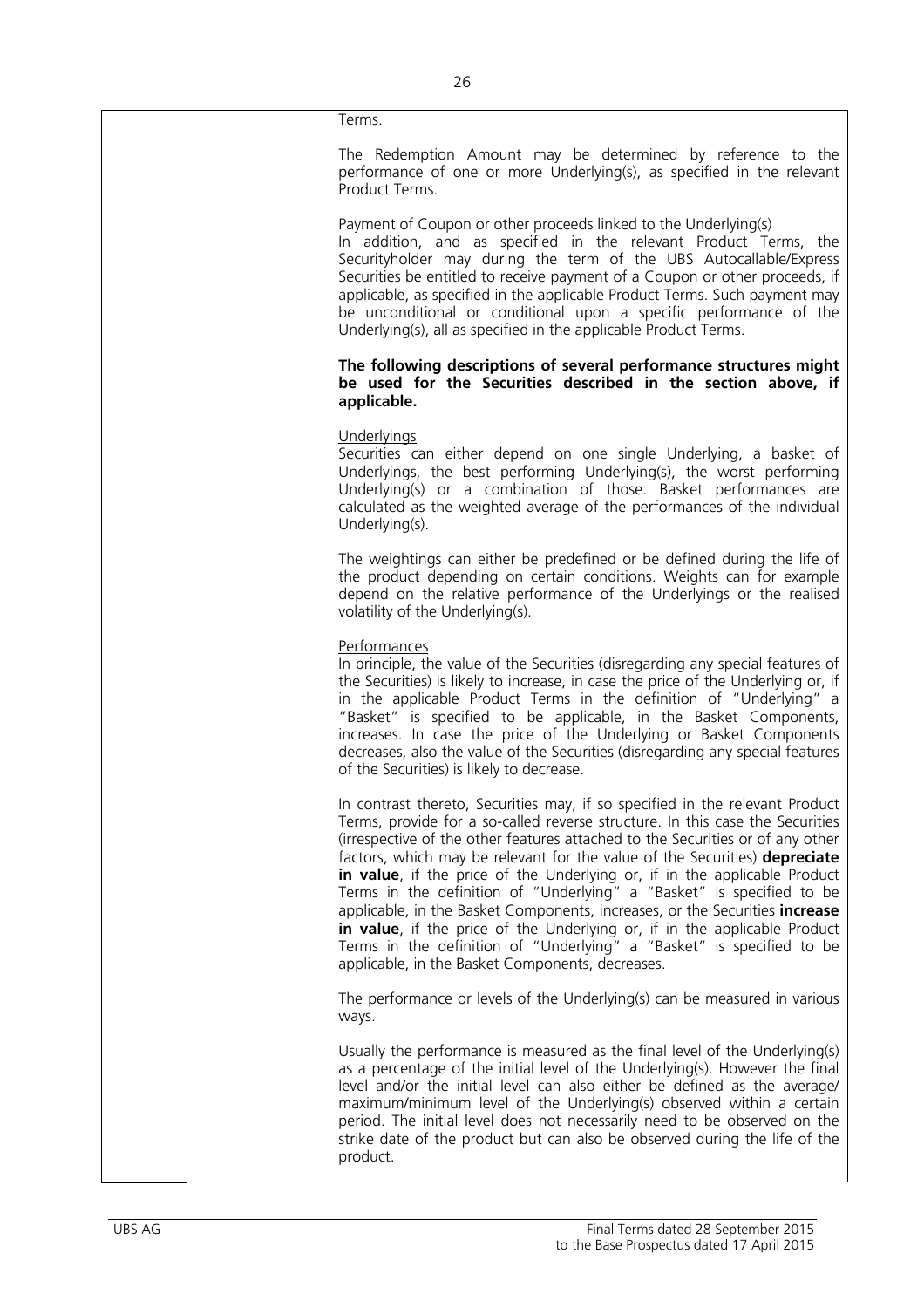Terms.

The Redemption Amount may be determined by reference to the performance of one or more Underlying(s), as specified in the relevant Product Terms.

Payment of Coupon or other proceeds linked to the Underlying(s)
In addition, and as specified in the relevant Product Terms, the Securityholder may during the term of the UBS Autocallable/Express Securities be entitled to receive payment of a Coupon or other proceeds, if applicable, as specified in the applicable Product Terms. Such payment may be unconditional or conditional upon a specific performance of the Underlying(s), all as specified in the applicable Product Terms.

**The following descriptions of several performance structures might be used for the Securities described in the section above, if applicable.**

Underlyings
Securities can either depend on one single Underlying, a basket of Underlyings, the best performing Underlying(s), the worst performing Underlying(s) or a combination of those. Basket performances are calculated as the weighted average of the performances of the individual Underlying(s).

The weightings can either be predefined or be defined during the life of the product depending on certain conditions. Weights can for example depend on the relative performance of the Underlyings or the realised volatility of the Underlying(s).

Performances
In principle, the value of the Securities (disregarding any special features of the Securities) is likely to increase, in case the price of the Underlying or, if in the applicable Product Terms in the definition of "Underlying" a "Basket" is specified to be applicable, in the Basket Components, increases. In case the price of the Underlying or Basket Components decreases, also the value of the Securities (disregarding any special features of the Securities) is likely to decrease.

In contrast thereto, Securities may, if so specified in the relevant Product Terms, provide for a so-called reverse structure. In this case the Securities (irrespective of the other features attached to the Securities or of any other factors, which may be relevant for the value of the Securities) **depreciate in value**, if the price of the Underlying or, if in the applicable Product Terms in the definition of "Underlying" a "Basket" is specified to be applicable, in the Basket Components, increases, or the Securities **increase in value**, if the price of the Underlying or, if in the applicable Product Terms in the definition of "Underlying" a "Basket" is specified to be applicable, in the Basket Components, decreases.

The performance or levels of the Underlying(s) can be measured in various ways.

Usually the performance is measured as the final level of the Underlying(s) as a percentage of the initial level of the Underlying(s). However the final level and/or the initial level can also either be defined as the average/ maximum/minimum level of the Underlying(s) observed within a certain period. The initial level does not necessarily need to be observed on the strike date of the product but can also be observed during the life of the product.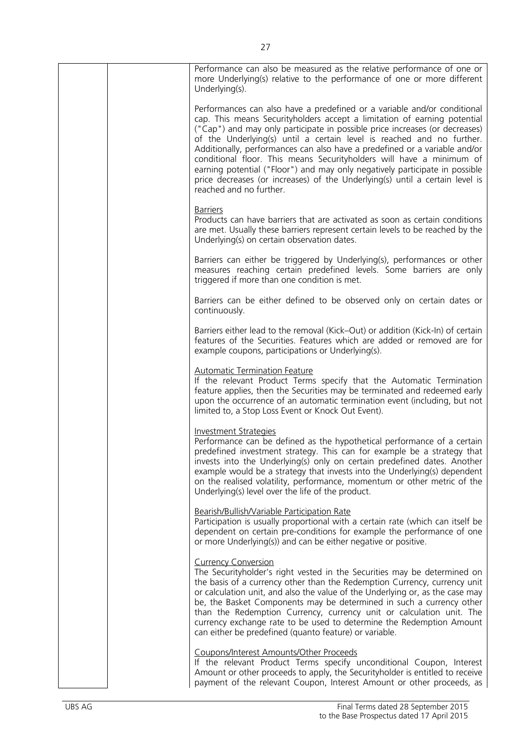Performance can also be measured as the relative performance of one or more Underlying(s) relative to the performance of one or more different Underlying(s).

Performances can also have a predefined or a variable and/or conditional cap. This means Securityholders accept a limitation of earning potential ("Cap") and may only participate in possible price increases (or decreases) of the Underlying(s) until a certain level is reached and no further. Additionally, performances can also have a predefined or a variable and/or conditional floor. This means Securityholders will have a minimum of earning potential ("Floor") and may only negatively participate in possible price decreases (or increases) of the Underlying(s) until a certain level is reached and no further.

Barriers

Products can have barriers that are activated as soon as certain conditions are met. Usually these barriers represent certain levels to be reached by the Underlying(s) on certain observation dates.

Barriers can either be triggered by Underlying(s), performances or other measures reaching certain predefined levels. Some barriers are only triggered if more than one condition is met.

Barriers can be either defined to be observed only on certain dates or continuously.

Barriers either lead to the removal (Kick–Out) or addition (Kick-In) of certain features of the Securities. Features which are added or removed are for example coupons, participations or Underlying(s).

Automatic Termination Feature

If the relevant Product Terms specify that the Automatic Termination feature applies, then the Securities may be terminated and redeemed early upon the occurrence of an automatic termination event (including, but not limited to, a Stop Loss Event or Knock Out Event).

Investment Strategies

Performance can be defined as the hypothetical performance of a certain predefined investment strategy. This can for example be a strategy that invests into the Underlying(s) only on certain predefined dates. Another example would be a strategy that invests into the Underlying(s) dependent on the realised volatility, performance, momentum or other metric of the Underlying(s) level over the life of the product.

Bearish/Bullish/Variable Participation Rate

Participation is usually proportional with a certain rate (which can itself be dependent on certain pre-conditions for example the performance of one or more Underlying(s)) and can be either negative or positive.

Currency Conversion

The Securityholder's right vested in the Securities may be determined on the basis of a currency other than the Redemption Currency, currency unit or calculation unit, and also the value of the Underlying or, as the case may be, the Basket Components may be determined in such a currency other than the Redemption Currency, currency unit or calculation unit. The currency exchange rate to be used to determine the Redemption Amount can either be predefined (quanto feature) or variable.

Coupons/Interest Amounts/Other Proceeds

If the relevant Product Terms specify unconditional Coupon, Interest Amount or other proceeds to apply, the Securityholder is entitled to receive payment of the relevant Coupon, Interest Amount or other proceeds, as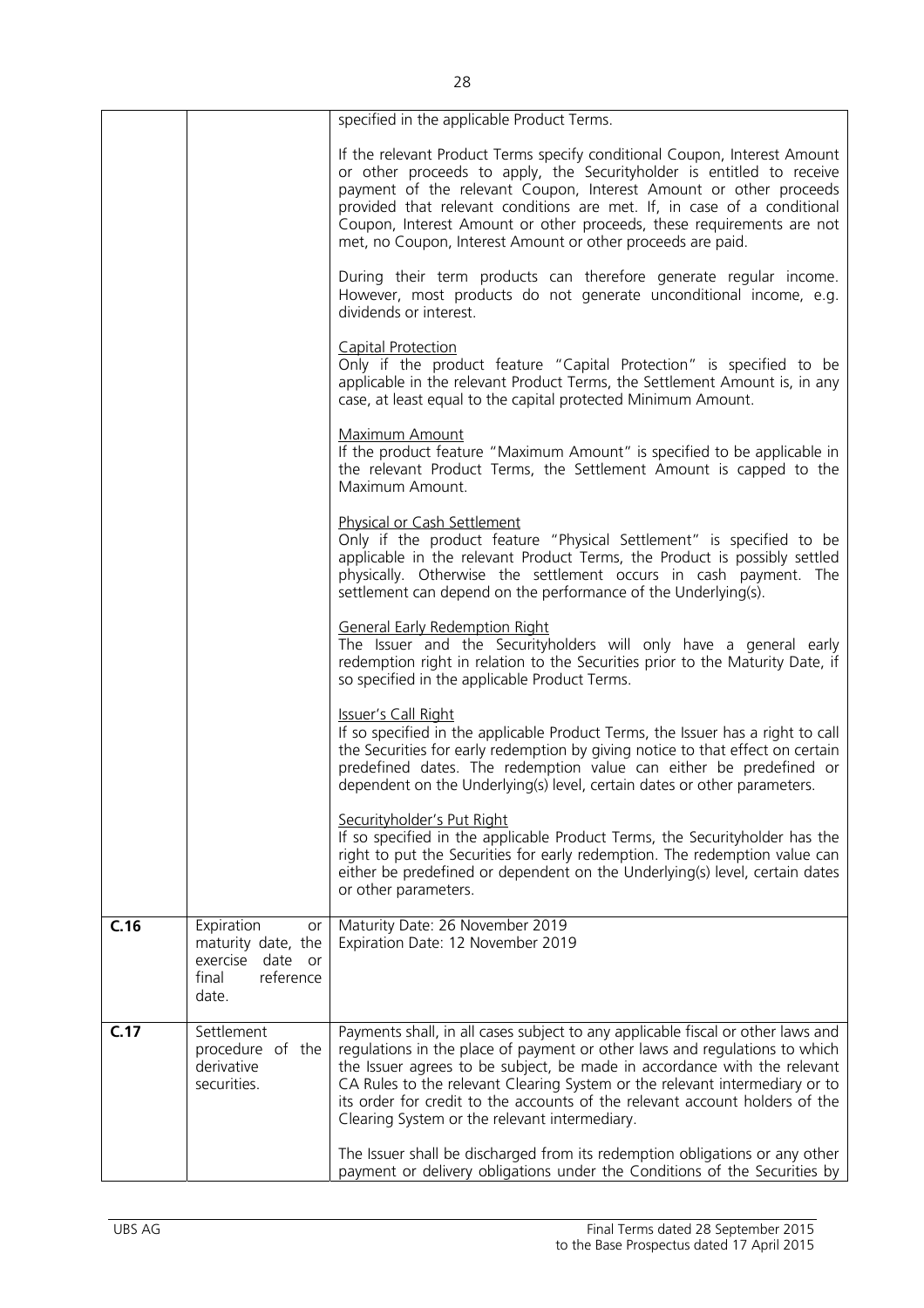| | | |
|---|---|---|
| | | specified in the applicable Product Terms.<br><br>If the relevant Product Terms specify conditional Coupon, Interest Amount or other proceeds to apply, the Securityholder is entitled to receive payment of the relevant Coupon, Interest Amount or other proceeds provided that relevant conditions are met. If, in case of a conditional Coupon, Interest Amount or other proceeds, these requirements are not met, no Coupon, Interest Amount or other proceeds are paid.<br><br>During their term products can therefore generate regular income. However, most products do not generate unconditional income, e.g. dividends or interest.<br><br>Capital Protection<br>Only if the product feature "Capital Protection" is specified to be applicable in the relevant Product Terms, the Settlement Amount is, in any case, at least equal to the capital protected Minimum Amount.<br><br>Maximum Amount<br>If the product feature "Maximum Amount" is specified to be applicable in the relevant Product Terms, the Settlement Amount is capped to the Maximum Amount.<br><br>Physical or Cash Settlement<br>Only if the product feature "Physical Settlement" is specified to be applicable in the relevant Product Terms, the Product is possibly settled physically. Otherwise the settlement occurs in cash payment. The settlement can depend on the performance of the Underlying(s).<br><br>General Early Redemption Right<br>The Issuer and the Securityholders will only have a general early redemption right in relation to the Securities prior to the Maturity Date, if so specified in the applicable Product Terms.<br><br>Issuer's Call Right<br>If so specified in the applicable Product Terms, the Issuer has a right to call the Securities for early redemption by giving notice to that effect on certain predefined dates. The redemption value can either be predefined or dependent on the Underlying(s) level, certain dates or other parameters.<br><br>Securityholder's Put Right<br>If so specified in the applicable Product Terms, the Securityholder has the right to put the Securities for early redemption. The redemption value can either be predefined or dependent on the Underlying(s) level, certain dates or other parameters. |
| **C.16** | Expiration or maturity date, the exercise date or final reference date. | Maturity Date: 26 November 2019<br>Expiration Date: 12 November 2019 |
| **C.17** | Settlement procedure of the derivative securities. | Payments shall, in all cases subject to any applicable fiscal or other laws and regulations in the place of payment or other laws and regulations to which the Issuer agrees to be subject, be made in accordance with the relevant CA Rules to the relevant Clearing System or the relevant intermediary or to its order for credit to the accounts of the relevant account holders of the Clearing System or the relevant intermediary.<br><br>The Issuer shall be discharged from its redemption obligations or any other payment or delivery obligations under the Conditions of the Securities by |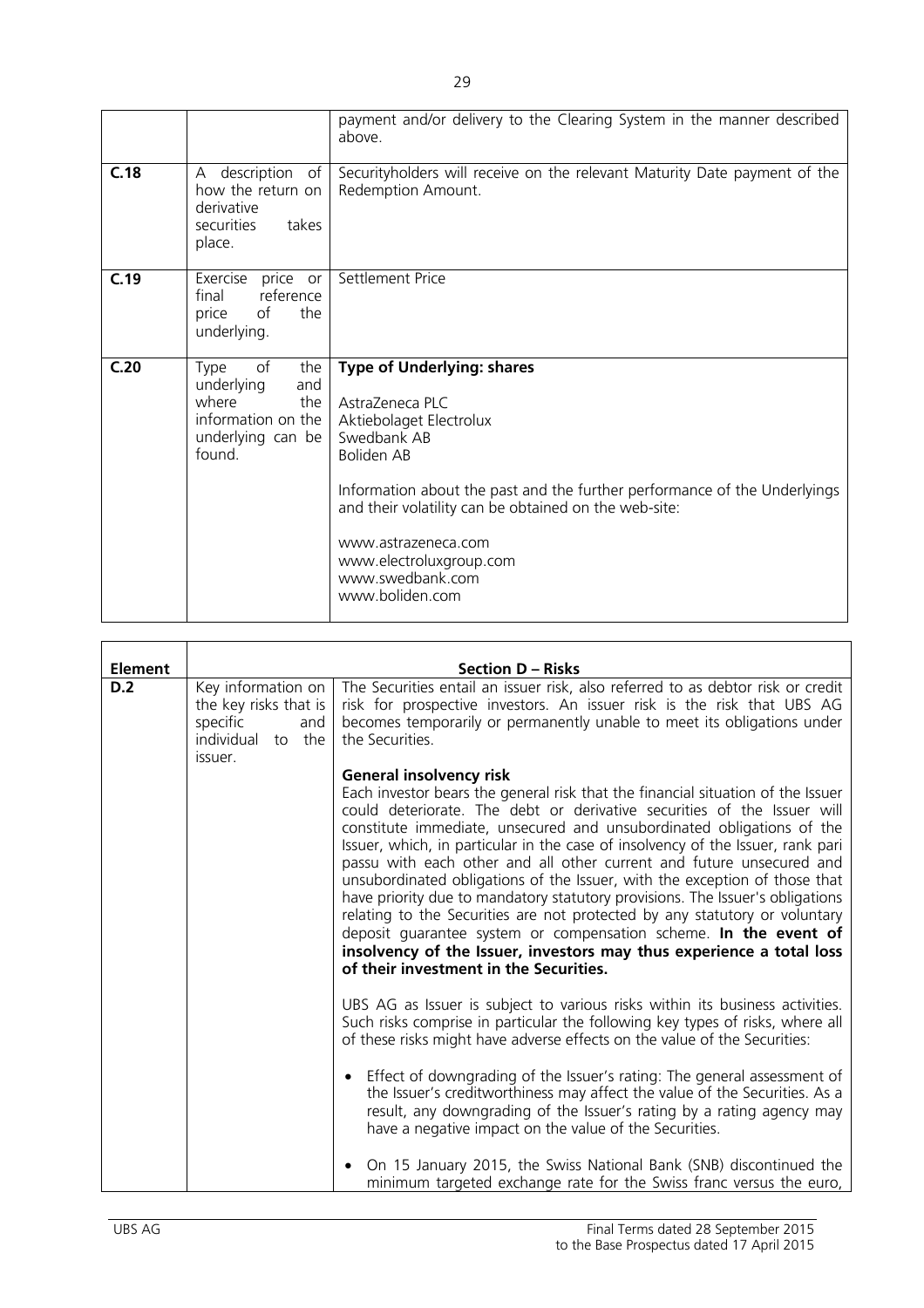| | | |
|---|---|---|
| | | payment and/or delivery to the Clearing System in the manner described above. |
| **C.18** | A description of how the return on derivative securities takes place. | Securityholders will receive on the relevant Maturity Date payment of the Redemption Amount. |
| **C.19** | Exercise price or final reference price of the underlying. | Settlement Price |
| **C.20** | Type of the underlying and where the information on the underlying can be found. | **Type of Underlying: shares**<br><br>AstraZeneca PLC<br>Aktiebolaget Electrolux<br>Swedbank AB<br>Boliden AB<br><br>Information about the past and the further performance of the Underlyings and their volatility can be obtained on the web-site:<br><br>www.astrazeneca.com<br>www.electroluxgroup.com<br>www.swedbank.com<br>www.boliden.com |

| **Element** | **Section D – Risks** | |
|---|---|---|
| **D.2** | Key information on the key risks that is specific and individual to the issuer. | The Securities entail an issuer risk, also referred to as debtor risk or credit risk for prospective investors. An issuer risk is the risk that UBS AG becomes temporarily or permanently unable to meet its obligations under the Securities.<br><br>**General insolvency risk**<br>Each investor bears the general risk that the financial situation of the Issuer could deteriorate. The debt or derivative securities of the Issuer will constitute immediate, unsecured and unsubordinated obligations of the Issuer, which, in particular in the case of insolvency of the Issuer, rank pari passu with each other and all other current and future unsecured and unsubordinated obligations of the Issuer, with the exception of those that have priority due to mandatory statutory provisions. The Issuer's obligations relating to the Securities are not protected by any statutory or voluntary deposit guarantee system or compensation scheme. **In the event of insolvency of the Issuer, investors may thus experience a total loss of their investment in the Securities.**<br><br>UBS AG as Issuer is subject to various risks within its business activities. Such risks comprise in particular the following key types of risks, where all of these risks might have adverse effects on the value of the Securities:<br><br>• Effect of downgrading of the Issuer's rating: The general assessment of the Issuer's creditworthiness may affect the value of the Securities. As a result, any downgrading of the Issuer's rating by a rating agency may have a negative impact on the value of the Securities.<br><br>• On 15 January 2015, the Swiss National Bank (SNB) discontinued the minimum targeted exchange rate for the Swiss franc versus the euro, |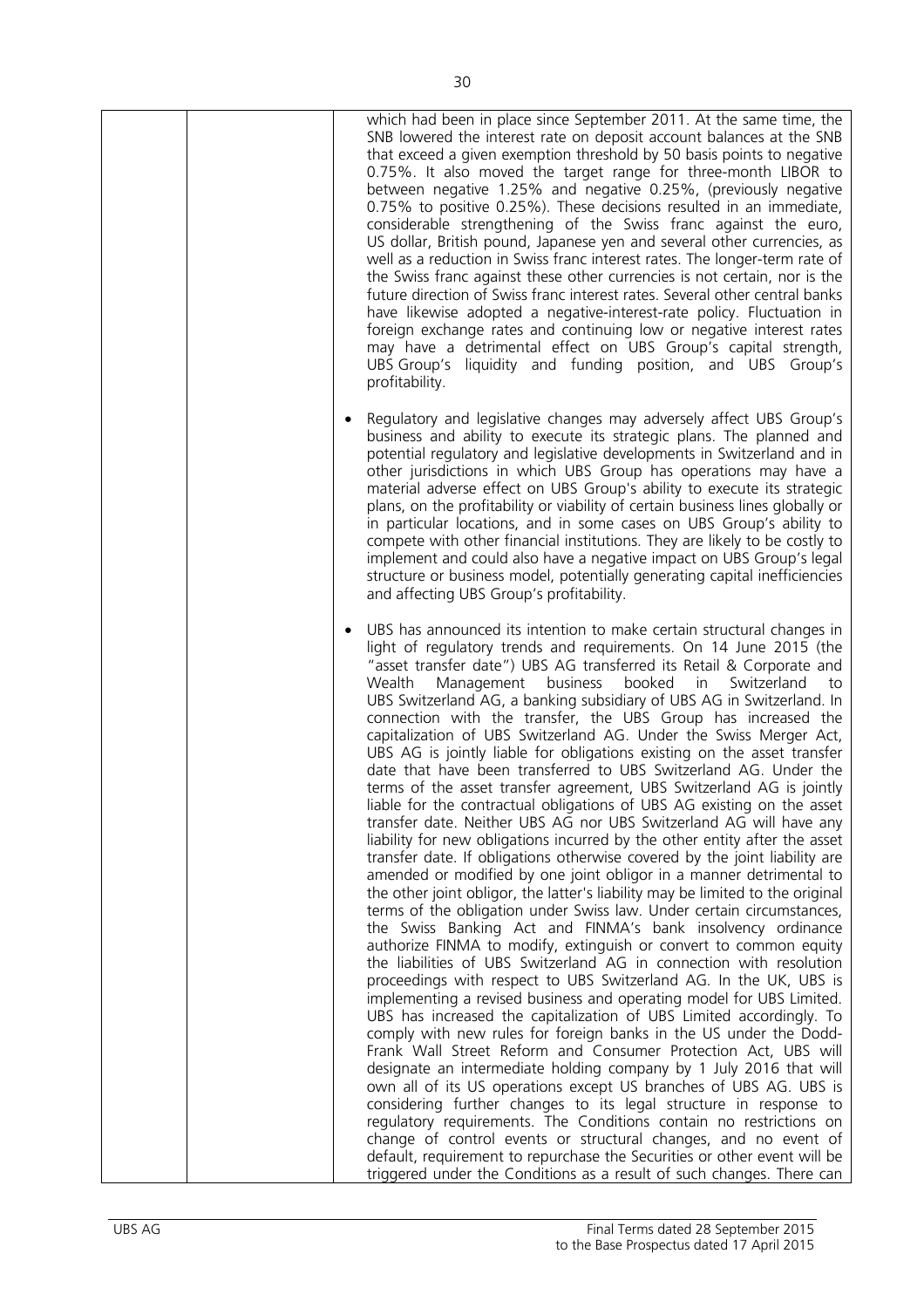| | | which had been in place since September 2011. At the same time, the SNB lowered the interest rate on deposit account balances at the SNB that exceed a given exemption threshold by 50 basis points to negative 0.75%. It also moved the target range for three-month LIBOR to between negative 1.25% and negative 0.25%, (previously negative 0.75% to positive 0.25%). These decisions resulted in an immediate, considerable strengthening of the Swiss franc against the euro, US dollar, British pound, Japanese yen and several other currencies, as well as a reduction in Swiss franc interest rates. The longer-term rate of the Swiss franc against these other currencies is not certain, nor is the future direction of Swiss franc interest rates. Several other central banks have likewise adopted a negative-interest-rate policy. Fluctuation in foreign exchange rates and continuing low or negative interest rates may have a detrimental effect on UBS Group's capital strength, UBS Group's liquidity and funding position, and UBS Group's profitability.<br><br>• Regulatory and legislative changes may adversely affect UBS Group's business and ability to execute its strategic plans. The planned and potential regulatory and legislative developments in Switzerland and in other jurisdictions in which UBS Group has operations may have a material adverse effect on UBS Group's ability to execute its strategic plans, on the profitability or viability of certain business lines globally or in particular locations, and in some cases on UBS Group's ability to compete with other financial institutions. They are likely to be costly to implement and could also have a negative impact on UBS Group's legal structure or business model, potentially generating capital inefficiencies and affecting UBS Group's profitability.<br><br>• UBS has announced its intention to make certain structural changes in light of regulatory trends and requirements. On 14 June 2015 (the "asset transfer date") UBS AG transferred its Retail & Corporate and Wealth Management business booked in Switzerland to UBS Switzerland AG, a banking subsidiary of UBS AG in Switzerland. In connection with the transfer, the UBS Group has increased the capitalization of UBS Switzerland AG. Under the Swiss Merger Act, UBS AG is jointly liable for obligations existing on the asset transfer date that have been transferred to UBS Switzerland AG. Under the terms of the asset transfer agreement, UBS Switzerland AG is jointly liable for the contractual obligations of UBS AG existing on the asset transfer date. Neither UBS AG nor UBS Switzerland AG will have any liability for new obligations incurred by the other entity after the asset transfer date. If obligations otherwise covered by the joint liability are amended or modified by one joint obligor in a manner detrimental to the other joint obligor, the latter's liability may be limited to the original terms of the obligation under Swiss law. Under certain circumstances, the Swiss Banking Act and FINMA's bank insolvency ordinance authorize FINMA to modify, extinguish or convert to common equity the liabilities of UBS Switzerland AG in connection with resolution proceedings with respect to UBS Switzerland AG. In the UK, UBS is implementing a revised business and operating model for UBS Limited. UBS has increased the capitalization of UBS Limited accordingly. To comply with new rules for foreign banks in the US under the Dodd-Frank Wall Street Reform and Consumer Protection Act, UBS will designate an intermediate holding company by 1 July 2016 that will own all of its US operations except US branches of UBS AG. UBS is considering further changes to its legal structure in response to regulatory requirements. The Conditions contain no restrictions on change of control events or structural changes, and no event of default, requirement to repurchase the Securities or other event will be triggered under the Conditions as a result of such changes. There can |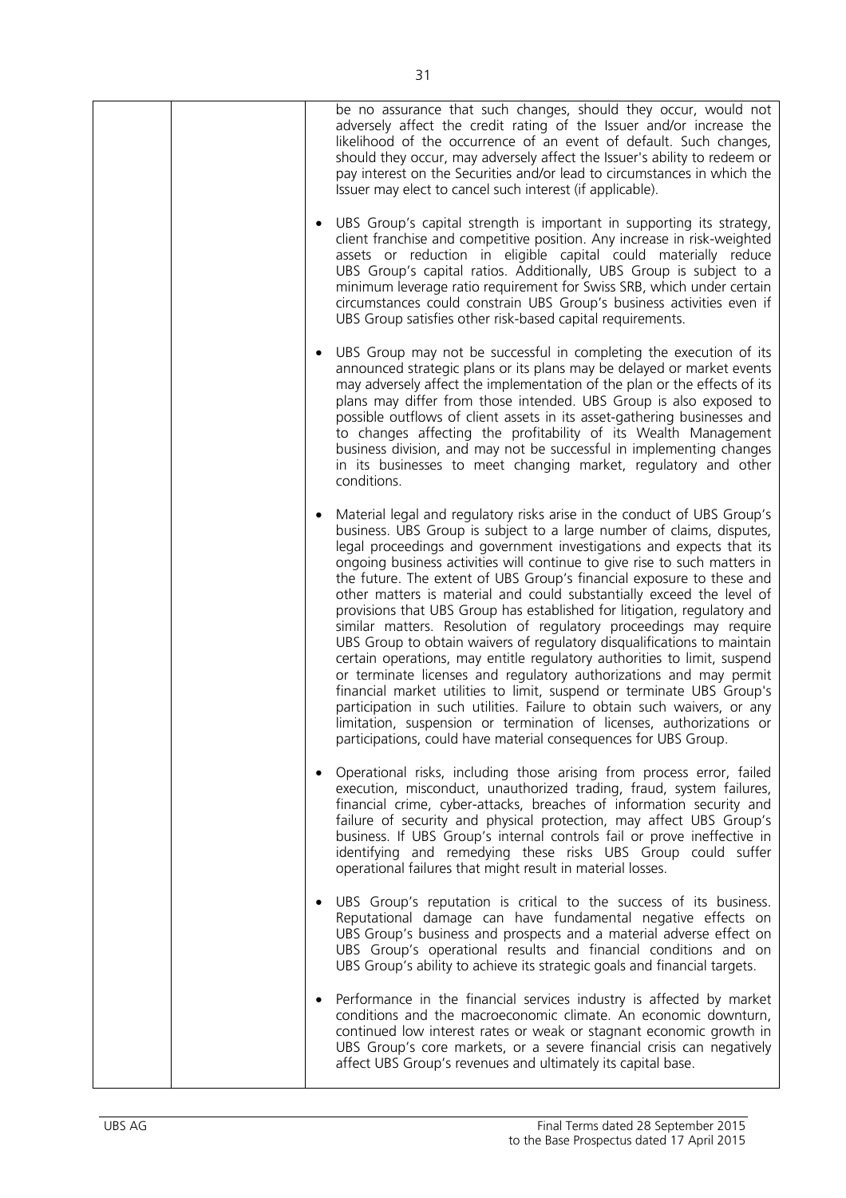| | | be no assurance that such changes, should they occur, would not adversely affect the credit rating of the Issuer and/or increase the likelihood of the occurrence of an event of default. Such changes, should they occur, may adversely affect the Issuer's ability to redeem or pay interest on the Securities and/or lead to circumstances in which the Issuer may elect to cancel such interest (if applicable).<br><br>• UBS Group's capital strength is important in supporting its strategy, client franchise and competitive position. Any increase in risk-weighted assets or reduction in eligible capital could materially reduce UBS Group's capital ratios. Additionally, UBS Group is subject to a minimum leverage ratio requirement for Swiss SRB, which under certain circumstances could constrain UBS Group's business activities even if UBS Group satisfies other risk-based capital requirements.<br><br>• UBS Group may not be successful in completing the execution of its announced strategic plans or its plans may be delayed or market events may adversely affect the implementation of the plan or the effects of its plans may differ from those intended. UBS Group is also exposed to possible outflows of client assets in its asset-gathering businesses and to changes affecting the profitability of its Wealth Management business division, and may not be successful in implementing changes in its businesses to meet changing market, regulatory and other conditions.<br><br>• Material legal and regulatory risks arise in the conduct of UBS Group's business. UBS Group is subject to a large number of claims, disputes, legal proceedings and government investigations and expects that its ongoing business activities will continue to give rise to such matters in the future. The extent of UBS Group's financial exposure to these and other matters is material and could substantially exceed the level of provisions that UBS Group has established for litigation, regulatory and similar matters. Resolution of regulatory proceedings may require UBS Group to obtain waivers of regulatory disqualifications to maintain certain operations, may entitle regulatory authorities to limit, suspend or terminate licenses and regulatory authorizations and may permit financial market utilities to limit, suspend or terminate UBS Group's participation in such utilities. Failure to obtain such waivers, or any limitation, suspension or termination of licenses, authorizations or participations, could have material consequences for UBS Group.<br><br>• Operational risks, including those arising from process error, failed execution, misconduct, unauthorized trading, fraud, system failures, financial crime, cyber-attacks, breaches of information security and failure of security and physical protection, may affect UBS Group's business. If UBS Group's internal controls fail or prove ineffective in identifying and remedying these risks UBS Group could suffer operational failures that might result in material losses.<br><br>• UBS Group's reputation is critical to the success of its business. Reputational damage can have fundamental negative effects on UBS Group's business and prospects and a material adverse effect on UBS Group's operational results and financial conditions and on UBS Group's ability to achieve its strategic goals and financial targets.<br><br>• Performance in the financial services industry is affected by market conditions and the macroeconomic climate. An economic downturn, continued low interest rates or weak or stagnant economic growth in UBS Group's core markets, or a severe financial crisis can negatively affect UBS Group's revenues and ultimately its capital base. |
|---|---|---|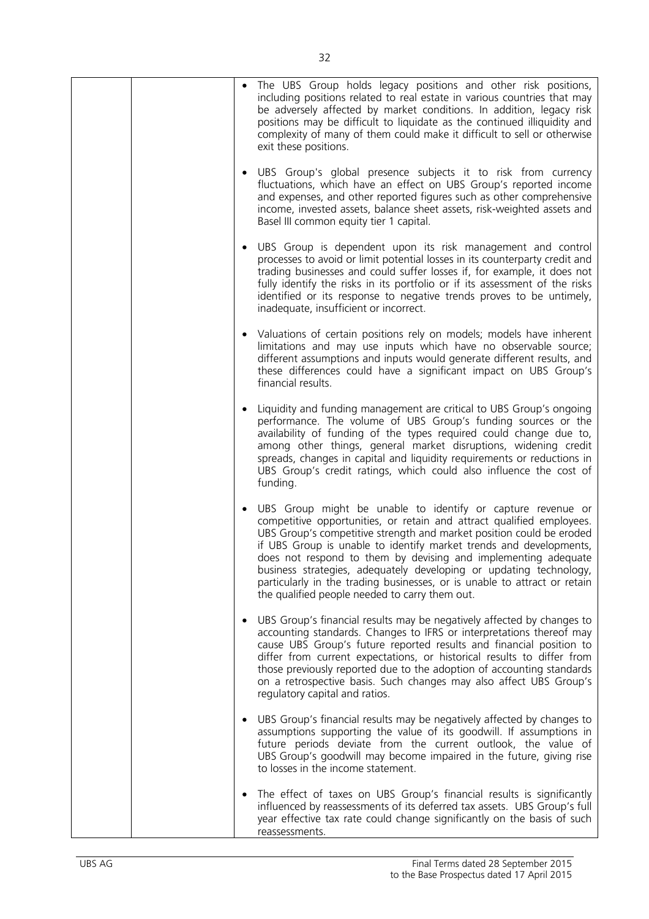| | | • The UBS Group holds legacy positions and other risk positions, including positions related to real estate in various countries that may be adversely affected by market conditions. In addition, legacy risk positions may be difficult to liquidate as the continued illiquidity and complexity of many of them could make it difficult to sell or otherwise exit these positions.<br><br>• UBS Group's global presence subjects it to risk from currency fluctuations, which have an effect on UBS Group's reported income and expenses, and other reported figures such as other comprehensive income, invested assets, balance sheet assets, risk-weighted assets and Basel III common equity tier 1 capital.<br><br>• UBS Group is dependent upon its risk management and control processes to avoid or limit potential losses in its counterparty credit and trading businesses and could suffer losses if, for example, it does not fully identify the risks in its portfolio or if its assessment of the risks identified or its response to negative trends proves to be untimely, inadequate, insufficient or incorrect.<br><br>• Valuations of certain positions rely on models; models have inherent limitations and may use inputs which have no observable source; different assumptions and inputs would generate different results, and these differences could have a significant impact on UBS Group's financial results.<br><br>• Liquidity and funding management are critical to UBS Group's ongoing performance. The volume of UBS Group's funding sources or the availability of funding of the types required could change due to, among other things, general market disruptions, widening credit spreads, changes in capital and liquidity requirements or reductions in UBS Group's credit ratings, which could also influence the cost of funding.<br><br>• UBS Group might be unable to identify or capture revenue or competitive opportunities, or retain and attract qualified employees. UBS Group's competitive strength and market position could be eroded if UBS Group is unable to identify market trends and developments, does not respond to them by devising and implementing adequate business strategies, adequately developing or updating technology, particularly in the trading businesses, or is unable to attract or retain the qualified people needed to carry them out.<br><br>• UBS Group's financial results may be negatively affected by changes to accounting standards. Changes to IFRS or interpretations thereof may cause UBS Group's future reported results and financial position to differ from current expectations, or historical results to differ from those previously reported due to the adoption of accounting standards on a retrospective basis. Such changes may also affect UBS Group's regulatory capital and ratios.<br><br>• UBS Group's financial results may be negatively affected by changes to assumptions supporting the value of its goodwill. If assumptions in future periods deviate from the current outlook, the value of UBS Group's goodwill may become impaired in the future, giving rise to losses in the income statement.<br><br>• The effect of taxes on UBS Group's financial results is significantly influenced by reassessments of its deferred tax assets. UBS Group's full year effective tax rate could change significantly on the basis of such reassessments. |
|---|---|---|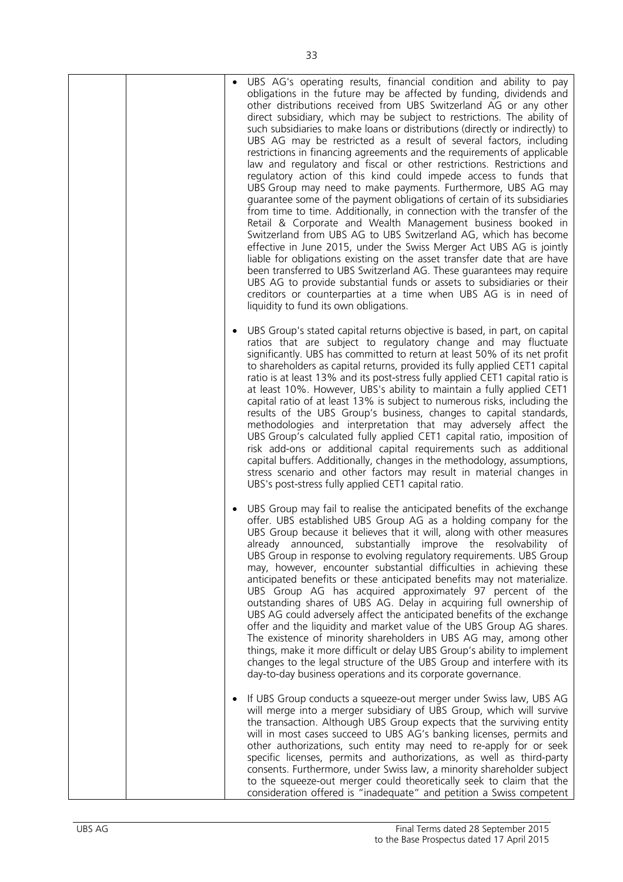| | | • UBS AG's operating results, financial condition and ability to pay obligations in the future may be affected by funding, dividends and other distributions received from UBS Switzerland AG or any other direct subsidiary, which may be subject to restrictions. The ability of such subsidiaries to make loans or distributions (directly or indirectly) to UBS AG may be restricted as a result of several factors, including restrictions in financing agreements and the requirements of applicable law and regulatory and fiscal or other restrictions. Restrictions and regulatory action of this kind could impede access to funds that UBS Group may need to make payments. Furthermore, UBS AG may guarantee some of the payment obligations of certain of its subsidiaries from time to time. Additionally, in connection with the transfer of the Retail & Corporate and Wealth Management business booked in Switzerland from UBS AG to UBS Switzerland AG, which has become effective in June 2015, under the Swiss Merger Act UBS AG is jointly liable for obligations existing on the asset transfer date that are have been transferred to UBS Switzerland AG. These guarantees may require UBS AG to provide substantial funds or assets to subsidiaries or their creditors or counterparties at a time when UBS AG is in need of liquidity to fund its own obligations.<br><br>• UBS Group's stated capital returns objective is based, in part, on capital ratios that are subject to regulatory change and may fluctuate significantly. UBS has committed to return at least 50% of its net profit to shareholders as capital returns, provided its fully applied CET1 capital ratio is at least 13% and its post-stress fully applied CET1 capital ratio is at least 10%. However, UBS's ability to maintain a fully applied CET1 capital ratio of at least 13% is subject to numerous risks, including the results of the UBS Group's business, changes to capital standards, methodologies and interpretation that may adversely affect the UBS Group's calculated fully applied CET1 capital ratio, imposition of risk add-ons or additional capital requirements such as additional capital buffers. Additionally, changes in the methodology, assumptions, stress scenario and other factors may result in material changes in UBS's post-stress fully applied CET1 capital ratio.<br><br>• UBS Group may fail to realise the anticipated benefits of the exchange offer. UBS established UBS Group AG as a holding company for the UBS Group because it believes that it will, along with other measures already announced, substantially improve the resolvability of UBS Group in response to evolving regulatory requirements. UBS Group may, however, encounter substantial difficulties in achieving these anticipated benefits or these anticipated benefits may not materialize. UBS Group AG has acquired approximately 97 percent of the outstanding shares of UBS AG. Delay in acquiring full ownership of UBS AG could adversely affect the anticipated benefits of the exchange offer and the liquidity and market value of the UBS Group AG shares. The existence of minority shareholders in UBS AG may, among other things, make it more difficult or delay UBS Group's ability to implement changes to the legal structure of the UBS Group and interfere with its day-to-day business operations and its corporate governance.<br><br>• If UBS Group conducts a squeeze-out merger under Swiss law, UBS AG will merge into a merger subsidiary of UBS Group, which will survive the transaction. Although UBS Group expects that the surviving entity will in most cases succeed to UBS AG's banking licenses, permits and other authorizations, such entity may need to re-apply for or seek specific licenses, permits and authorizations, as well as third-party consents. Furthermore, under Swiss law, a minority shareholder subject to the squeeze-out merger could theoretically seek to claim that the consideration offered is "inadequate" and petition a Swiss competent |
|---|---|---|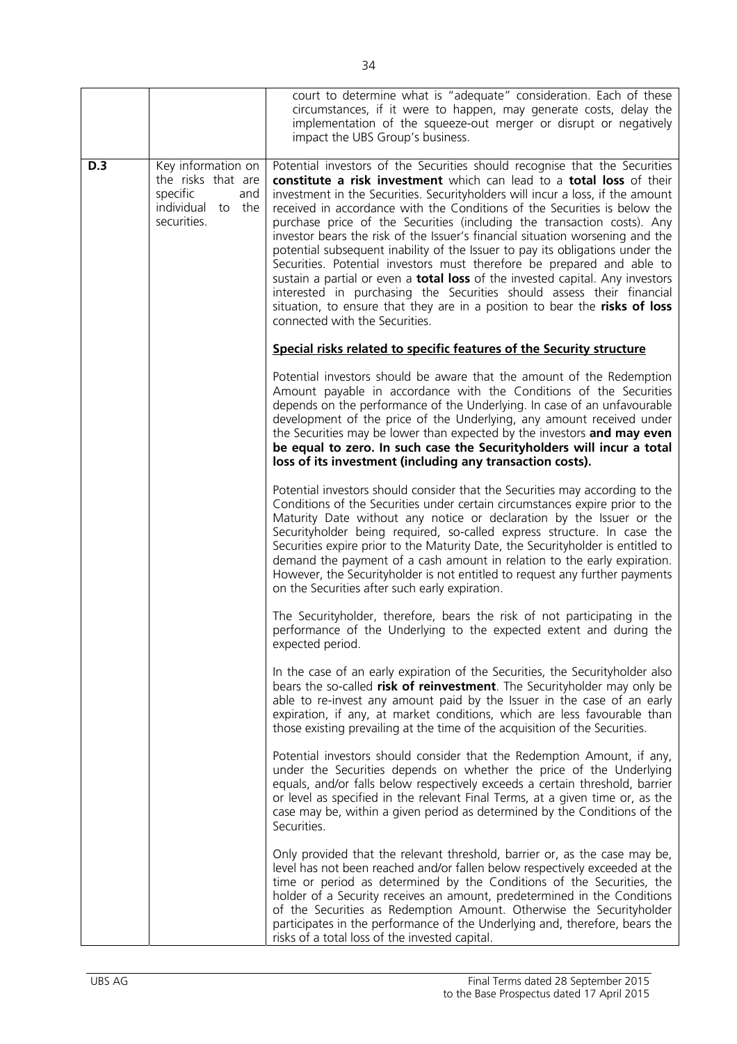| | | |
|---|---|---|
| | | court to determine what is "adequate" consideration. Each of these circumstances, if it were to happen, may generate costs, delay the implementation of the squeeze-out merger or disrupt or negatively impact the UBS Group's business. |
| **D.3** | Key information on the risks that are specific and individual to the securities. | Potential investors of the Securities should recognise that the Securities **constitute a risk investment** which can lead to a **total loss** of their investment in the Securities. Securityholders will incur a loss, if the amount received in accordance with the Conditions of the Securities is below the purchase price of the Securities (including the transaction costs). Any investor bears the risk of the Issuer's financial situation worsening and the potential subsequent inability of the Issuer to pay its obligations under the Securities. Potential investors must therefore be prepared and able to sustain a partial or even a **total loss** of the invested capital. Any investors interested in purchasing the Securities should assess their financial situation, to ensure that they are in a position to bear the **risks of loss** connected with the Securities.<br><br>**<u>Special risks related to specific features of the Security structure</u>**<br><br>Potential investors should be aware that the amount of the Redemption Amount payable in accordance with the Conditions of the Securities depends on the performance of the Underlying. In case of an unfavourable development of the price of the Underlying, any amount received under the Securities may be lower than expected by the investors **and may even be equal to zero. In such case the Securityholders will incur a total loss of its investment (including any transaction costs).**<br><br>Potential investors should consider that the Securities may according to the Conditions of the Securities under certain circumstances expire prior to the Maturity Date without any notice or declaration by the Issuer or the Securityholder being required, so-called express structure. In case the Securities expire prior to the Maturity Date, the Securityholder is entitled to demand the payment of a cash amount in relation to the early expiration. However, the Securityholder is not entitled to request any further payments on the Securities after such early expiration.<br><br>The Securityholder, therefore, bears the risk of not participating in the performance of the Underlying to the expected extent and during the expected period.<br><br>In the case of an early expiration of the Securities, the Securityholder also bears the so-called **risk of reinvestment**. The Securityholder may only be able to re-invest any amount paid by the Issuer in the case of an early expiration, if any, at market conditions, which are less favourable than those existing prevailing at the time of the acquisition of the Securities.<br><br>Potential investors should consider that the Redemption Amount, if any, under the Securities depends on whether the price of the Underlying equals, and/or falls below respectively exceeds a certain threshold, barrier or level as specified in the relevant Final Terms, at a given time or, as the case may be, within a given period as determined by the Conditions of the Securities.<br><br>Only provided that the relevant threshold, barrier or, as the case may be, level has not been reached and/or fallen below respectively exceeded at the time or period as determined by the Conditions of the Securities, the holder of a Security receives an amount, predetermined in the Conditions of the Securities as Redemption Amount. Otherwise the Securityholder participates in the performance of the Underlying and, therefore, bears the risks of a total loss of the invested capital. |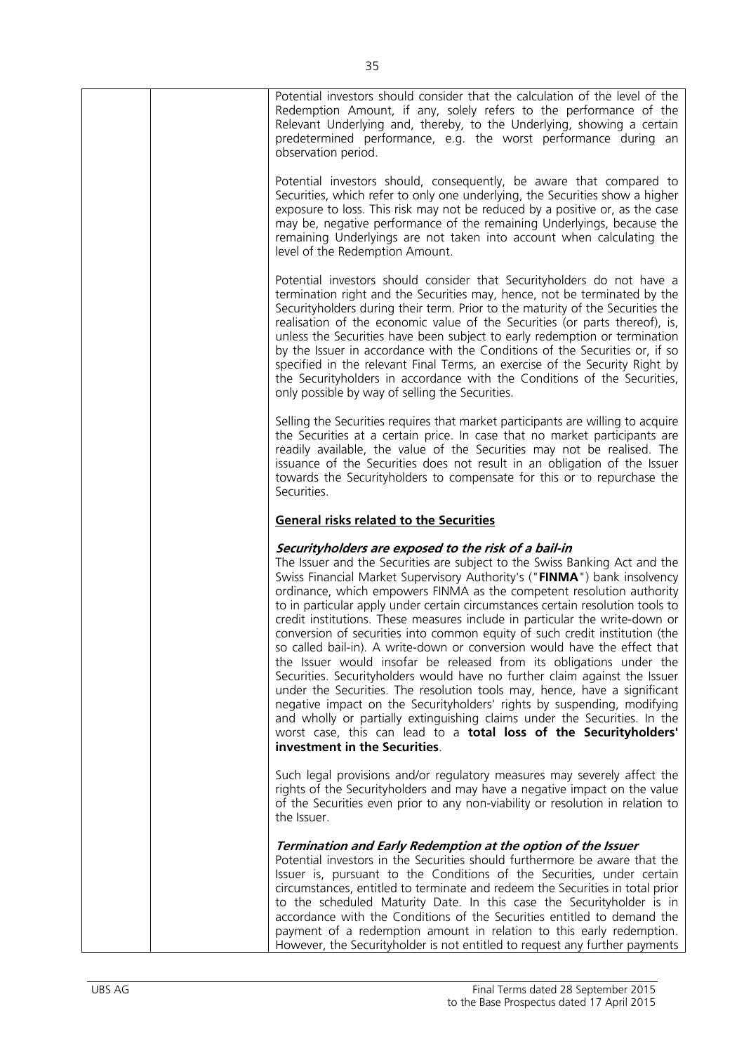Potential investors should consider that the calculation of the level of the Redemption Amount, if any, solely refers to the performance of the Relevant Underlying and, thereby, to the Underlying, showing a certain predetermined performance, e.g. the worst performance during an observation period.

Potential investors should, consequently, be aware that compared to Securities, which refer to only one underlying, the Securities show a higher exposure to loss. This risk may not be reduced by a positive or, as the case may be, negative performance of the remaining Underlyings, because the remaining Underlyings are not taken into account when calculating the level of the Redemption Amount.

Potential investors should consider that Securityholders do not have a termination right and the Securities may, hence, not be terminated by the Securityholders during their term. Prior to the maturity of the Securities the realisation of the economic value of the Securities (or parts thereof), is, unless the Securities have been subject to early redemption or termination by the Issuer in accordance with the Conditions of the Securities or, if so specified in the relevant Final Terms, an exercise of the Security Right by the Securityholders in accordance with the Conditions of the Securities, only possible by way of selling the Securities.

Selling the Securities requires that market participants are willing to acquire the Securities at a certain price. In case that no market participants are readily available, the value of the Securities may not be realised. The issuance of the Securities does not result in an obligation of the Issuer towards the Securityholders to compensate for this or to repurchase the Securities.

**General risks related to the Securities**

***Securityholders are exposed to the risk of a bail-in***

The Issuer and the Securities are subject to the Swiss Banking Act and the Swiss Financial Market Supervisory Authority's ("**FINMA**") bank insolvency ordinance, which empowers FINMA as the competent resolution authority to in particular apply under certain circumstances certain resolution tools to credit institutions. These measures include in particular the write-down or conversion of securities into common equity of such credit institution (the so called bail-in). A write-down or conversion would have the effect that the Issuer would insofar be released from its obligations under the Securities. Securityholders would have no further claim against the Issuer under the Securities. The resolution tools may, hence, have a significant negative impact on the Securityholders' rights by suspending, modifying and wholly or partially extinguishing claims under the Securities. In the worst case, this can lead to a **total loss of the Securityholders' investment in the Securities**.

Such legal provisions and/or regulatory measures may severely affect the rights of the Securityholders and may have a negative impact on the value of the Securities even prior to any non-viability or resolution in relation to the Issuer.

***Termination and Early Redemption at the option of the Issuer***

Potential investors in the Securities should furthermore be aware that the Issuer is, pursuant to the Conditions of the Securities, under certain circumstances, entitled to terminate and redeem the Securities in total prior to the scheduled Maturity Date. In this case the Securityholder is in accordance with the Conditions of the Securities entitled to demand the payment of a redemption amount in relation to this early redemption. However, the Securityholder is not entitled to request any further payments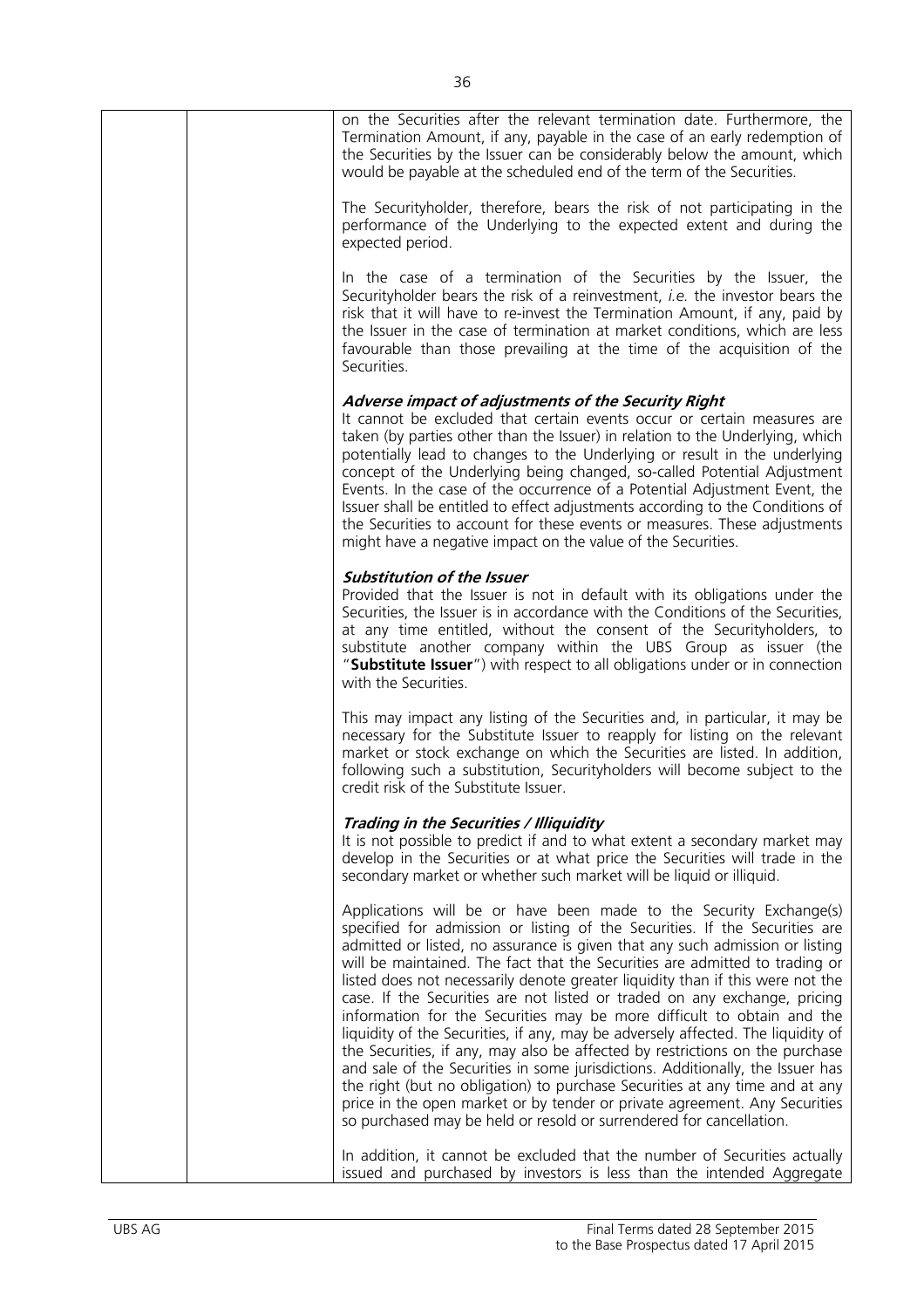on the Securities after the relevant termination date. Furthermore, the Termination Amount, if any, payable in the case of an early redemption of the Securities by the Issuer can be considerably below the amount, which would be payable at the scheduled end of the term of the Securities.

The Securityholder, therefore, bears the risk of not participating in the performance of the Underlying to the expected extent and during the expected period.

In the case of a termination of the Securities by the Issuer, the Securityholder bears the risk of a reinvestment, *i.e.* the investor bears the risk that it will have to re-invest the Termination Amount, if any, paid by the Issuer in the case of termination at market conditions, which are less favourable than those prevailing at the time of the acquisition of the Securities.

***Adverse impact of adjustments of the Security Right***

It cannot be excluded that certain events occur or certain measures are taken (by parties other than the Issuer) in relation to the Underlying, which potentially lead to changes to the Underlying or result in the underlying concept of the Underlying being changed, so-called Potential Adjustment Events. In the case of the occurrence of a Potential Adjustment Event, the Issuer shall be entitled to effect adjustments according to the Conditions of the Securities to account for these events or measures. These adjustments might have a negative impact on the value of the Securities.

***Substitution of the Issuer***

Provided that the Issuer is not in default with its obligations under the Securities, the Issuer is in accordance with the Conditions of the Securities, at any time entitled, without the consent of the Securityholders, to substitute another company within the UBS Group as issuer (the "**Substitute Issuer**") with respect to all obligations under or in connection with the Securities.

This may impact any listing of the Securities and, in particular, it may be necessary for the Substitute Issuer to reapply for listing on the relevant market or stock exchange on which the Securities are listed. In addition, following such a substitution, Securityholders will become subject to the credit risk of the Substitute Issuer.

***Trading in the Securities / Illiquidity***

It is not possible to predict if and to what extent a secondary market may develop in the Securities or at what price the Securities will trade in the secondary market or whether such market will be liquid or illiquid.

Applications will be or have been made to the Security Exchange(s) specified for admission or listing of the Securities. If the Securities are admitted or listed, no assurance is given that any such admission or listing will be maintained. The fact that the Securities are admitted to trading or listed does not necessarily denote greater liquidity than if this were not the case. If the Securities are not listed or traded on any exchange, pricing information for the Securities may be more difficult to obtain and the liquidity of the Securities, if any, may be adversely affected. The liquidity of the Securities, if any, may also be affected by restrictions on the purchase and sale of the Securities in some jurisdictions. Additionally, the Issuer has the right (but no obligation) to purchase Securities at any time and at any price in the open market or by tender or private agreement. Any Securities so purchased may be held or resold or surrendered for cancellation.

In addition, it cannot be excluded that the number of Securities actually issued and purchased by investors is less than the intended Aggregate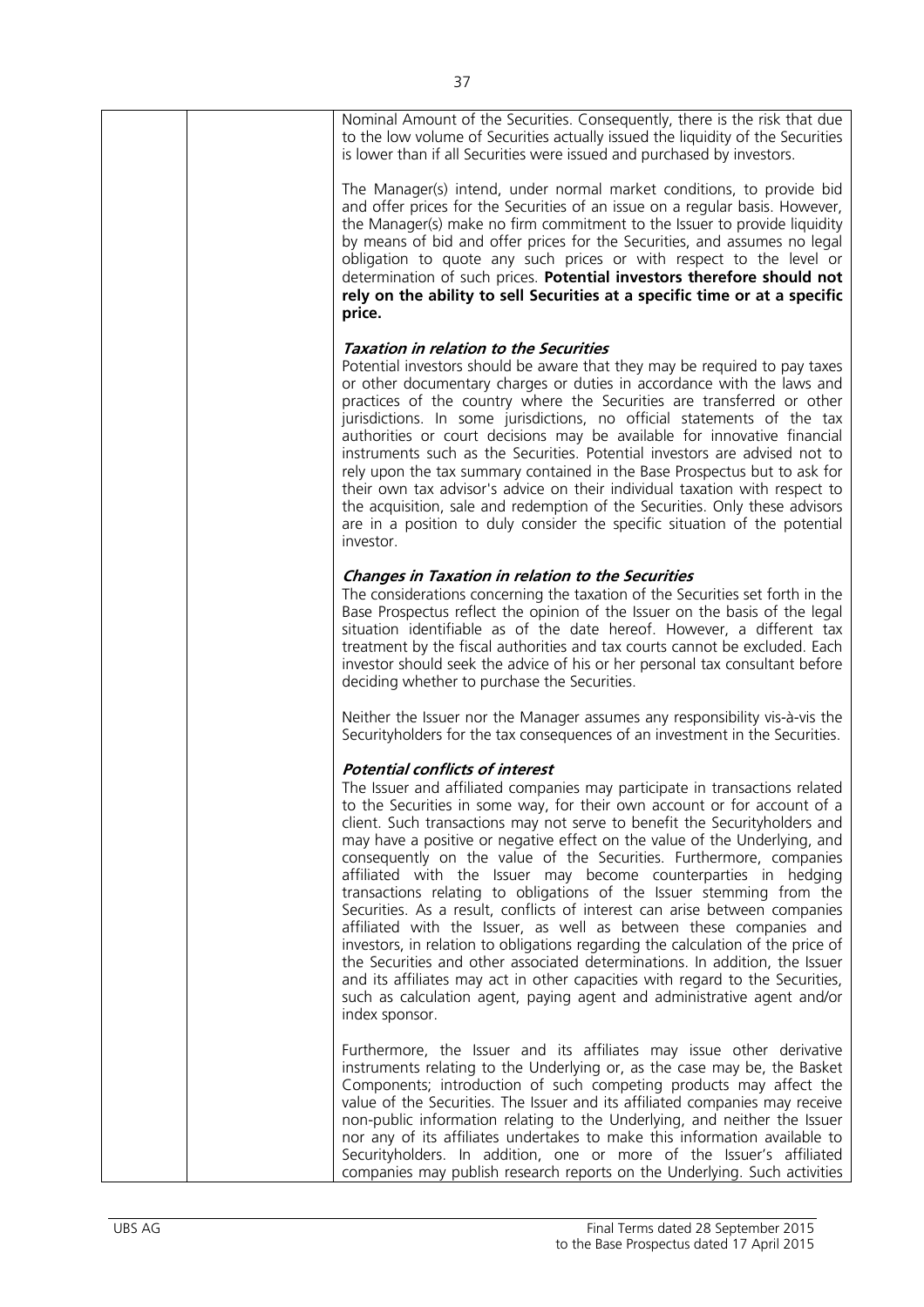Nominal Amount of the Securities. Consequently, there is the risk that due to the low volume of Securities actually issued the liquidity of the Securities is lower than if all Securities were issued and purchased by investors.

The Manager(s) intend, under normal market conditions, to provide bid and offer prices for the Securities of an issue on a regular basis. However, the Manager(s) make no firm commitment to the Issuer to provide liquidity by means of bid and offer prices for the Securities, and assumes no legal obligation to quote any such prices or with respect to the level or determination of such prices. **Potential investors therefore should not rely on the ability to sell Securities at a specific time or at a specific price.**

***Taxation in relation to the Securities***

Potential investors should be aware that they may be required to pay taxes or other documentary charges or duties in accordance with the laws and practices of the country where the Securities are transferred or other jurisdictions. In some jurisdictions, no official statements of the tax authorities or court decisions may be available for innovative financial instruments such as the Securities. Potential investors are advised not to rely upon the tax summary contained in the Base Prospectus but to ask for their own tax advisor's advice on their individual taxation with respect to the acquisition, sale and redemption of the Securities. Only these advisors are in a position to duly consider the specific situation of the potential investor.

***Changes in Taxation in relation to the Securities***

The considerations concerning the taxation of the Securities set forth in the Base Prospectus reflect the opinion of the Issuer on the basis of the legal situation identifiable as of the date hereof. However, a different tax treatment by the fiscal authorities and tax courts cannot be excluded. Each investor should seek the advice of his or her personal tax consultant before deciding whether to purchase the Securities.

Neither the Issuer nor the Manager assumes any responsibility vis-à-vis the Securityholders for the tax consequences of an investment in the Securities.

***Potential conflicts of interest***

The Issuer and affiliated companies may participate in transactions related to the Securities in some way, for their own account or for account of a client. Such transactions may not serve to benefit the Securityholders and may have a positive or negative effect on the value of the Underlying, and consequently on the value of the Securities. Furthermore, companies affiliated with the Issuer may become counterparties in hedging transactions relating to obligations of the Issuer stemming from the Securities. As a result, conflicts of interest can arise between companies affiliated with the Issuer, as well as between these companies and investors, in relation to obligations regarding the calculation of the price of the Securities and other associated determinations. In addition, the Issuer and its affiliates may act in other capacities with regard to the Securities, such as calculation agent, paying agent and administrative agent and/or index sponsor.

Furthermore, the Issuer and its affiliates may issue other derivative instruments relating to the Underlying or, as the case may be, the Basket Components; introduction of such competing products may affect the value of the Securities. The Issuer and its affiliated companies may receive non-public information relating to the Underlying, and neither the Issuer nor any of its affiliates undertakes to make this information available to Securityholders. In addition, one or more of the Issuer's affiliated companies may publish research reports on the Underlying. Such activities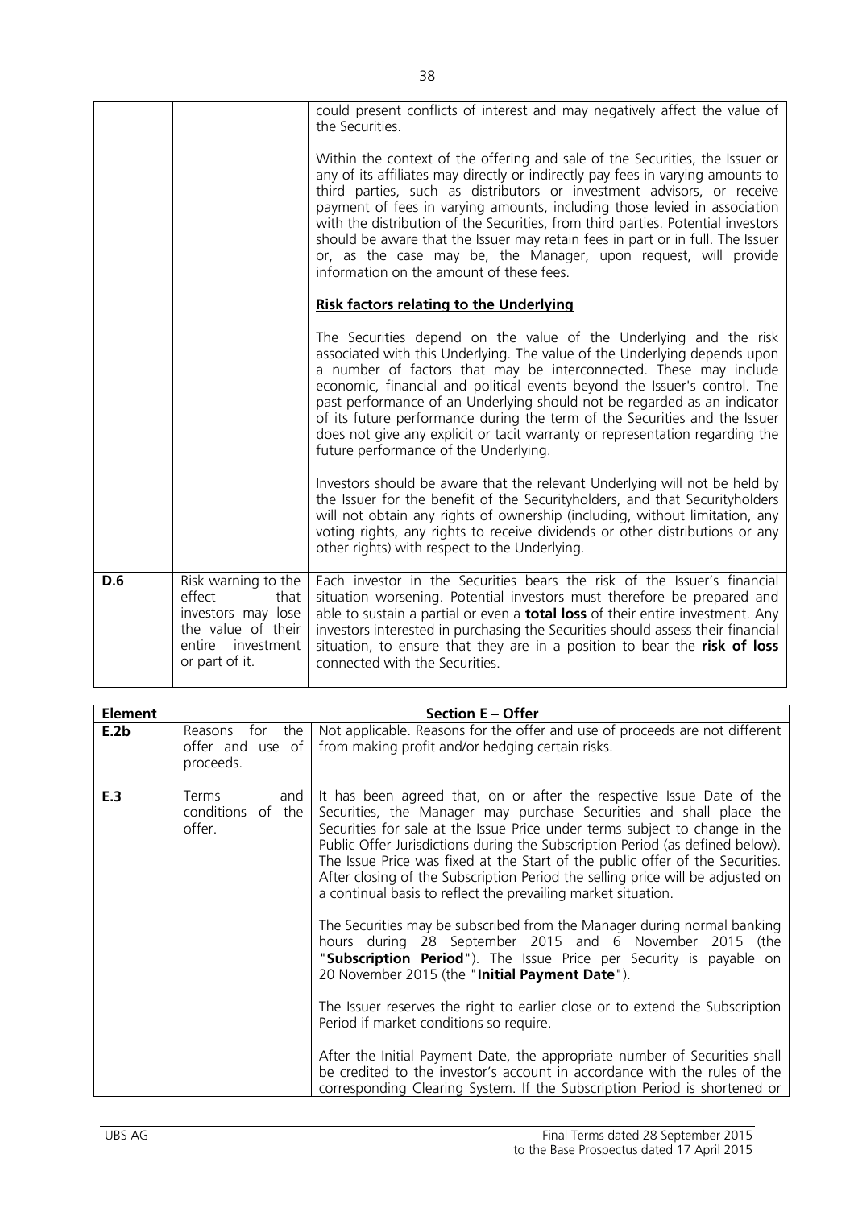| | | could present conflicts of interest and may negatively affect the value of the Securities.<br><br>Within the context of the offering and sale of the Securities, the Issuer or any of its affiliates may directly or indirectly pay fees in varying amounts to third parties, such as distributors or investment advisors, or receive payment of fees in varying amounts, including those levied in association with the distribution of the Securities, from third parties. Potential investors should be aware that the Issuer may retain fees in part or in full. The Issuer or, as the case may be, the Manager, upon request, will provide information on the amount of these fees.<br><br>**Risk factors relating to the Underlying**<br><br>The Securities depend on the value of the Underlying and the risk associated with this Underlying. The value of the Underlying depends upon a number of factors that may be interconnected. These may include economic, financial and political events beyond the Issuer's control. The past performance of an Underlying should not be regarded as an indicator of its future performance during the term of the Securities and the Issuer does not give any explicit or tacit warranty or representation regarding the future performance of the Underlying.<br><br>Investors should be aware that the relevant Underlying will not be held by the Issuer for the benefit of the Securityholders, and that Securityholders will not obtain any rights of ownership (including, without limitation, any voting rights, any rights to receive dividends or other distributions or any other rights) with respect to the Underlying. |
|---|---|---|
| **D.6** | Risk warning to the effect that investors may lose the value of their entire investment or part of it. | Each investor in the Securities bears the risk of the Issuer's financial situation worsening. Potential investors must therefore be prepared and able to sustain a partial or even a **total loss** of their entire investment. Any investors interested in purchasing the Securities should assess their financial situation, to ensure that they are in a position to bear the **risk of loss** connected with the Securities. |

| **Element** | **Section E – Offer** | |
|---|---|---|
| **E.2b** | Reasons for the offer and use of proceeds. | Not applicable. Reasons for the offer and use of proceeds are not different from making profit and/or hedging certain risks. |
| **E.3** | Terms and conditions of the offer. | It has been agreed that, on or after the respective Issue Date of the Securities, the Manager may purchase Securities and shall place the Securities for sale at the Issue Price under terms subject to change in the Public Offer Jurisdictions during the Subscription Period (as defined below). The Issue Price was fixed at the Start of the public offer of the Securities. After closing of the Subscription Period the selling price will be adjusted on a continual basis to reflect the prevailing market situation.<br><br>The Securities may be subscribed from the Manager during normal banking hours during 28 September 2015 and 6 November 2015 (the "**Subscription Period**"). The Issue Price per Security is payable on 20 November 2015 (the "**Initial Payment Date**").<br><br>The Issuer reserves the right to earlier close or to extend the Subscription Period if market conditions so require.<br><br>After the Initial Payment Date, the appropriate number of Securities shall be credited to the investor's account in accordance with the rules of the corresponding Clearing System. If the Subscription Period is shortened or |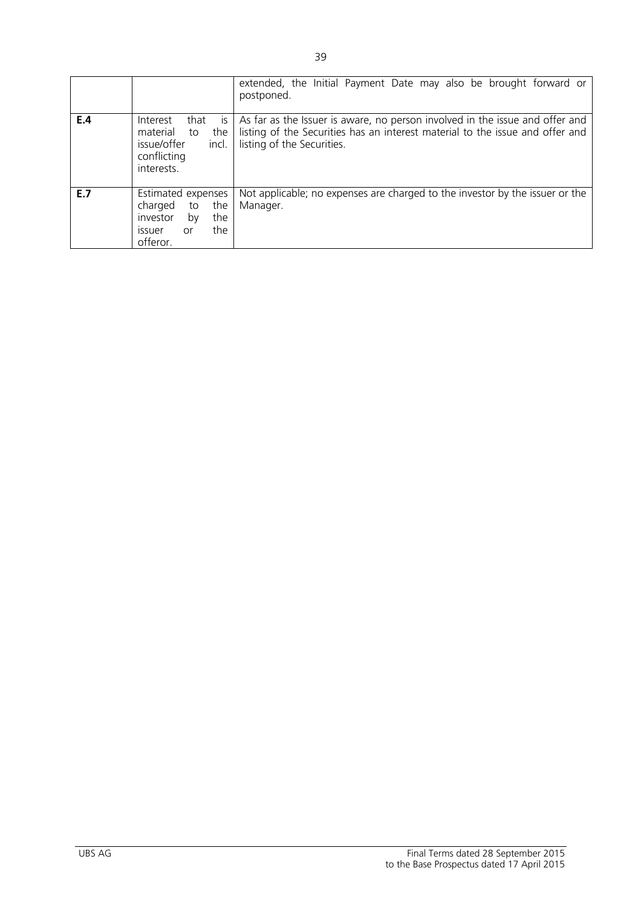| | | |
|---|---|---|
| | | extended, the Initial Payment Date may also be brought forward or postponed. |
| **E.4** | Interest that is material to the issue/offer incl. conflicting interests. | As far as the Issuer is aware, no person involved in the issue and offer and listing of the Securities has an interest material to the issue and offer and listing of the Securities. |
| **E.7** | Estimated expenses charged to the investor by the issuer or the offeror. | Not applicable; no expenses are charged to the investor by the issuer or the Manager. |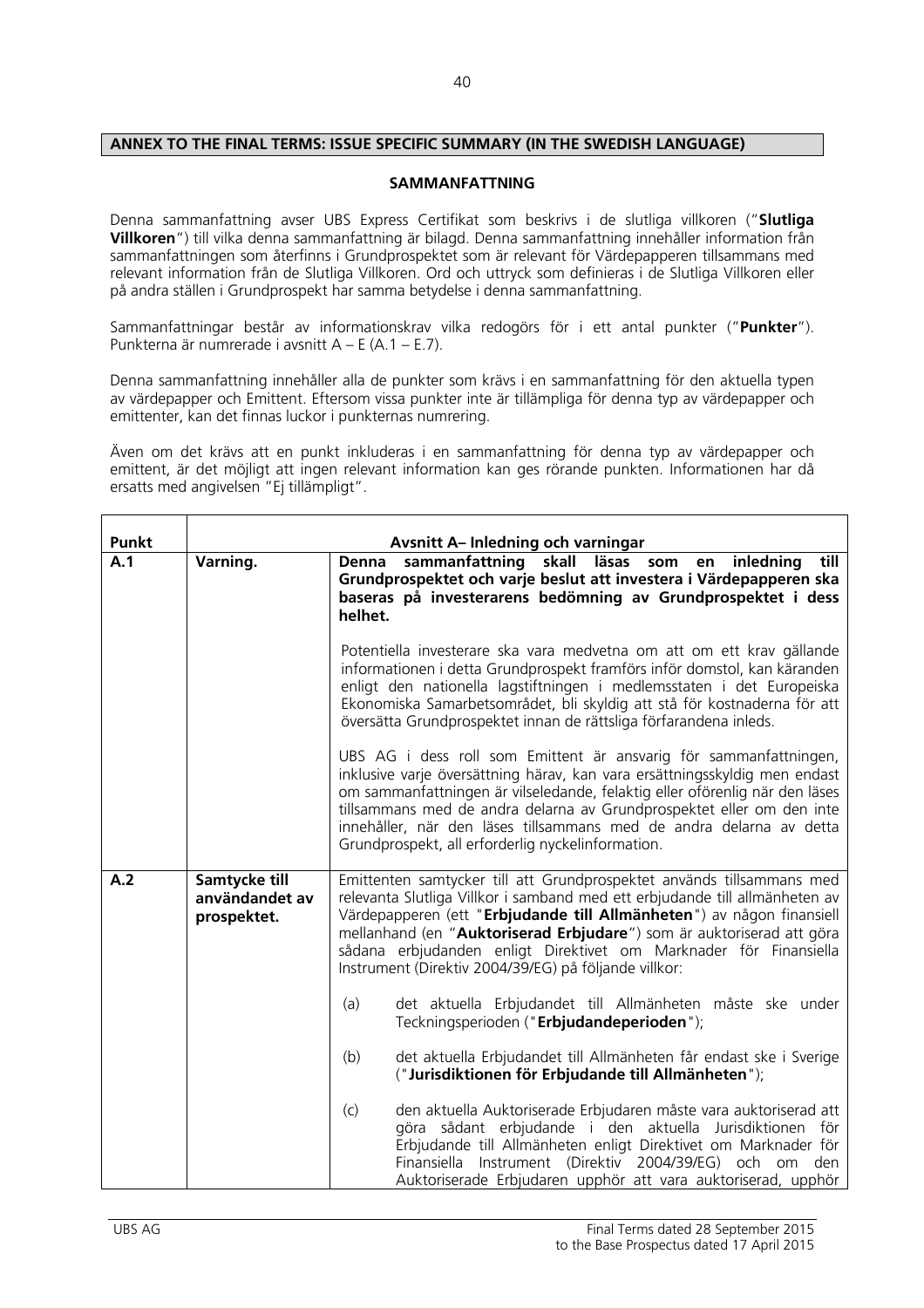**ANNEX TO THE FINAL TERMS: ISSUE SPECIFIC SUMMARY (IN THE SWEDISH LANGUAGE)**

**SAMMANFATTNING**

Denna sammanfattning avser UBS Express Certifikat som beskrivs i de slutliga villkoren ("**Slutliga Villkoren**") till vilka denna sammanfattning är bilagd. Denna sammanfattning innehåller information från sammanfattningen som återfinns i Grundprospektet som är relevant för Värdepapperen tillsammans med relevant information från de Slutliga Villkoren. Ord och uttryck som definieras i de Slutliga Villkoren eller på andra ställen i Grundprospekt har samma betydelse i denna sammanfattning.

Sammanfattningar består av informationskrav vilka redogörs för i ett antal punkter ("**Punkter**"). Punkterna är numrerade i avsnitt A – E (A.1 – E.7).

Denna sammanfattning innehåller alla de punkter som krävs i en sammanfattning för den aktuella typen av värdepapper och Emittent. Eftersom vissa punkter inte är tillämpliga för denna typ av värdepapper och emittenter, kan det finnas luckor i punkternas numrering.

Även om det krävs att en punkt inkluderas i en sammanfattning för denna typ av värdepapper och emittent, är det möjligt att ingen relevant information kan ges rörande punkten. Informationen har då ersatts med angivelsen "Ej tillämpligt".

| Punkt | Avsnitt A– Inledning och varningar | |
|---|---|---|
| **A.1** | **Varning.** | **Denna sammanfattning skall läsas som en inledning till Grundprospektet och varje beslut att investera i Värdepapperen ska baseras på investerarens bedömning av Grundprospektet i dess helhet.**<br><br>Potentiella investerare ska vara medvetna om att om ett krav gällande informationen i detta Grundprospekt framförs inför domstol, kan käranden enligt den nationella lagstiftningen i medlemsstaten i det Europeiska Ekonomiska Samarbetsområdet, bli skyldig att stå för kostnaderna för att översätta Grundprospektet innan de rättsliga förfarandena inleds.<br><br>UBS AG i dess roll som Emittent är ansvarig för sammanfattningen, inklusive varje översättning härav, kan vara ersättningsskyldig men endast om sammanfattningen är vilseledande, felaktig eller oförenlig när den läses tillsammans med de andra delarna av Grundprospektet eller om den inte innehåller, när den läses tillsammans med de andra delarna av detta Grundprospekt, all erforderlig nyckelinformation. |
| **A.2** | **Samtycke till användandet av prospektet.** | Emittenten samtycker till att Grundprospektet används tillsammans med relevanta Slutliga Villkor i samband med ett erbjudande till allmänheten av Värdepapperen (ett "**Erbjudande till Allmänheten**") av någon finansiell mellanhand (en "**Auktoriserad Erbjudare**") som är auktoriserad att göra sådana erbjudanden enligt Direktivet om Marknader för Finansiella Instrument (Direktiv 2004/39/EG) på följande villkor:<br><br>(a) det aktuella Erbjudandet till Allmänheten måste ske under Teckningsperioden ("**Erbjudandeperioden**");<br><br>(b) det aktuella Erbjudandet till Allmänheten får endast ske i Sverige ("**Jurisdiktionen för Erbjudande till Allmänheten**");<br><br>(c) den aktuella Auktoriserade Erbjudaren måste vara auktoriserad att göra sådant erbjudande i den aktuella Jurisdiktionen för Erbjudande till Allmänheten enligt Direktivet om Marknader för Finansiella Instrument (Direktiv 2004/39/EG) och om den Auktoriserade Erbjudaren upphör att vara auktoriserad, upphör |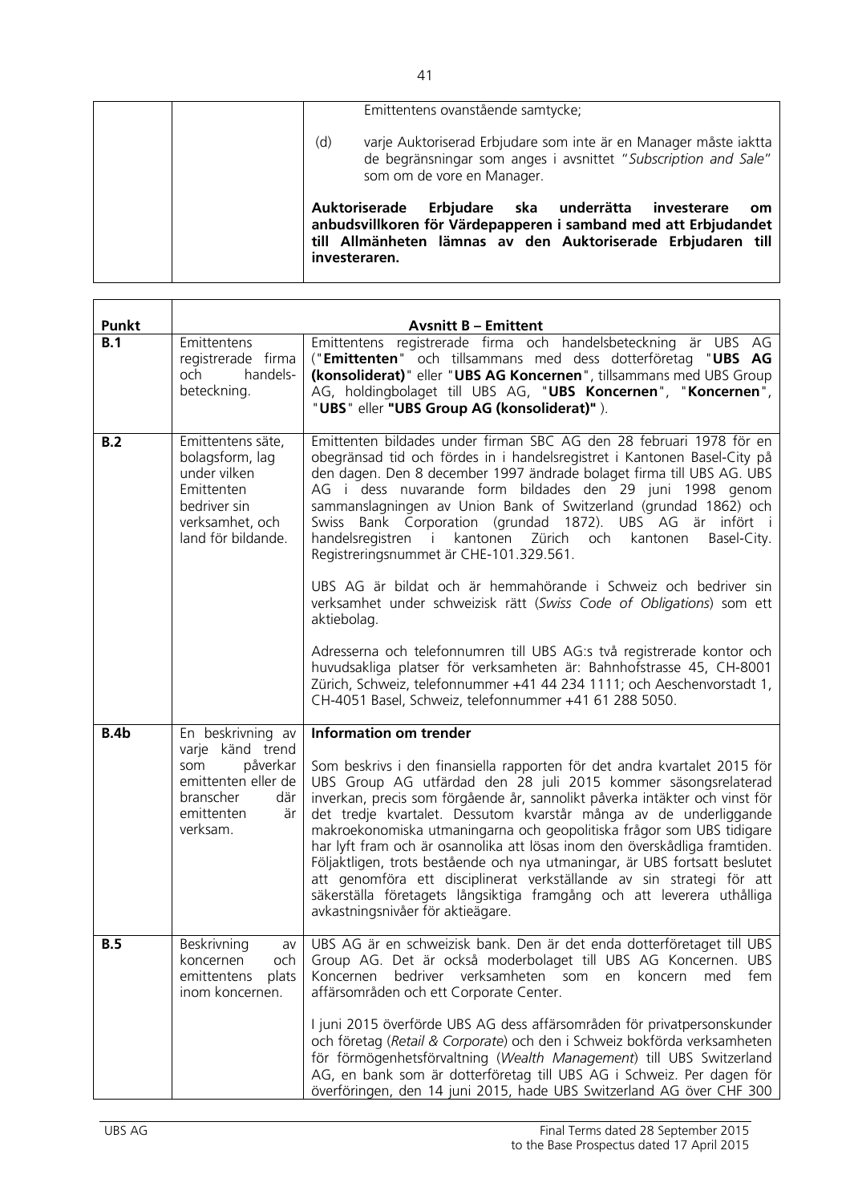| | | Emittentens ovanstående samtycke;<br><br>(d) varje Auktoriserad Erbjudare som inte är en Manager måste iaktta de begränsningar som anges i avsnittet "*Subscription and Sale*" som om de vore en Manager.<br><br>**Auktoriserade Erbjudare ska underrätta investerare om anbudsvillkoren för Värdepapperen i samband med att Erbjudandet till Allmänheten lämnas av den Auktoriserade Erbjudaren till investeraren.** |
|---|---|---|

| **Punkt** | | **Avsnitt B – Emittent** |
|---|---|---|
| **B.1** | Emittentens registrerade firma och handels-beteckning. | Emittentens registrerade firma och handelsbeteckning är UBS AG ("**Emittenten**" och tillsammans med dess dotterföretag "**UBS AG (konsoliderat)**" eller "**UBS AG Koncernen**", tillsammans med UBS Group AG, holdingbolaget till UBS AG, "**UBS Koncernen**", "**Koncernen**", "**UBS**" eller **"UBS Group AG (konsoliderat)"** ). |
| **B.2** | Emittentens säte, bolagsform, lag under vilken Emittenten bedriver sin verksamhet, och land för bildande. | Emittenten bildades under firman SBC AG den 28 februari 1978 för en obegränsad tid och fördes in i handelsregistret i Kantonen Basel-City på den dagen. Den 8 december 1997 ändrade bolaget firma till UBS AG. UBS AG i dess nuvarande form bildades den 29 juni 1998 genom sammanslagningen av Union Bank of Switzerland (grundad 1862) och Swiss Bank Corporation (grundad 1872). UBS AG är infört i handelsregistren i kantonen Zürich och kantonen Basel-City. Registreringsnummet är CHE-101.329.561.<br><br>UBS AG är bildat och är hemmahörande i Schweiz och bedriver sin verksamhet under schweizisk rätt (*Swiss Code of Obligations*) som ett aktiebolag.<br><br>Adresserna och telefonnumren till UBS AG:s två registrerade kontor och huvudsakliga platser för verksamheten är: Bahnhofstrasse 45, CH-8001 Zürich, Schweiz, telefonnummer +41 44 234 1111; och Aeschenvorstadt 1, CH-4051 Basel, Schweiz, telefonnummer +41 61 288 5050. |
| **B.4b** | En beskrivning av varje känd trend som påverkar emittenten eller de branscher där emittenten är verksam. | **Information om trender**<br><br>Som beskrivs i den finansiella rapporten för det andra kvartalet 2015 för UBS Group AG utfärdad den 28 juli 2015 kommer säsongsrelaterad inverkan, precis som förgående år, sannolikt påverka intäkter och vinst för det tredje kvartalet. Dessutom kvarstår många av de underliggande makroekonomiska utmaningarna och geopolitiska frågor som UBS tidigare har lyft fram och är osannolika att lösas inom den överskådliga framtiden. Följaktligen, trots bestående och nya utmaningar, är UBS fortsatt beslutet att genomföra ett disciplinerat verkställande av sin strategi för att säkerställa företagets långsiktiga framgång och att leverera uthålliga avkastningsnivåer för aktieägare. |
| **B.5** | Beskrivning av koncernen och emittentens plats inom koncernen. | UBS AG är en schweizisk bank. Den är det enda dotterföretaget till UBS Group AG. Det är också moderbolaget till UBS AG Koncernen. UBS Koncernen bedriver verksamheten som en koncern med fem affärsområden och ett Corporate Center.<br><br>I juni 2015 överförde UBS AG dess affärsområden för privatpersonskunder och företag (*Retail & Corporate*) och den i Schweiz bokförda verksamheten för förmögenhetsförvaltning (*Wealth Management*) till UBS Switzerland AG, en bank som är dotterföretag till UBS AG i Schweiz. Per dagen för överföringen, den 14 juni 2015, hade UBS Switzerland AG över CHF 300 |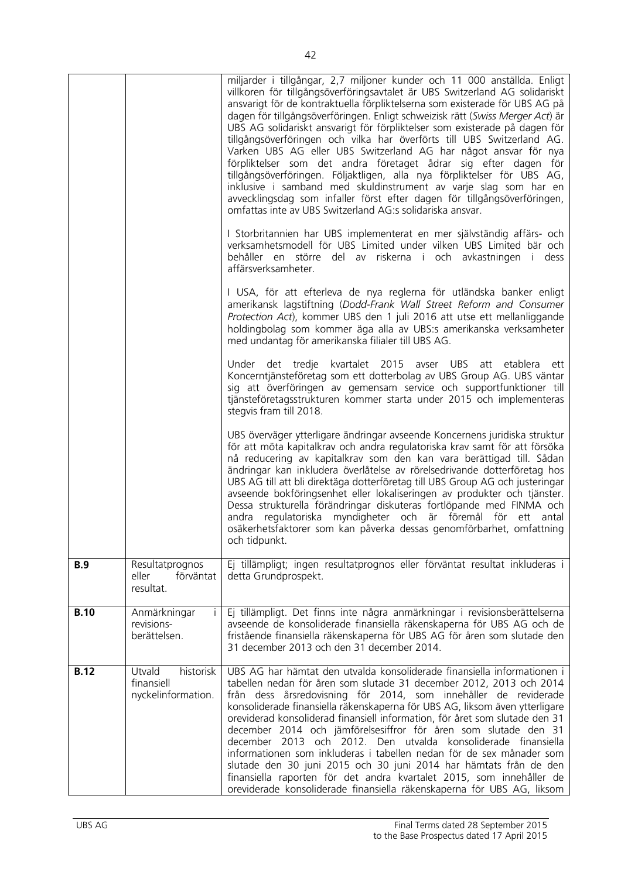| | | |
|---|---|---|
| | | miljarder i tillgångar, 2,7 miljoner kunder och 11 000 anställda. Enligt villkoren för tillgångsöverföringsavtalet är UBS Switzerland AG solidariskt ansvarigt för de kontraktuella förpliktelserna som existerade för UBS AG på dagen för tillgångsöverföringen. Enligt schweizisk rätt (*Swiss Merger Act*) är UBS AG solidariskt ansvarigt för förpliktelser som existerade på dagen för tillgångsöverföringen och vilka har överförts till UBS Switzerland AG. Varken UBS AG eller UBS Switzerland AG har något ansvar för nya förpliktelser som det andra företaget ådrar sig efter dagen för tillgångsöverföringen. Följaktligen, alla nya förpliktelser för UBS AG, inklusive i samband med skuldinstrument av varje slag som har en avvecklingsdag som infaller först efter dagen för tillgångsöverföringen, omfattas inte av UBS Switzerland AG:s solidariska ansvar.<br><br>I Storbritannien har UBS implementerat en mer självständig affärs- och verksamhetsmodell för UBS Limited under vilken UBS Limited bär och behåller en större del av riskerna i och avkastningen i dess affärsverksamheter.<br><br>I USA, för att efterleva de nya reglerna för utländska banker enligt amerikansk lagstiftning (*Dodd-Frank Wall Street Reform and Consumer Protection Act*), kommer UBS den 1 juli 2016 att utse ett mellanliggande holdingbolag som kommer äga alla av UBS:s amerikanska verksamheter med undantag för amerikanska filialer till UBS AG.<br><br>Under det tredje kvartalet 2015 avser UBS att etablera ett Koncerntjänsteföretag som ett dotterbolag av UBS Group AG. UBS väntar sig att överföringen av gemensam service och supportfunktioner till tjänsteföretagsstrukturen kommer starta under 2015 och implementeras stegvis fram till 2018.<br><br>UBS överväger ytterligare ändringar avseende Koncernens juridiska struktur för att möta kapitalkrav och andra regulatoriska krav samt för att försöka nå reducering av kapitalkrav som den kan vara berättigad till. Sådan ändringar kan inkludera överlåtelse av rörelsedrivande dotterföretag hos UBS AG till att bli direktägda dotterföretag till UBS Group AG och justeringar avseende bokföringsenhet eller lokaliseringen av produkter och tjänster. Dessa strukturella förändringar diskuteras fortlöpande med FINMA och andra regulatoriska myndigheter och är föremål för ett antal osäkerhetsfaktorer som kan påverka dessas genomförbarhet, omfattning och tidpunkt. |
| **B.9** | Resultatprognos eller förväntat resultat. | Ej tillämpligt; ingen resultatprognos eller förväntat resultat inkluderas i detta Grundprospekt. |
| **B.10** | Anmärkningar i revisions-berättelsen. | Ej tillämpligt. Det finns inte några anmärkningar i revisionsberättelserna avseende de konsoliderade finansiella räkenskaperna för UBS AG och de fristående finansiella räkenskaperna för UBS AG för åren som slutade den 31 december 2013 och den 31 december 2014. |
| **B.12** | Utvald historisk finansiell nyckelinformation. | UBS AG har hämtat den utvalda konsoliderade finansiella informationen i tabellen nedan för åren som slutade 31 december 2012, 2013 och 2014 från dess årsredovisning för 2014, som innehåller de reviderade konsoliderade finansiella räkenskaperna för UBS AG, liksom även ytterligare oreviderad konsoliderad finansiell information, för året som slutade den 31 december 2014 och jämförelsesiffror för åren som slutade den 31 december 2013 och 2012. Den utvalda konsoliderade finansiella informationen som inkluderas i tabellen nedan för de sex månader som slutade den 30 juni 2015 och 30 juni 2014 har hämtats från de den finansiella raporten för det andra kvartalet 2015, som innehåller de oreviderade konsoliderade finansiella räkenskaperna för UBS AG, liksom |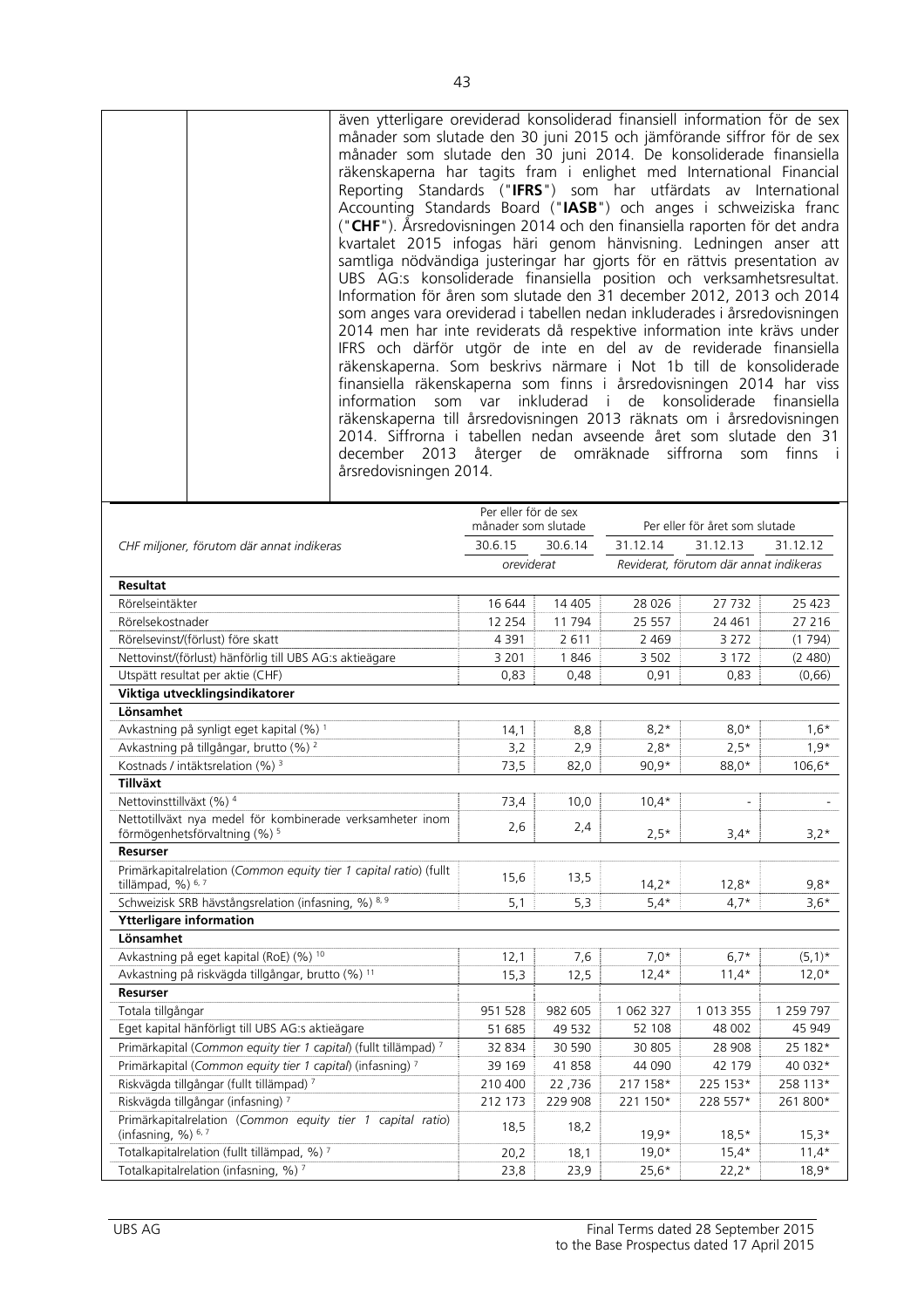| | | även ytterligare oreviderad konsoliderad finansiell information för de sex månader som slutade den 30 juni 2015 och jämförande siffror för de sex månader som slutade den 30 juni 2014. De konsoliderade finansiella räkenskaperna har tagits fram i enlighet med International Financial Reporting Standards ("**IFRS**") som har utfärdats av International Accounting Standards Board ("**IASB**") och anges i schweiziska franc ("**CHF**"). Årsredovisningen 2014 och den finansiella raporten för det andra kvartalet 2015 infogas häri genom hänvisning. Ledningen anser att samtliga nödvändiga justeringar har gjorts för en rättvis presentation av UBS AG:s konsoliderade finansiella position och verksamhetsresultat. Information för åren som slutade den 31 december 2012, 2013 och 2014 som anges vara oreviderad i tabellen nedan inkluderades i årsredovisningen 2014 men har inte reviderats då respektive information inte krävs under IFRS och därför utgör de inte en del av de reviderade finansiella räkenskaperna. Som beskrivs närmare i Not 1b till de konsoliderade finansiella räkenskaperna som finns i årsredovisningen 2014 har viss information som var inkluderad i de konsoliderade finansiella räkenskaperna till årsredovisningen 2013 räknats om i årsredovisningen 2014. Siffrorna i tabellen nedan avseende året som slutade den 31 december 2013 återger de omräknade siffrorna som finns i årsredovisningen 2014. |
|---|---|---|

| | Per eller för de sex månader som slutade | | Per eller för året som slutade | | |
|---|---|---|---|---|---|
| *CHF miljoner, förutom där annat indikeras* | 30.6.15 | 30.6.14 | 31.12.14 | 31.12.13 | 31.12.12 |
| | *oreviderat* | | *Reviderat, förutom där annat indikeras* | | |
| **Resultat** | | | | | |
| Rörelseintäkter | 16 644 | 14 405 | 28 026 | 27 732 | 25 423 |
| Rörelsekostnader | 12 254 | 11 794 | 25 557 | 24 461 | 27 216 |
| Rörelsevinst/(förlust) före skatt | 4 391 | 2 611 | 2 469 | 3 272 | (1 794) |
| Nettovinst/(förlust) hänförlig till UBS AG:s aktieägare | 3 201 | 1 846 | 3 502 | 3 172 | (2 480) |
| Utspätt resultat per aktie (CHF) | 0,83 | 0,48 | 0,91 | 0,83 | (0,66) |
| **Viktiga utvecklingsindikatorer** | | | | | |
| **Lönsamhet** | | | | | |
| Avkastning på synligt eget kapital (%) [1] | 14,1 | 8,8 | 8,2* | 8,0* | 1,6* |
| Avkastning på tillgångar, brutto (%) [2] | 3,2 | 2,9 | 2,8* | 2,5* | 1,9* |
| Kostnads / intäktsrelation (%) [3] | 73,5 | 82,0 | 90,9* | 88,0* | 106,6* |
| **Tillväxt** | | | | | |
| Nettovinsttillväxt (%) [4] | 73,4 | 10,0 | 10,4* | - | - |
| Nettotillväxt nya medel för kombinerade verksamheter inom förmögenhetsförvaltning (%) [5] | 2,6 | 2,4 | 2,5* | 3,4* | 3,2* |
| **Resurser** | | | | | |
| Primärkapitalrelation (*Common equity tier 1 capital ratio*) (fullt tillämpad, %) [6, 7] | 15,6 | 13,5 | 14,2* | 12,8* | 9,8* |
| Schweizisk SRB hävstångsrelation (infasning, %) [8, 9] | 5,1 | 5,3 | 5,4* | 4,7* | 3,6* |
| **Ytterligare information** | | | | | |
| **Lönsamhet** | | | | | |
| Avkastning på eget kapital (RoE) (%) [10] | 12,1 | 7,6 | 7,0* | 6,7* | (5,1)* |
| Avkastning på riskvägda tillgångar, brutto (%) [11] | 15,3 | 12,5 | 12,4* | 11,4* | 12,0* |
| **Resurser** | | | | | |
| Totala tillgångar | 951 528 | 982 605 | 1 062 327 | 1 013 355 | 1 259 797 |
| Eget kapital hänförligt till UBS AG:s aktieägare | 51 685 | 49 532 | 52 108 | 48 002 | 45 949 |
| Primärkapital (*Common equity tier 1 capital*) (fullt tillämpad) [7] | 32 834 | 30 590 | 30 805 | 28 908 | 25 182* |
| Primärkapital (*Common equity tier 1 capital*) (infasning) [7] | 39 169 | 41 858 | 44 090 | 42 179 | 40 032* |
| Riskvägda tillgångar (fullt tillämpad) [7] | 210 400 | 22 ,736 | 217 158* | 225 153* | 258 113* |
| Riskvägda tillgångar (infasning) [7] | 212 173 | 229 908 | 221 150* | 228 557* | 261 800* |
| Primärkapitalrelation (*Common equity tier 1 capital ratio*) (infasning, %) [6, 7] | 18,5 | 18,2 | 19,9* | 18,5* | 15,3* |
| Totalkapitalrelation (fullt tillämpad, %) [7] | 20,2 | 18,1 | 19,0* | 15,4* | 11,4* |
| Totalkapitalrelation (infasning, %) [7] | 23,8 | 23,9 | 25,6* | 22,2* | 18,9* |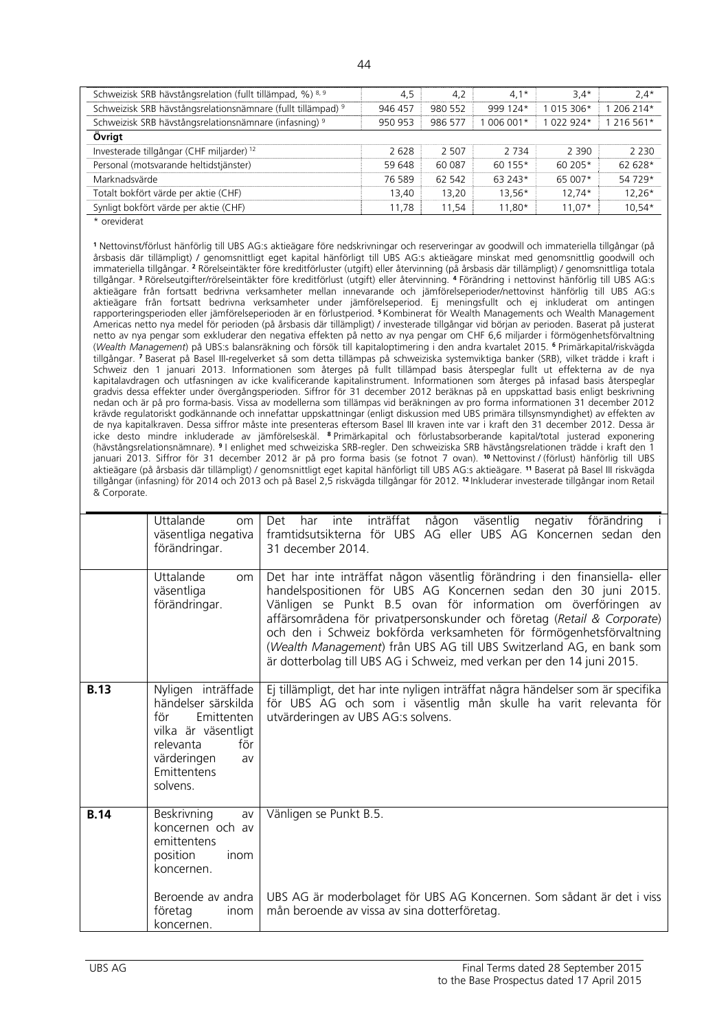| | | | | | |
|---|---|---|---|---|---|
| Schweizisk SRB hävstångsrelation (fullt tillämpad, %) [8, 9] | 4,5 | 4,2 | 4,1* | 3,4* | 2,4* |
| Schweizisk SRB hävstångsrelationsnämnare (fullt tillämpad) [9] | 946 457 | 980 552 | 999 124* | 1 015 306* | 1 206 214* |
| Schweizisk SRB hävstångsrelationsnämnare (infasning) [9] | 950 953 | 986 577 | 1 006 001* | 1 022 924* | 1 216 561* |
| **Övrigt** | | | | | |
| Investerade tillgångar (CHF miljarder) [12] | 2 628 | 2 507 | 2 734 | 2 390 | 2 230 |
| Personal (motsvarande heltidstjänster) | 59 648 | 60 087 | 60 155* | 60 205* | 62 628* |
| Marknadsvärde | 76 589 | 62 542 | 63 243* | 65 007* | 54 729* |
| Totalt bokfört värde per aktie (CHF) | 13,40 | 13,20 | 13,56* | 12,74* | 12,26* |
| Synligt bokfört värde per aktie (CHF) | 11,78 | 11,54 | 11,80* | 11,07* | 10,54* |

\* oreviderat

[1] Nettovinst/förlust hänförlig till UBS AG:s aktieägare före nedskrivningar och reserveringar av goodwill och immateriella tillgångar (på årsbasis där tillämpligt) / genomsnittligt eget kapital hänförligt till UBS AG:s aktieägare minskat med genomsnittlig goodwill och immateriella tillgångar. [2] Rörelseintäkter före kreditförluster (utgift) eller återvinning (på årsbasis där tillämpligt) / genomsnittliga totala tillgångar. [3] Rörelseutgifter/rörelseintäkter före kreditförlust (utgift) eller återvinning. [4] Förändring i nettovinst hänförlig till UBS AG:s aktieägare från fortsatt bedrivna verksamheter mellan innevarande och jämförelseperioder/nettovinst hänförlig till UBS AG:s aktieägare från fortsatt bedrivna verksamheter under jämförelseperiod. Ej meningsfullt och ej inkluderat om antingen rapporteringsperioden eller jämförelseperioden är en förlustperiod. [5] Kombinerat för Wealth Managements och Wealth Management Americas netto nya medel för perioden (på årsbasis där tillämpligt) / investerade tillgångar vid början av perioden. Baserat på justerat netto av nya pengar som exkluderar den negativa effekten på netto av nya pengar om CHF 6,6 miljarder i förmögenhetsförvaltning (*Wealth Management*) på UBS:s balansräkning och försök till kapitaloptimering i den andra kvartalet 2015. [6] Primärkapital/riskvägda tillgångar. [7] Baserat på Basel III-regelverket så som detta tillämpas på schweiziska systemviktiga banker (SRB), vilket trädde i kraft i Schweiz den 1 januari 2013. Informationen som återges på fullt tillämpad basis återspeglar fullt ut effekterna av de nya kapitalavdragen och utfasningen av icke kvalificerande kapitalinstrument. Informationen som återges på infasad basis återspeglar gradvis dessa effekter under övergångsperioden. Siffror för 31 december 2012 beräknas på en uppskattad basis enligt beskrivning nedan och är på pro forma-basis. Vissa av modellerna som tillämpas vid beräkningen av pro forma informationen 31 december 2012 krävde regulatoriskt godkännande och innefattar uppskattningar (enligt diskussion med UBS primära tillsynsmyndighet) av effekten av de nya kapitalkraven. Dessa siffror måste inte presenteras eftersom Basel III kraven inte var i kraft den 31 december 2012. Dessa är icke desto mindre inkluderade av jämförelseskäl. [8] Primärkapital och förlustabsorberande kapital/total justerad exponering (hävstångsrelationsnämnare). [9] I enlighet med schweiziska SRB-regler. Den schweiziska SRB hävstångsrelationen trädde i kraft den 1 januari 2013. Siffror för 31 december 2012 är på pro forma basis (se fotnot 7 ovan). [10] Nettovinst / (förlust) hänförlig till UBS aktieägare (på årsbasis där tillämpligt) / genomsnittligt eget kapital hänförligt till UBS AG:s aktieägare. [11] Baserat på Basel III riskvägda tillgångar (infasning) för 2014 och 2013 och på Basel 2,5 riskvägda tillgångar för 2012. [12] Inkluderar investerade tillgångar inom Retail & Corporate.

| | | |
|---|---|---|
| | Uttalande om väsentliga negativa förändringar. | Det har inte inträffat någon väsentlig negativ förändring i framtidsutsikterna för UBS AG eller UBS AG Koncernen sedan den 31 december 2014. |
| | Uttalande om väsentliga förändringar. | Det har inte inträffat någon väsentlig förändring i den finansiella- eller handelspositionen för UBS AG Koncernen sedan den 30 juni 2015. Vänligen se Punkt B.5 ovan för information om överföringen av affärsområdena för privatpersonskunder och företag (*Retail & Corporate*) och den i Schweiz bokförda verksamheten för förmögenhetsförvaltning (*Wealth Management*) från UBS AG till UBS Switzerland AG, en bank som är dotterbolag till UBS AG i Schweiz, med verkan per den 14 juni 2015. |
| **B.13** | Nyligen inträffade händelser särskilda för Emittenten vilka är väsentligt relevanta för värderingen av Emittentens solvens. | Ej tillämpligt, det har inte nyligen inträffat några händelser som är specifika för UBS AG och som i väsentlig mån skulle ha varit relevanta för utvärderingen av UBS AG:s solvens. |
| **B.14** | Beskrivning av koncernen och av emittentens position inom koncernen. | Vänligen se Punkt B.5. |
| | Beroende av andra företag inom koncernen. | UBS AG är moderbolaget för UBS AG Koncernen. Som sådant är det i viss mån beroende av vissa av sina dotterföretag. |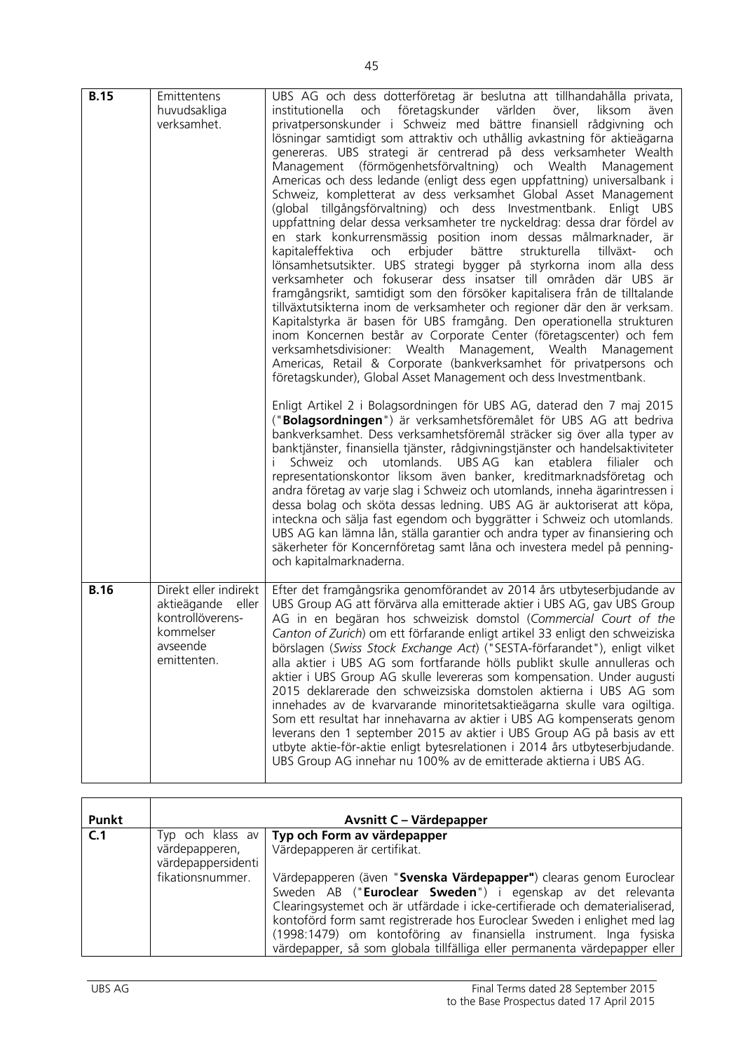| | | |
|---|---|---|
| **B.15** | Emittentens huvudsakliga verksamhet. | UBS AG och dess dotterföretag är beslutna att tillhandahålla privata, institutionella och företagskunder världen över, liksom även privatpersonskunder i Schweiz med bättre finansiell rådgivning och lösningar samtidigt som attraktiv och uthållig avkastning för aktieägarna genereras. UBS strategi är centrerad på dess verksamheter Wealth Management (förmögenhetsförvaltning) och Wealth Management Americas och dess ledande (enligt dess egen uppfattning) universalbank i Schweiz, kompletterat av dess verksamhet Global Asset Management (global tillgångsförvaltning) och dess Investmentbank. Enligt UBS uppfattning delar dessa verksamheter tre nyckeldrag: dessa drar fördel av en stark konkurrensmässig position inom dessas målmarknader, är kapitaleffektiva och erbjuder bättre strukturella tillväxt- och lönsamhetsutsikter. UBS strategi bygger på styrkorna inom alla dess verksamheter och fokuserar dess insatser till områden där UBS är framgångsrikt, samtidigt som den försöker kapitalisera från de tilltalande tillväxtutsikterna inom de verksamheter och regioner där den är verksam. Kapitalstyrka är basen för UBS framgång. Den operationella strukturen inom Koncernen består av Corporate Center (företagscenter) och fem verksamhetsdivisioner: Wealth Management, Wealth Management Americas, Retail & Corporate (bankverksamhet för privatpersons och företagskunder), Global Asset Management och dess Investmentbank.<br><br>Enligt Artikel 2 i Bolagsordningen för UBS AG, daterad den 7 maj 2015 ("**Bolagsordningen**") är verksamhetsföremålet för UBS AG att bedriva bankverksamhet. Dess verksamhetsföremål sträcker sig över alla typer av banktjänster, finansiella tjänster, rådgivningstjänster och handelsaktiviteter i Schweiz och utomlands. UBS AG kan etablera filialer och representationskontor liksom även banker, kreditmarknadsföretag och andra företag av varje slag i Schweiz och utomlands, inneha ägarintressen i dessa bolag och sköta dessas ledning. UBS AG är auktoriserat att köpa, inteckna och sälja fast egendom och byggrätter i Schweiz och utomlands. UBS AG kan lämna lån, ställa garantier och andra typer av finansiering och säkerheter för Koncernföretag samt låna och investera medel på penning- och kapitalmarknaderna. |
| **B.16** | Direkt eller indirekt aktieägande eller kontrollöverens-kommelser avseende emittenten. | Efter det framgångsrika genomförandet av 2014 års utbyteserbjudande av UBS Group AG att förvärva alla emitterade aktier i UBS AG, gav UBS Group AG in en begäran hos schweizisk domstol (*Commercial Court of the Canton of Zurich*) om ett förfarande enligt artikel 33 enligt den schweiziska börslagen (*Swiss Stock Exchange Act*) ("SESTA-förfarandet"), enligt vilket alla aktier i UBS AG som fortfarande hölls publikt skulle annulleras och aktier i UBS Group AG skulle levereras som kompensation. Under augusti 2015 deklarerade den schweizsiska domstolen aktierna i UBS AG som innehades av de kvarvarande minoritetsaktieägarna skulle vara ogiltiga. Som ett resultat har innehavarna av aktier i UBS AG kompenserats genom leverans den 1 september 2015 av aktier i UBS Group AG på basis av ett utbyte aktie-för-aktie enligt bytesrelationen i 2014 års utbyteserbjudande. UBS Group AG innehar nu 100% av de emitterade aktierna i UBS AG. |

| **Punkt** | **Avsnitt C – Värdepapper** | |
|---|---|---|
| **C.1** | Typ och klass av värdepapperen, värdepappersidentifikationsnummer. | **Typ och Form av värdepapper**<br>Värdepapperen är certifikat.<br><br>Värdepapperen (även "**Svenska Värdepapper"**) clearas genom Euroclear Sweden AB ("**Euroclear Sweden**") i egenskap av det relevanta Clearingsystemet och är utfärdade i icke-certifierade och dematerialiserad, kontoförd form samt registrerade hos Euroclear Sweden i enlighet med lag (1998:1479) om kontoföring av finansiella instrument. Inga fysiska värdepapper, så som globala tillfälliga eller permanenta värdepapper eller |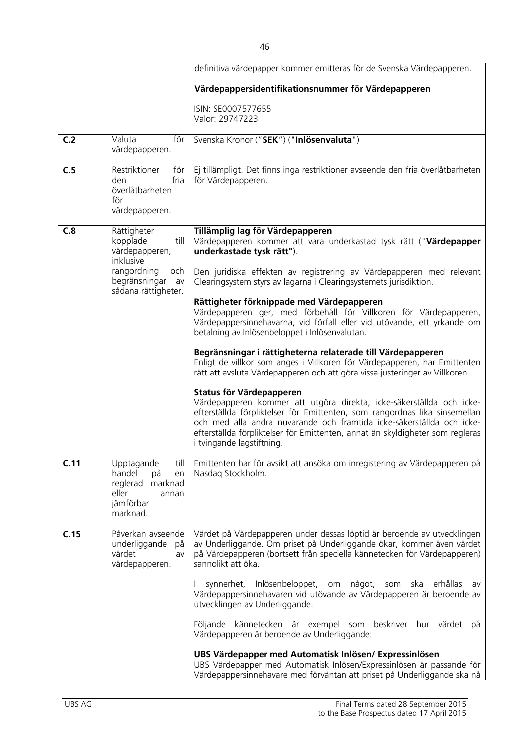| | | |
|---|---|---|
| | | definitiva värdepapper kommer emitteras för de Svenska Värdepapperen.<br><br>**Värdepappersidentifikationsnummer för Värdepapperen**<br><br>ISIN: SE0007577655<br>Valor: 29747223 |
| **C.2** | Valuta för värdepapperen. | Svenska Kronor ("**SEK**") ("**Inlösenvaluta**") |
| **C.5** | Restriktioner för den fria överlåtbarheten för värdepapperen. | Ej tillämpligt. Det finns inga restriktioner avseende den fria överlåtbarheten för Värdepapperen. |
| **C.8** | Rättigheter kopplade till värdepapperen, inklusive rangordning och begränsningar av sådana rättigheter. | **Tillämplig lag för Värdepapperen**<br>Värdepapperen kommer att vara underkastad tysk rätt ("**Värdepapper underkastade tysk rätt"**).<br><br>Den juridiska effekten av registrering av Värdepapperen med relevant Clearingsystem styrs av lagarna i Clearingsystemets jurisdiktion.<br><br>**Rättigheter förknippade med Värdepapperen**<br>Värdepapperen ger, med förbehåll för Villkoren för Värdepapperen, Värdepappersinnehavarna, vid förfall eller vid utövande, ett yrkande om betalning av Inlösenbeloppet i Inlösenvalutan.<br><br>**Begränsningar i rättigheterna relaterade till Värdepapperen**<br>Enligt de villkor som anges i Villkoren för Värdepapperen, har Emittenten rätt att avsluta Värdepapperen och att göra vissa justeringer av Villkoren.<br><br>**Status för Värdepapperen**<br>Värdepapperen kommer att utgöra direkta, icke-säkerställda och icke-efterställda förpliktelser för Emittenten, som rangordnas lika sinsemellan och med alla andra nuvarande och framtida icke-säkerställda och icke-efterställda förpliktelser för Emittenten, annat än skyldigheter som regleras i tvingande lagstiftning. |
| **C.11** | Upptagande till handel på en reglerad marknad eller annan jämförbar marknad. | Emittenten har för avsikt att ansöka om inregistering av Värdepapperen på Nasdaq Stockholm. |
| **C.15** | Påverkan avseende underliggande på värdet av värdepapperen. | Värdet på Värdepapperen under dessas löptid är beroende av utvecklingen av Underliggande. Om priset på Underliggande ökar, kommer även värdet på Värdepapperen (bortsett från speciella kännetecken för Värdepapperen) sannolikt att öka.<br><br>I synnerhet, Inlösenbeloppet, om något, som ska erhållas av Värdepappersinnehavaren vid utövande av Värdepapperen är beroende av utvecklingen av Underliggande.<br><br>Följande kännetecken är exempel som beskriver hur värdet på Värdepapperen är beroende av Underliggande:<br><br>**UBS Värdepapper med Automatisk Inlösen/ Expressinlösen**<br>UBS Värdepapper med Automatisk Inlösen/Expressinlösen är passande för Värdepappersinnehavare med förväntan att priset på Underliggande ska nå |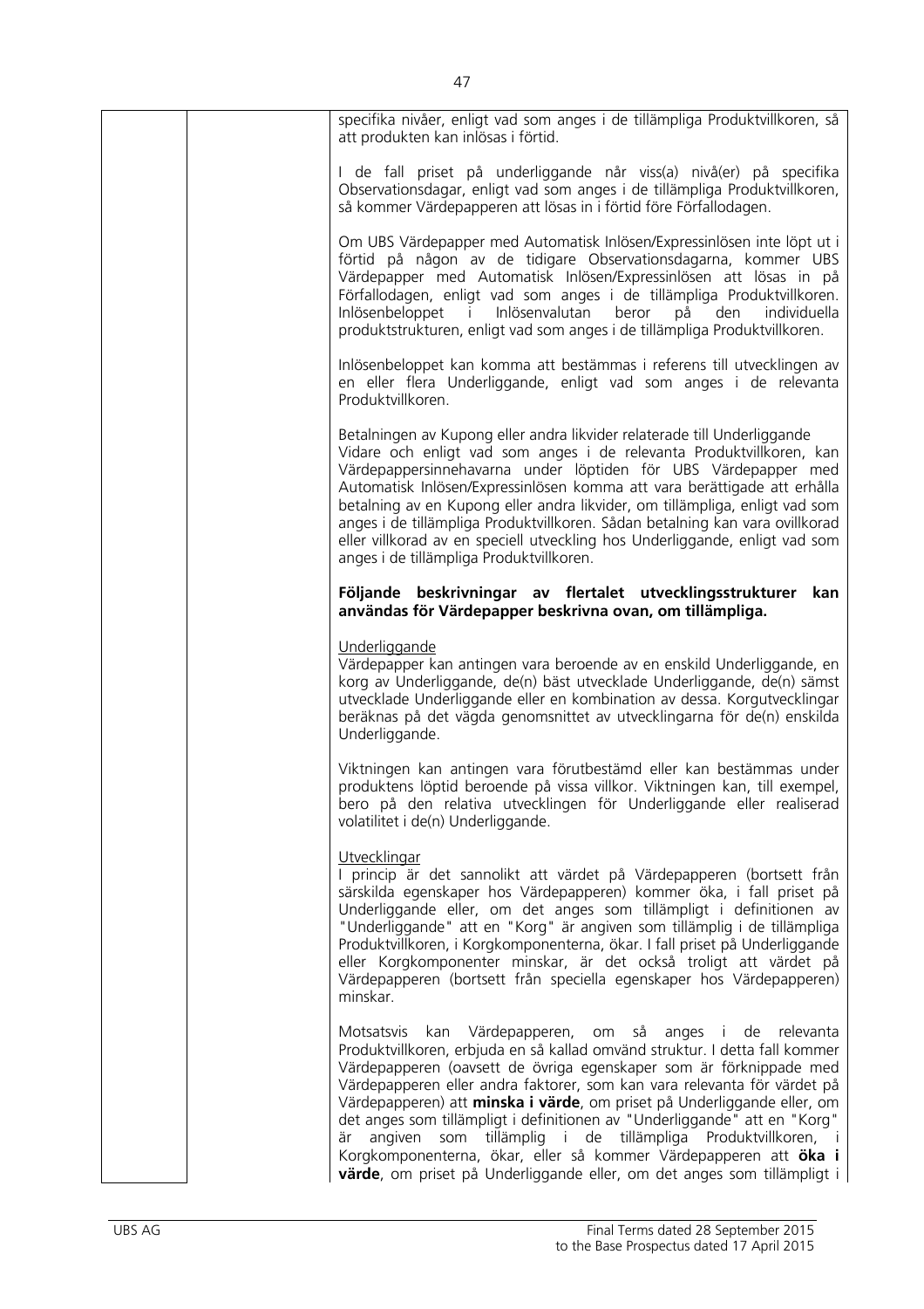specifika nivåer, enligt vad som anges i de tillämpliga Produktvillkoren, så att produkten kan inlösas i förtid.

I de fall priset på underliggande når viss(a) nivå(er) på specifika Observationsdagar, enligt vad som anges i de tillämpliga Produktvillkoren, så kommer Värdepapperen att lösas in i förtid före Förfallodagen.

Om UBS Värdepapper med Automatisk Inlösen/Expressinlösen inte löpt ut i förtid på någon av de tidigare Observationsdagarna, kommer UBS Värdepapper med Automatisk Inlösen/Expressinlösen att lösas in på Förfallodagen, enligt vad som anges i de tillämpliga Produktvillkoren. Inlösenbeloppet i Inlösenvalutan beror på den individuella produktstrukturen, enligt vad som anges i de tillämpliga Produktvillkoren.

Inlösenbeloppet kan komma att bestämmas i referens till utvecklingen av en eller flera Underliggande, enligt vad som anges i de relevanta Produktvillkoren.

Betalningen av Kupong eller andra likvider relaterade till Underliggande

Vidare och enligt vad som anges i de relevanta Produktvillkoren, kan Värdepappersinnehavarna under löptiden för UBS Värdepapper med Automatisk Inlösen/Expressinlösen komma att vara berättigade att erhålla betalning av en Kupong eller andra likvider, om tillämpliga, enligt vad som anges i de tillämpliga Produktvillkoren. Sådan betalning kan vara ovillkorad eller villkorad av en speciell utveckling hos Underliggande, enligt vad som anges i de tillämpliga Produktvillkoren.

**Följande beskrivningar av flertalet utvecklingsstrukturer kan användas för Värdepapper beskrivna ovan, om tillämpliga.**

Underliggande

Värdepapper kan antingen vara beroende av en enskild Underliggande, en korg av Underliggande, de(n) bäst utvecklade Underliggande, de(n) sämst utvecklade Underliggande eller en kombination av dessa. Korgutvecklingar beräknas på det vägda genomsnittet av utvecklingarna för de(n) enskilda Underliggande.

Viktningen kan antingen vara förutbestämd eller kan bestämmas under produktens löptid beroende på vissa villkor. Viktningen kan, till exempel, bero på den relativa utvecklingen för Underliggande eller realiserad volatilitet i de(n) Underliggande.

Utvecklingar

I princip är det sannolikt att värdet på Värdepapperen (bortsett från särskilda egenskaper hos Värdepapperen) kommer öka, i fall priset på Underliggande eller, om det anges som tillämpligt i definitionen av "Underliggande" att en "Korg" är angiven som tillämplig i de tillämpliga Produktvillkoren, i Korgkomponenterna, ökar. I fall priset på Underliggande eller Korgkomponenter minskar, är det också troligt att värdet på Värdepapperen (bortsett från speciella egenskaper hos Värdepapperen) minskar.

Motsatsvis kan Värdepapperen, om så anges i de relevanta Produktvillkoren, erbjuda en så kallad omvänd struktur. I detta fall kommer Värdepapperen (oavsett de övriga egenskaper som är förknippade med Värdepapperen eller andra faktorer, som kan vara relevanta för värdet på Värdepapperen) att **minska i värde**, om priset på Underliggande eller, om det anges som tillämpligt i definitionen av "Underliggande" att en "Korg" är angiven som tillämplig i de tillämpliga Produktvillkoren, i Korgkomponenterna, ökar, eller så kommer Värdepapperen att **öka i värde**, om priset på Underliggande eller, om det anges som tillämpligt i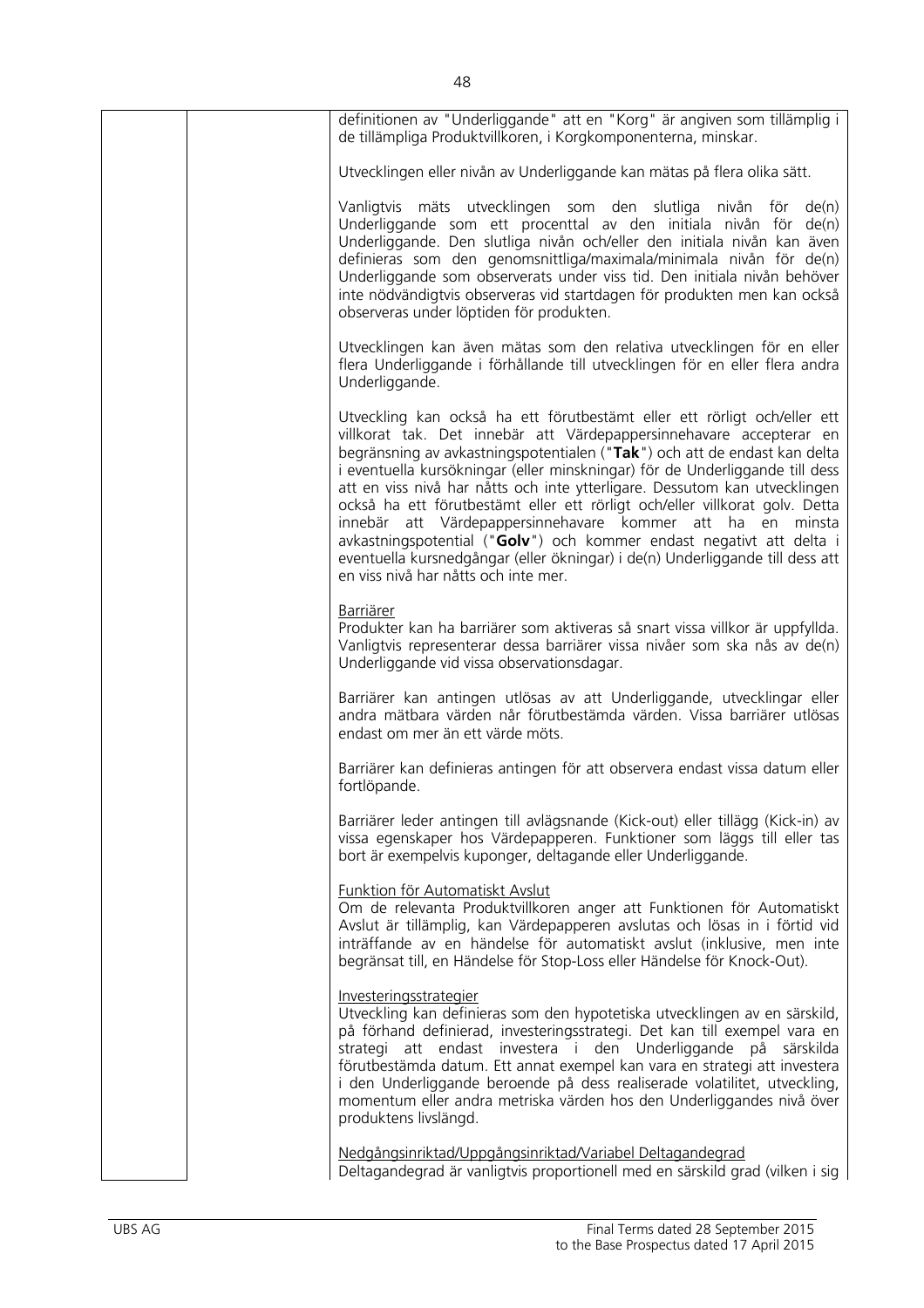definitionen av "Underliggande" att en "Korg" är angiven som tillämplig i de tillämpliga Produktvillkoren, i Korgkomponenterna, minskar.

Utvecklingen eller nivån av Underliggande kan mätas på flera olika sätt.

Vanligtvis mäts utvecklingen som den slutliga nivån för de(n) Underliggande som ett procenttal av den initiala nivån för de(n) Underliggande. Den slutliga nivån och/eller den initiala nivån kan även definieras som den genomsnittliga/maximala/minimala nivån för de(n) Underliggande som observerats under viss tid. Den initiala nivån behöver inte nödvändigtvis observeras vid startdagen för produkten men kan också observeras under löptiden för produkten.

Utvecklingen kan även mätas som den relativa utvecklingen för en eller flera Underliggande i förhållande till utvecklingen för en eller flera andra Underliggande.

Utveckling kan också ha ett förutbestämt eller ett rörligt och/eller ett villkorat tak. Det innebär att Värdepappersinnehavare accepterar en begränsning av avkastningspotentialen ("**Tak**") och att de endast kan delta i eventuella kursökningar (eller minskningar) för de Underliggande till dess att en viss nivå har nåtts och inte ytterligare. Dessutom kan utvecklingen också ha ett förutbestämt eller ett rörligt och/eller villkorat golv. Detta innebär att Värdepappersinnehavare kommer att ha en minsta avkastningspotential ("**Golv**") och kommer endast negativt att delta i eventuella kursnedgångar (eller ökningar) i de(n) Underliggande till dess att en viss nivå har nåtts och inte mer.

Barriärer
Produkter kan ha barriärer som aktiveras så snart vissa villkor är uppfyllda. Vanligtvis representerar dessa barriärer vissa nivåer som ska nås av de(n) Underliggande vid vissa observationsdagar.

Barriärer kan antingen utlösas av att Underliggande, utvecklingar eller andra mätbara värden når förutbestämda värden. Vissa barriärer utlösas endast om mer än ett värde möts.

Barriärer kan definieras antingen för att observera endast vissa datum eller fortlöpande.

Barriärer leder antingen till avlägsnande (Kick-out) eller tillägg (Kick-in) av vissa egenskaper hos Värdepapperen. Funktioner som läggs till eller tas bort är exempelvis kuponger, deltagande eller Underliggande.

Funktion för Automatiskt Avslut
Om de relevanta Produktvillkoren anger att Funktionen för Automatiskt Avslut är tillämplig, kan Värdepapperen avslutas och lösas in i förtid vid inträffande av en händelse för automatiskt avslut (inklusive, men inte begränsat till, en Händelse för Stop-Loss eller Händelse för Knock-Out).

Investeringsstrategier
Utveckling kan definieras som den hypotetiska utvecklingen av en särskild, på förhand definierad, investeringsstrategi. Det kan till exempel vara en strategi att endast investera i den Underliggande på särskilda förutbestämda datum. Ett annat exempel kan vara en strategi att investera i den Underliggande beroende på dess realiserade volatilitet, utveckling, momentum eller andra metriska värden hos den Underliggandes nivå över produktens livslängd.

Nedgångsinriktad/Uppgångsinriktad/Variabel Deltagandegrad
Deltagandegrad är vanligtvis proportionell med en särskild grad (vilken i sig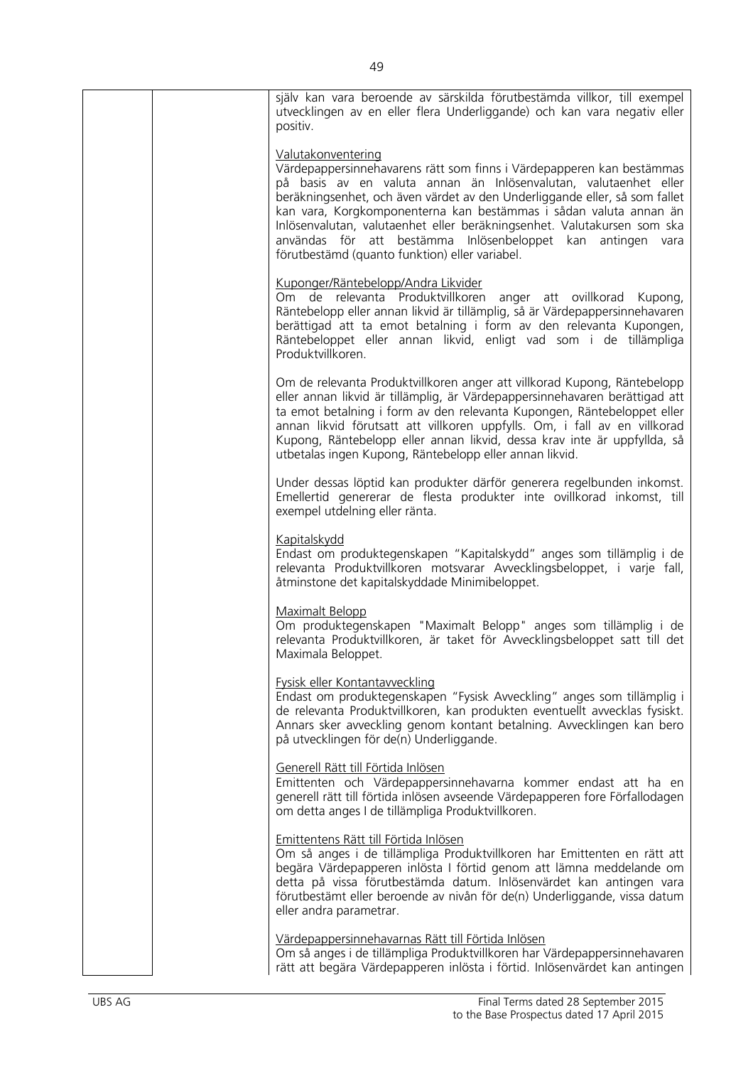själv kan vara beroende av särskilda förutbestämda villkor, till exempel utvecklingen av en eller flera Underliggande) och kan vara negativ eller positiv.

Valutakonventering
Värdepappersinnehavarens rätt som finns i Värdepapperen kan bestämmas på basis av en valuta annan än Inlösenvalutan, valutaenhet eller beräkningsenhet, och även värdet av den Underliggande eller, så som fallet kan vara, Korgkomponenterna kan bestämmas i sådan valuta annan än Inlösenvalutan, valutaenhet eller beräkningsenhet. Valutakursen som ska användas för att bestämma Inlösenbeloppet kan antingen vara förutbestämd (quanto funktion) eller variabel.

Kuponger/Räntebelopp/Andra Likvider
Om de relevanta Produktvillkoren anger att ovillkorad Kupong, Räntebelopp eller annan likvid är tillämplig, så är Värdepappersinnehavaren berättigad att ta emot betalning i form av den relevanta Kupongen, Räntebeloppet eller annan likvid, enligt vad som i de tillämpliga Produktvillkoren.

Om de relevanta Produktvillkoren anger att villkorad Kupong, Räntebelopp eller annan likvid är tillämplig, är Värdepappersinnehavaren berättigad att ta emot betalning i form av den relevanta Kupongen, Räntebeloppet eller annan likvid förutsatt att villkoren uppfylls. Om, i fall av en villkorad Kupong, Räntebelopp eller annan likvid, dessa krav inte är uppfyllda, så utbetalas ingen Kupong, Räntebelopp eller annan likvid.

Under dessas löptid kan produkter därför generera regelbunden inkomst. Emellertid genererar de flesta produkter inte ovillkorad inkomst, till exempel utdelning eller ränta.

Kapitalskydd
Endast om produktegenskapen "Kapitalskydd" anges som tillämplig i de relevanta Produktvillkoren motsvarar Avvecklingsbeloppet, i varje fall, åtminstone det kapitalskyddade Minimibeloppet.

Maximalt Belopp
Om produktegenskapen "Maximalt Belopp" anges som tillämplig i de relevanta Produktvillkoren, är taket för Avvecklingsbeloppet satt till det Maximala Beloppet.

Fysisk eller Kontantavveckling
Endast om produktegenskapen "Fysisk Avveckling" anges som tillämplig i de relevanta Produktvillkoren, kan produkten eventuellt avvecklas fysiskt. Annars sker avveckling genom kontant betalning. Avvecklingen kan bero på utvecklingen för de(n) Underliggande.

Generell Rätt till Förtida Inlösen
Emittenten och Värdepappersinnehavarna kommer endast att ha en generell rätt till förtida inlösen avseende Värdepapperen fore Förfallodagen om detta anges I de tillämpliga Produktvillkoren.

Emittentens Rätt till Förtida Inlösen
Om så anges i de tillämpliga Produktvillkoren har Emittenten en rätt att begära Värdepapperen inlösta I förtid genom att lämna meddelande om detta på vissa förutbestämda datum. Inlösenvärdet kan antingen vara förutbestämt eller beroende av nivån för de(n) Underliggande, vissa datum eller andra parametrar.

Värdepappersinnehavarnas Rätt till Förtida Inlösen
Om så anges i de tillämpliga Produktvillkoren har Värdepappersinnehavaren rätt att begära Värdepapperen inlösta i förtid. Inlösenvärdet kan antingen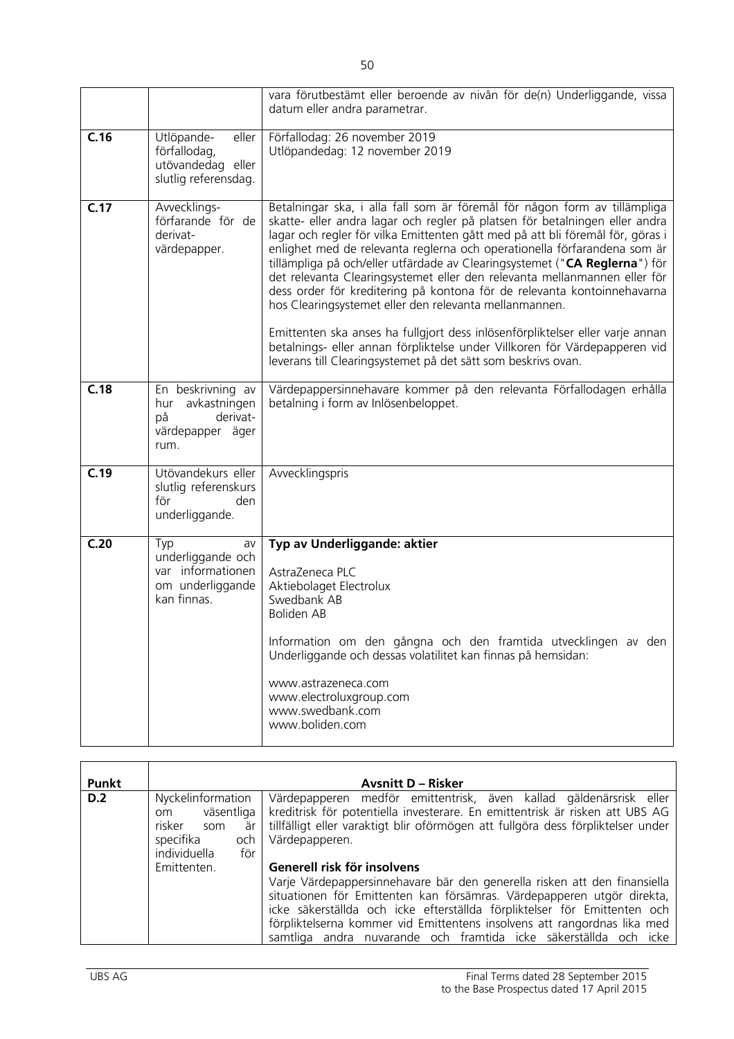| | | |
|---|---|---|
| | | vara förutbestämt eller beroende av nivån för de(n) Underliggande, vissa datum eller andra parametrar. |
| **C.16** | Utlöpande- eller förfallodag, utövandedag eller slutlig referensdag. | Förfallodag: 26 november 2019<br>Utlöpandedag: 12 november 2019 |
| **C.17** | Avvecklings-förfarande för de derivat-värdepapper. | Betalningar ska, i alla fall som är föremål för någon form av tillämpliga skatte- eller andra lagar och regler på platsen för betalningen eller andra lagar och regler för vilka Emittenten gått med på att bli föremål för, göras i enlighet med de relevanta reglerna och operationella förfarandena som är tillämpliga på och/eller utfärdade av Clearingsystemet ("**CA Reglerna**") för det relevanta Clearingsystemet eller den relevanta mellanmannen eller för dess order för kreditering på kontona för de relevanta kontoinnehavarna hos Clearingsystemet eller den relevanta mellanmannen.<br><br>Emittenten ska anses ha fullgjort dess inlösenförpliktelser eller varje annan betalnings- eller annan förpliktelse under Villkoren för Värdepapperen vid leverans till Clearingsystemet på det sätt som beskrivs ovan. |
| **C.18** | En beskrivning av hur avkastningen på derivat-värdepapper äger rum. | Värdepappersinnehavare kommer på den relevanta Förfallodagen erhålla betalning i form av Inlösenbeloppet. |
| **C.19** | Utövandekurs eller slutlig referenskurs för den underliggande. | Avvecklingspris |
| **C.20** | Typ av underliggande och var informationen om underliggande kan finnas. | **Typ av Underliggande: aktier**<br><br>AstraZeneca PLC<br>Aktiebolaget Electrolux<br>Swedbank AB<br>Boliden AB<br><br>Information om den gångna och den framtida utvecklingen av den Underliggande och dessas volatilitet kan finnas på hemsidan:<br><br>www.astrazeneca.com<br>www.electroluxgroup.com<br>www.swedbank.com<br>www.boliden.com |

| Punkt | | Avsnitt D – Risker |
|---|---|---|
| **D.2** | Nyckelinformation om väsentliga risker som är specifika och individuella för Emittenten. | Värdepapperen medför emittentrisk, även kallad gäldenärsrisk eller kreditrisk för potentiella investerare. En emittentrisk är risken att UBS AG tillfälligt eller varaktigt blir oförmögen att fullgöra dess förpliktelser under Värdepapperen.<br><br>**Generell risk för insolvens**<br>Varje Värdepappersinnehavare bär den generella risken att den finansiella situationen för Emittenten kan försämras. Värdepapperen utgör direkta, icke säkerställda och icke efterställda förpliktelser för Emittenten och förpliktelserna kommer vid Emittentens insolvens att rangordnas lika med samtliga andra nuvarande och framtida icke säkerställda och icke |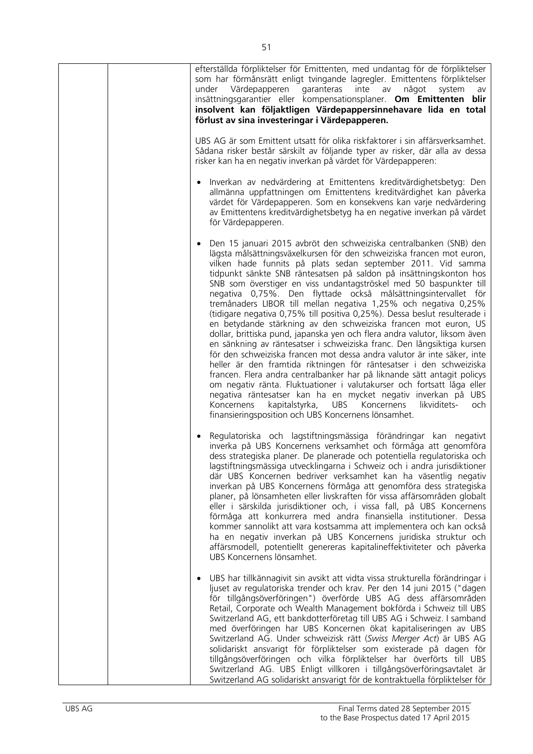| | | efterställda förpliktelser för Emittenten, med undantag för de förpliktelser som har förmånsrätt enligt tvingande lagregler. Emittentens förpliktelser under Värdepapperen garanteras inte av något system av insättningsgarantier eller kompensationsplaner. **Om Emittenten blir insolvent kan följaktligen Värdepappersinnehavare lida en total förlust av sina investeringar i Värdepapperen.**<br><br>UBS AG är som Emittent utsatt för olika riskfaktorer i sin affärsverksamhet. Sådana risker består särskilt av följande typer av risker, där alla av dessa risker kan ha en negativ inverkan på värdet för Värdepapperen:<br><br>• Inverkan av nedvärdering at Emittentens kreditvärdighetsbetyg: Den allmänna uppfattningen om Emittentens kreditvärdighet kan påverka värdet för Värdepapperen. Som en konsekvens kan varje nedvärdering av Emittentens kreditvärdighetsbetyg ha en negative inverkan på värdet för Värdepapperen.<br><br>• Den 15 januari 2015 avbröt den schweiziska centralbanken (SNB) den lägsta målsättningsväxelkursen för den schweiziska francen mot euron, vilken hade funnits på plats sedan september 2011. Vid samma tidpunkt sänkte SNB räntesatsen på saldon på insättningskonton hos SNB som överstiger en viss undantagströskel med 50 baspunkter till negativa 0,75%. Den flyttade också målsättningsintervallet för tremånaders LIBOR till mellan negativa 1,25% och negativa 0,25% (tidigare negativa 0,75% till positiva 0,25%). Dessa beslut resulterade i en betydande stärkning av den schweiziska francen mot euron, US dollar, brittiska pund, japanska yen och flera andra valutor, liksom även en sänkning av räntesatser i schweiziska franc. Den långsiktiga kursen för den schweiziska francen mot dessa andra valutor är inte säker, inte heller är den framtida riktningen för räntesatser i den schweiziska francen. Flera andra centralbanker har på liknande sätt antagit policys om negativ ränta. Fluktuationer i valutakurser och fortsatt låga eller negativa räntesatser kan ha en mycket negativ inverkan på UBS Koncernens kapitalstyrka, UBS Koncernens likviditets- och finansieringsposition och UBS Koncernens lönsamhet.<br><br>• Regulatoriska och lagstiftningsmässiga förändringar kan negativt inverka på UBS Koncernens verksamhet och förmåga att genomföra dess strategiska planer. De planerade och potentiella regulatoriska och lagstiftningsmässiga utvecklingarna i Schweiz och i andra jurisdiktioner där UBS Koncernen bedriver verksamhet kan ha väsentlig negativ inverkan på UBS Koncernens förmåga att genomföra dess strategiska planer, på lönsamheten eller livskraften för vissa affärsområden globalt eller i särskilda jurisdiktioner och, i vissa fall, på UBS Koncernens förmåga att konkurrera med andra finansiella institutioner. Dessa kommer sannolikt att vara kostsamma att implementera och kan också ha en negativ inverkan på UBS Koncernens juridiska struktur och affärsmodell, potentiellt genereras kapitalineffektiviteter och påverka UBS Koncernens lönsamhet.<br><br>• UBS har tillkännagivit sin avsikt att vidta vissa strukturella förändringar i ljuset av regulatoriska trender och krav. Per den 14 juni 2015 ("dagen för tillgångsöverföringen") överförde UBS AG dess affärsområden Retail, Corporate och Wealth Management bokförda i Schweiz till UBS Switzerland AG, ett bankdotterföretag till UBS AG i Schweiz. I samband med överföringen har UBS Koncernen ökat kapitaliseringen av UBS Switzerland AG. Under schweizisk rätt (*Swiss Merger Act*) är UBS AG solidariskt ansvarigt för förpliktelser som existerade på dagen för tillgångsöverföringen och vilka förpliktelser har överförts till UBS Switzerland AG. UBS Enligt villkoren i tillgångsöverföringsavtalet är Switzerland AG solidariskt ansvarigt för de kontraktuella förpliktelser för |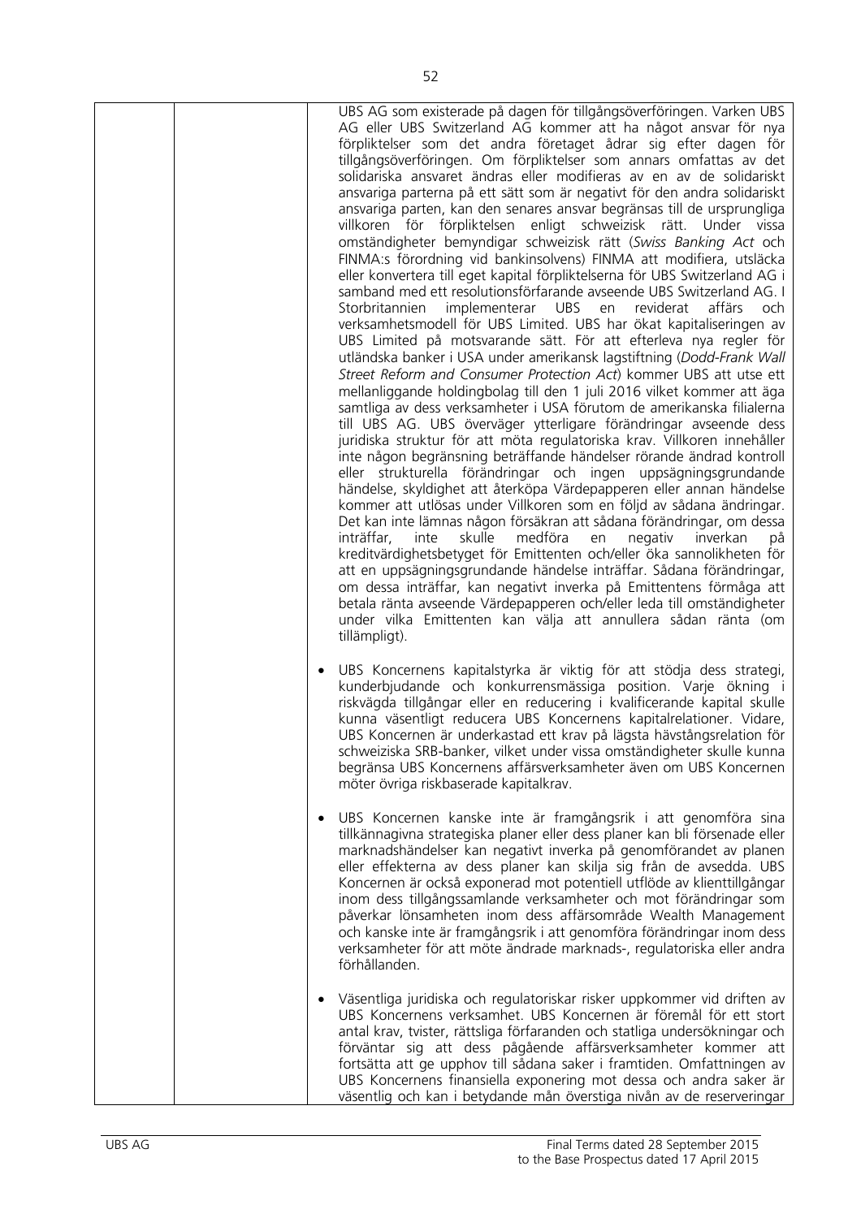| | | UBS AG som existerade på dagen för tillgångsöverföringen. Varken UBS AG eller UBS Switzerland AG kommer att ha något ansvar för nya förpliktelser som det andra företaget ådrar sig efter dagen för tillgångsöverföringen. Om förpliktelser som annars omfattas av det solidariska ansvaret ändras eller modifieras av en av de solidariskt ansvariga parterna på ett sätt som är negativt för den andra solidariskt ansvariga parten, kan den senares ansvar begränsas till de ursprungliga villkoren för förpliktelsen enligt schweizisk rätt. Under vissa omständigheter bemyndigar schweizisk rätt (*Swiss Banking Act* och FINMA:s förordning vid bankinsolvens) FINMA att modifiera, utsläcka eller konvertera till eget kapital förpliktelserna för UBS Switzerland AG i samband med ett resolutionsförfarande avseende UBS Switzerland AG. I Storbritannien implementerar UBS en reviderat affärs och verksamhetsmodell för UBS Limited. UBS har ökat kapitaliseringen av UBS Limited på motsvarande sätt. För att efterleva nya regler för utländska banker i USA under amerikansk lagstiftning (*Dodd-Frank Wall Street Reform and Consumer Protection Act*) kommer UBS att utse ett mellanliggande holdingbolag till den 1 juli 2016 vilket kommer att äga samtliga av dess verksamheter i USA förutom de amerikanska filialerna till UBS AG. UBS överväger ytterligare förändringar avseende dess juridiska struktur för att möta regulatoriska krav. Villkoren innehåller inte någon begränsning beträffande händelser rörande ändrad kontroll eller strukturella förändringar och ingen uppsägningsgrundande händelse, skyldighet att återköpa Värdepapperen eller annan händelse kommer att utlösas under Villkoren som en följd av sådana ändringar. Det kan inte lämnas någon försäkran att sådana förändringar, om dessa inträffar, inte skulle medföra en negativ inverkan på kreditvärdighetsbetyget för Emittenten och/eller öka sannolikheten för att en uppsägningsgrundande händelse inträffar. Sådana förändringar, om dessa inträffar, kan negativt inverka på Emittentens förmåga att betala ränta avseende Värdepapperen och/eller leda till omständigheter under vilka Emittenten kan välja att annullera sådan ränta (om tillämpligt).<br><br>• UBS Koncernens kapitalstyrka är viktig för att stödja dess strategi, kunderbjudande och konkurrensmässiga position. Varje ökning i riskvägda tillgångar eller en reducering i kvalificerande kapital skulle kunna väsentligt reducera UBS Koncernens kapitalrelationer. Vidare, UBS Koncernen är underkastad ett krav på lägsta hävstångsrelation för schweiziska SRB-banker, vilket under vissa omständigheter skulle kunna begränsa UBS Koncernens affärsverksamheter även om UBS Koncernen möter övriga riskbaserade kapitalkrav.<br><br>• UBS Koncernen kanske inte är framgångsrik i att genomföra sina tillkännagivna strategiska planer eller dess planer kan bli försenade eller marknadshändelser kan negativt inverka på genomförandet av planen eller effekterna av dess planer kan skilja sig från de avsedda. UBS Koncernen är också exponerad mot potentiell utflöde av klienttillgångar inom dess tillgångssamlande verksamheter och mot förändringar som påverkar lönsamheten inom dess affärsområde Wealth Management och kanske inte är framgångsrik i att genomföra förändringar inom dess verksamheter för att möte ändrade marknads-, regulatoriska eller andra förhållanden.<br><br>• Väsentliga juridiska och regulatoriskar risker uppkommer vid driften av UBS Koncernens verksamhet. UBS Koncernen är föremål för ett stort antal krav, tvister, rättsliga förfaranden och statliga undersökningar och förväntar sig att dess pågående affärsverksamheter kommer att fortsätta att ge upphov till sådana saker i framtiden. Omfattningen av UBS Koncernens finansiella exponering mot dessa och andra saker är väsentlig och kan i betydande mån överstiga nivån av de reserveringar |
|---|---|---|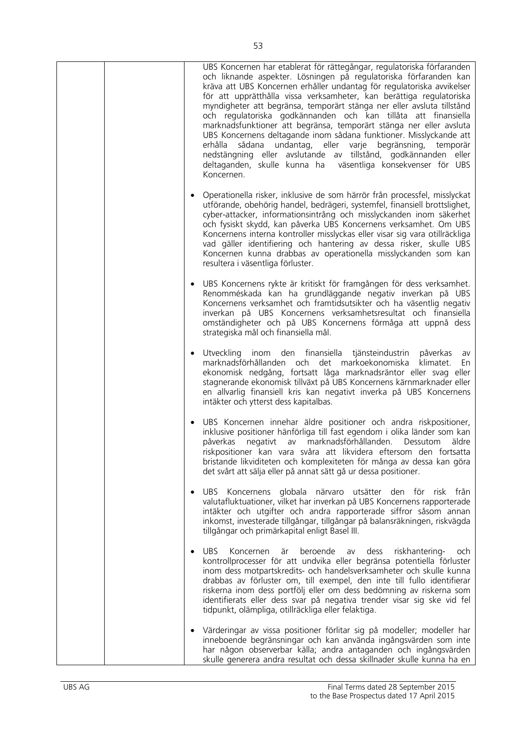| | | UBS Koncernen har etablerat för rättegångar, regulatoriska förfaranden och liknande aspekter. Lösningen på regulatoriska förfaranden kan kräva att UBS Koncernen erhåller undantag för regulatoriska avvikelser för att upprätthålla vissa verksamheter, kan berättiga regulatoriska myndigheter att begränsa, temporärt stänga ner eller avsluta tillstånd och regulatoriska godkännanden och kan tillåta att finansiella marknadsfunktioner att begränsa, temporärt stänga ner eller avsluta UBS Koncernens deltagande inom sådana funktioner. Misslyckande att erhålla sådana undantag, eller varje begränsning, temporär nedstängning eller avslutande av tillstånd, godkännanden eller deltaganden, skulle kunna ha väsentliga konsekvenser för UBS Koncernen.<br><br>• Operationella risker, inklusive de som härrör från processfel, misslyckat utförande, obehörig handel, bedrägeri, systemfel, finansiell brottslighet, cyber-attacker, informationsintrång och misslyckanden inom säkerhet och fysiskt skydd, kan påverka UBS Koncernens verksamhet. Om UBS Koncernens interna kontroller misslyckas eller visar sig vara otillräckliga vad gäller identifiering och hantering av dessa risker, skulle UBS Koncernen kunna drabbas av operationella misslyckanden som kan resultera i väsentliga förluster.<br><br>• UBS Koncernens rykte är kritiskt för framgången för dess verksamhet. Renomméskada kan ha grundläggande negativ inverkan på UBS Koncernens verksamhet och framtidsutsikter och ha väsentlig negativ inverkan på UBS Koncernens verksamhetsresultat och finansiella omständigheter och på UBS Koncernens förmåga att uppnå dess strategiska mål och finansiella mål.<br><br>• Utveckling inom den finansiella tjänsteindustrin påverkas av marknadsförhållanden och det markoekonomiska klimatet. En ekonomisk nedgång, fortsatt låga marknadsräntor eller svag eller stagnerande ekonomisk tillväxt på UBS Koncernens kärnmarknader eller en allvarlig finansiell kris kan negativt inverka på UBS Koncernens intäkter och ytterst dess kapitalbas.<br><br>• UBS Koncernen innehar äldre positioner och andra riskpositioner, inklusive positioner hänförliga till fast egendom i olika länder som kan påverkas negativt av marknadsförhållanden. Dessutom äldre riskpositioner kan vara svåra att likvidera eftersom den fortsatta bristande likviditeten och komplexiteten för många av dessa kan göra det svårt att sälja eller på annat sätt gå ur dessa positioner.<br><br>• UBS Koncernens globala närvaro utsätter den för risk från valutafluktuationer, vilket har inverkan på UBS Koncernens rapporterade intäkter och utgifter och andra rapporterade siffror såsom annan inkomst, investerade tillgångar, tillgångar på balansräkningen, riskvägda tillgångar och primärkapital enligt Basel III.<br><br>• UBS Koncernen är beroende av dess riskhantering- och kontrollprocesser för att undvika eller begränsa potentiella förluster inom dess motpartskredits- och handelsverksamheter och skulle kunna drabbas av förluster om, till exempel, den inte till fullo identifierar riskerna inom dess portfölj eller om dess bedömning av riskerna som identifierats eller dess svar på negativa trender visar sig ske vid fel tidpunkt, olämpliga, otillräckliga eller felaktiga.<br><br>• Värderingar av vissa positioner förlitar sig på modeller; modeller har inneboende begränsningar och kan använda ingångsvärden som inte har någon observerbar källa; andra antaganden och ingångsvärden skulle generera andra resultat och dessa skillnader skulle kunna ha en |
|---|---|---|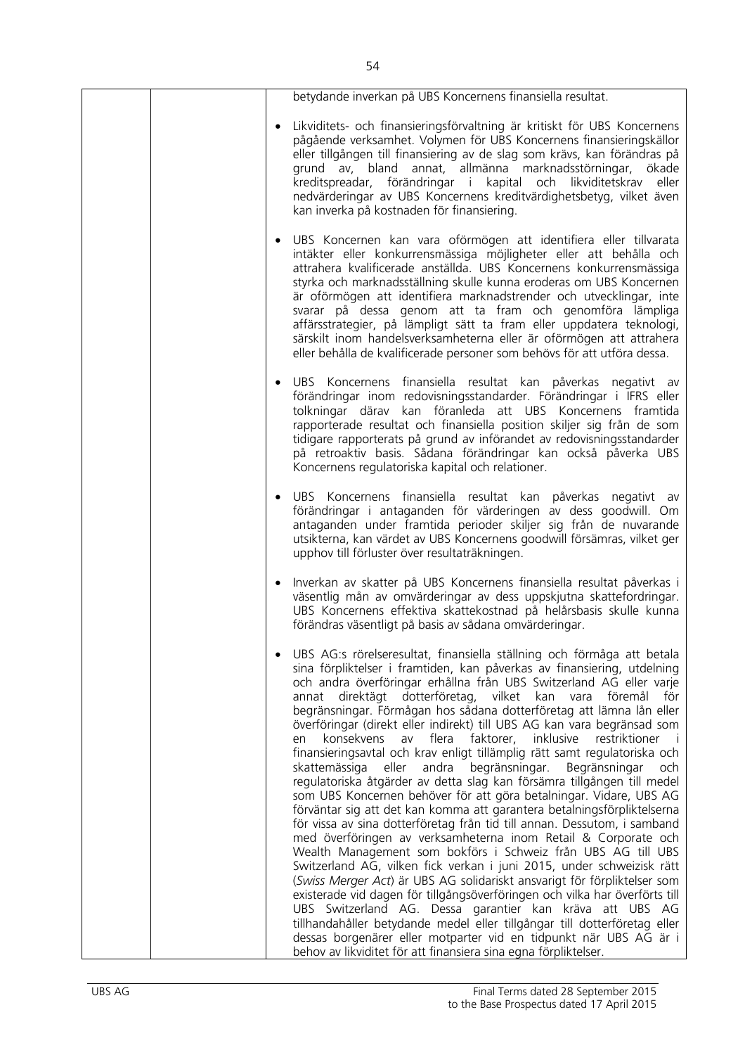| | | betydande inverkan på UBS Koncernens finansiella resultat.<br><br>• Likviditets- och finansieringsförvaltning är kritiskt för UBS Koncernens pågående verksamhet. Volymen för UBS Koncernens finansieringskällor eller tillgången till finansiering av de slag som krävs, kan förändras på grund av, bland annat, allmänna marknadsstörningar, ökade kreditspreadar, förändringar i kapital och likviditetskrav eller nedvärderingar av UBS Koncernens kreditvärdighetsbetyg, vilket även kan inverka på kostnaden för finansiering.<br><br>• UBS Koncernen kan vara oförmögen att identifiera eller tillvarata intäkter eller konkurrensmässiga möjligheter eller att behålla och attrahera kvalificerade anställda. UBS Koncernens konkurrensmässiga styrka och marknadsställning skulle kunna eroderas om UBS Koncernen är oförmögen att identifiera marknadstrender och utvecklingar, inte svarar på dessa genom att ta fram och genomföra lämpliga affärsstrategier, på lämpligt sätt ta fram eller uppdatera teknologi, särskilt inom handelsverksamheterna eller är oförmögen att attrahera eller behålla de kvalificerade personer som behövs för att utföra dessa.<br><br>• UBS Koncernens finansiella resultat kan påverkas negativt av förändringar inom redovisningsstandarder. Förändringar i IFRS eller tolkningar därav kan föranleda att UBS Koncernens framtida rapporterade resultat och finansiella position skiljer sig från de som tidigare rapporterats på grund av införandet av redovisningsstandarder på retroaktiv basis. Sådana förändringar kan också påverka UBS Koncernens regulatoriska kapital och relationer.<br><br>• UBS Koncernens finansiella resultat kan påverkas negativt av förändringar i antaganden för värderingen av dess goodwill. Om antaganden under framtida perioder skiljer sig från de nuvarande utsikterna, kan värdet av UBS Koncernens goodwill försämras, vilket ger upphov till förluster över resultaträkningen.<br><br>• Inverkan av skatter på UBS Koncernens finansiella resultat påverkas i väsentlig mån av omvärderingar av dess uppskjutna skattefordringar. UBS Koncernens effektiva skattekostnad på helårsbasis skulle kunna förändras väsentligt på basis av sådana omvärderingar.<br><br>• UBS AG:s rörelseresultat, finansiella ställning och förmåga att betala sina förpliktelser i framtiden, kan påverkas av finansiering, utdelning och andra överföringar erhållna från UBS Switzerland AG eller varje annat direktägt dotterföretag, vilket kan vara föremål för begränsningar. Förmågan hos sådana dotterföretag att lämna lån eller överföringar (direkt eller indirekt) till UBS AG kan vara begränsad som en konsekvens av flera faktorer, inklusive restriktioner i finansieringsavtal och krav enligt tillämplig rätt samt regulatoriska och skattemässiga eller andra begränsningar. Begränsningar och regulatoriska åtgärder av detta slag kan försämra tillgången till medel som UBS Koncernen behöver för att göra betalningar. Vidare, UBS AG förväntar sig att det kan komma att garantera betalningsförpliktelserna för vissa av sina dotterföretag från tid till annan. Dessutom, i samband med överföringen av verksamheterna inom Retail & Corporate och Wealth Management som bokförs i Schweiz från UBS AG till UBS Switzerland AG, vilken fick verkan i juni 2015, under schweizisk rätt (*Swiss Merger Act*) är UBS AG solidariskt ansvarigt för förpliktelser som existerade vid dagen för tillgångsöverföringen och vilka har överförts till UBS Switzerland AG. Dessa garantier kan kräva att UBS AG tillhandahåller betydande medel eller tillgångar till dotterföretag eller dessas borgenärer eller motparter vid en tidpunkt när UBS AG är i behov av likviditet för att finansiera sina egna förpliktelser. |
|---|---|---|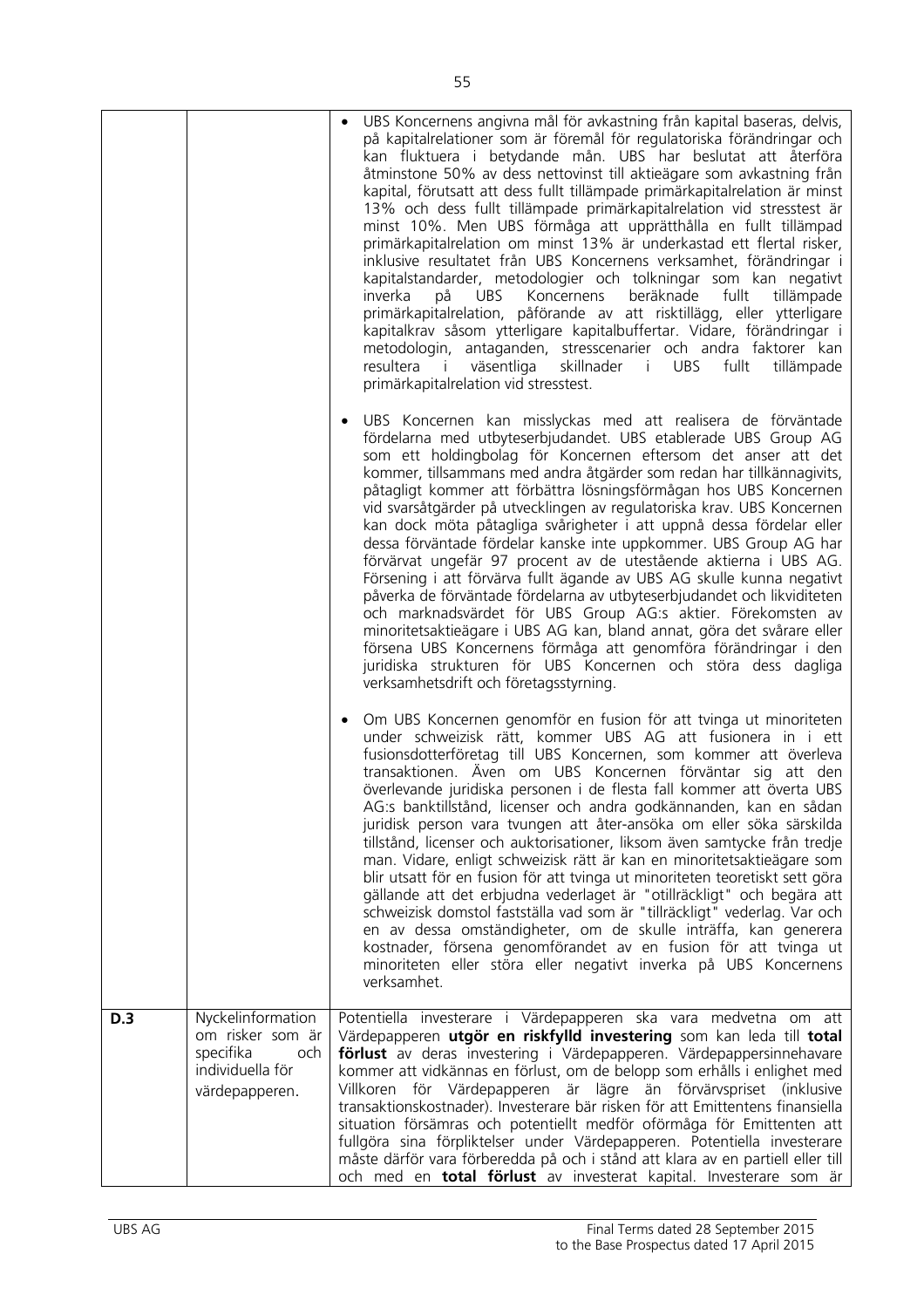| | | • UBS Koncernens angivna mål för avkastning från kapital baseras, delvis, på kapitalrelationer som är föremål för regulatoriska förändringar och kan fluktuera i betydande mån. UBS har beslutat att återföra åtminstone 50% av dess nettovinst till aktieägare som avkastning från kapital, förutsatt att dess fullt tillämpade primärkapitalrelation är minst 13% och dess fullt tillämpade primärkapitalrelation vid stresstest är minst 10%. Men UBS förmåga att upprätthålla en fullt tillämpad primärkapitalrelation om minst 13% är underkastad ett flertal risker, inklusive resultatet från UBS Koncernens verksamhet, förändringar i kapitalstandarder, metodologier och tolkningar som kan negativt inverka på UBS Koncernens beräknade fullt tillämpade primärkapitalrelation, påförande av att risktillägg, eller ytterligare kapitalkrav såsom ytterligare kapitalbuffertar. Vidare, förändringar i metodologin, antaganden, stresscenarier och andra faktorer kan resultera i väsentliga skillnader i UBS fullt tillämpade primärkapitalrelation vid stresstest.<br><br>• UBS Koncernen kan misslyckas med att realisera de förväntade fördelarna med utbyteserbjudandet. UBS etablerade UBS Group AG som ett holdingbolag för Koncernen eftersom det anser att det kommer, tillsammans med andra åtgärder som redan har tillkännagivits, påtagligt kommer att förbättra lösningsförmågan hos UBS Koncernen vid svarsåtgärder på utvecklingen av regulatoriska krav. UBS Koncernen kan dock möta påtagliga svårigheter i att uppnå dessa fördelar eller dessa förväntade fördelar kanske inte uppkommer. UBS Group AG har förvärvat ungefär 97 procent av de utestående aktierna i UBS AG. Försening i att förvärva fullt ägande av UBS AG skulle kunna negativt påverka de förväntade fördelarna av utbyteserbjudandet och likviditeten och marknadsvärdet för UBS Group AG:s aktier. Förekomsten av minoritetsaktieägare i UBS AG kan, bland annat, göra det svårare eller försena UBS Koncernens förmåga att genomföra förändringar i den juridiska strukturen för UBS Koncernen och störa dess dagliga verksamhetsdrift och företagsstyrning.<br><br>• Om UBS Koncernen genomför en fusion för att tvinga ut minoriteten under schweizisk rätt, kommer UBS AG att fusioneras in i ett fusionsdotterföretag till UBS Koncernen, som kommer att överleva transaktionen. Även om UBS Koncernen förväntar sig att den överlevande juridiska personen i de flesta fall kommer att överta UBS AG:s banktillstånd, licenser och andra godkännanden, kan en sådan juridisk person vara tvungen att åter-ansöka om eller söka särskilda tillstånd, licenser och auktorisationer, liksom även samtycke från tredje man. Vidare, enligt schweizisk rätt är kan en minoritetsaktieägare som blir utsatt för en fusion för att tvinga ut minoriteten teoretiskt sett göra gällande att det erbjudna vederlaget är "otillräckligt" och begära att schweizisk domstol fastställa vad som är "tillräckligt" vederlag. Var och en av dessa omständigheter, om de skulle inträffa, kan generera kostnader, försena genomförandet av en fusion för att tvinga ut minoriteten eller störa eller negativt inverka på UBS Koncernens verksamhet. |
| **D.3** | Nyckelinformation om risker som är specifika och individuella för värdepapperen. | Potentiella investerare i Värdepapperen ska vara medvetna om att Värdepapperen **utgör en riskfylld investering** som kan leda till **total förlust** av deras investering i Värdepapperen. Värdepappersinnehavare kommer att vidkännas en förlust, om de belopp som erhålls i enlighet med Villkoren för Värdepapperen är lägre än förvärvspriset (inklusive transaktionskostnader). Investerare bär risken för att Emittentens finansiella situation försämras och potentiellt medför oförmåga för Emittenten att fullgöra sina förpliktelser under Värdepapperen. Potentiella investerare måste därför vara förberedda på och i stånd att klara av en partiell eller till och med en **total förlust** av investerat kapital. Investerare som är |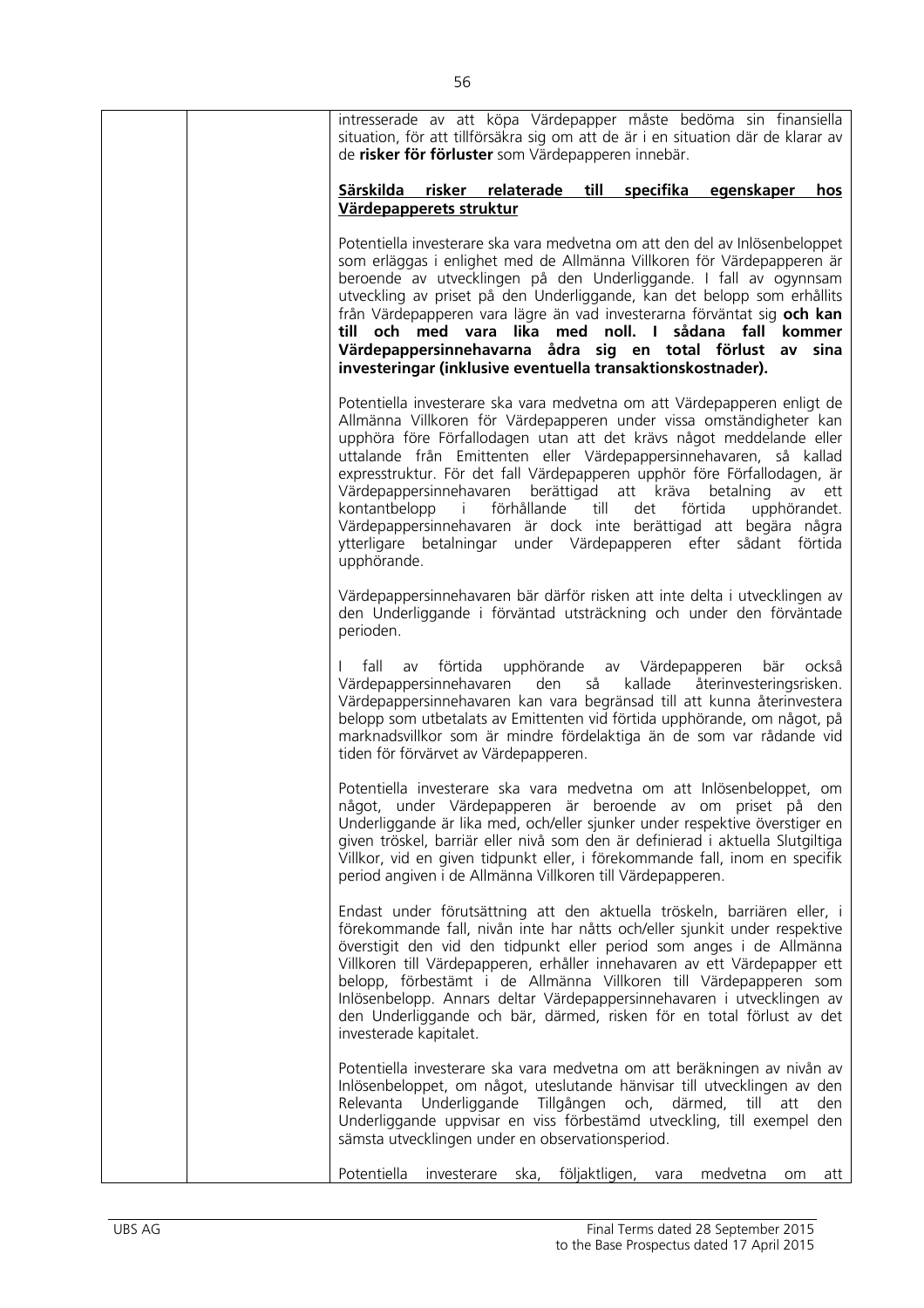| | | intresserade av att köpa Värdepapper måste bedöma sin finansiella situation, för att tillförsäkra sig om att de är i en situation där de klarar av de **risker för förluster** som Värdepapperen innebär.<br><br>**<u>Särskilda risker relaterade till specifika egenskaper hos Värdepapperets struktur</u>**<br><br>Potentiella investerare ska vara medvetna om att den del av Inlösenbeloppet som erläggas i enlighet med de Allmänna Villkoren för Värdepapperen är beroende av utvecklingen på den Underliggande. I fall av ogynnsam utveckling av priset på den Underliggande, kan det belopp som erhållits från Värdepapperen vara lägre än vad investerarna förväntat sig **och kan till och med vara lika med noll. I sådana fall kommer Värdepappersinnehavarna ådra sig en total förlust av sina investeringar (inklusive eventuella transaktionskostnader).**<br><br>Potentiella investerare ska vara medvetna om att Värdepapperen enligt de Allmänna Villkoren för Värdepapperen under vissa omständigheter kan upphöra före Förfallodagen utan att det krävs något meddelande eller uttalande från Emittenten eller Värdepappersinnehavaren, så kallad expresstruktur. För det fall Värdepapperen upphör före Förfallodagen, är Värdepappersinnehavaren berättigad att kräva betalning av ett kontantbelopp i förhållande till det förtida upphörandet. Värdepappersinnehavaren är dock inte berättigad att begära några ytterligare betalningar under Värdepapperen efter sådant förtida upphörande.<br><br>Värdepappersinnehavaren bär därför risken att inte delta i utvecklingen av den Underliggande i förväntad utsträckning och under den förväntade perioden.<br><br>I fall av förtida upphörande av Värdepapperen bär också Värdepappersinnehavaren den så kallade återinvesteringsrisken. Värdepappersinnehavaren kan vara begränsad till att kunna återinvestera belopp som utbetalats av Emittenten vid förtida upphörande, om något, på marknadsvillkor som är mindre fördelaktiga än de som var rådande vid tiden för förvärvet av Värdepapperen.<br><br>Potentiella investerare ska vara medvetna om att Inlösenbeloppet, om något, under Värdepapperen är beroende av om priset på den Underliggande är lika med, och/eller sjunker under respektive överstiger en given tröskel, barriär eller nivå som den är definierad i aktuella Slutgiltiga Villkor, vid en given tidpunkt eller, i förekommande fall, inom en specifik period angiven i de Allmänna Villkoren till Värdepapperen.<br><br>Endast under förutsättning att den aktuella tröskeln, barriären eller, i förekommande fall, nivån inte har nåtts och/eller sjunkit under respektive överstigit den vid den tidpunkt eller period som anges i de Allmänna Villkoren till Värdepapperen, erhåller innehavaren av ett Värdepapper ett belopp, förbestämt i de Allmänna Villkoren till Värdepapperen som Inlösenbelopp. Annars deltar Värdepappersinnehavaren i utvecklingen av den Underliggande och bär, därmed, risken för en total förlust av det investerade kapitalet.<br><br>Potentiella investerare ska vara medvetna om att beräkningen av nivån av Inlösenbeloppet, om något, uteslutande hänvisar till utvecklingen av den Relevanta Underliggande Tillgången och, därmed, till att den Underliggande uppvisar en viss förbestämd utveckling, till exempel den sämsta utvecklingen under en observationsperiod.<br><br>Potentiella investerare ska, följaktligen, vara medvetna om att |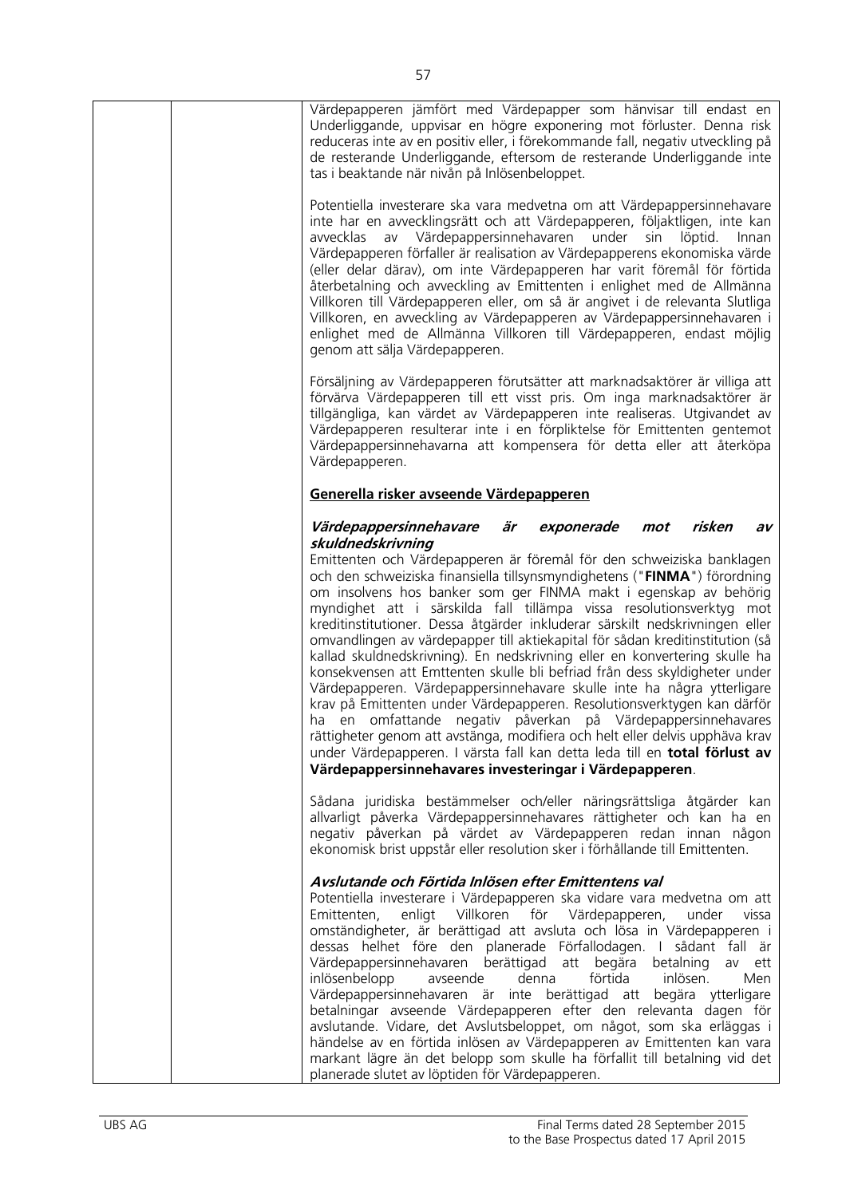| | | Värdepapperen jämfört med Värdepapper som hänvisar till endast en Underliggande, uppvisar en högre exponering mot förluster. Denna risk reduceras inte av en positiv eller, i förekommande fall, negativ utveckling på de resterande Underliggande, eftersom de resterande Underliggande inte tas i beaktande när nivån på Inlösenbeloppet.<br><br>Potentiella investerare ska vara medvetna om att Värdepappersinnehavare inte har en avvecklingsrätt och att Värdepapperen, följaktligen, inte kan avvecklas av Värdepappersinnehavaren under sin löptid. Innan Värdepapperen förfaller är realisation av Värdepapperens ekonomiska värde (eller delar därav), om inte Värdepapperen har varit föremål för förtida återbetalning och avveckling av Emittenten i enlighet med de Allmänna Villkoren till Värdepapperen eller, om så är angivet i de relevanta Slutliga Villkoren, en avveckling av Värdepapperen av Värdepappersinnehavaren i enlighet med de Allmänna Villkoren till Värdepapperen, endast möjlig genom att sälja Värdepapperen.<br><br>Försäljning av Värdepapperen förutsätter att marknadsaktörer är villiga att förvärva Värdepapperen till ett visst pris. Om inga marknadsaktörer är tillgängliga, kan värdet av Värdepapperen inte realiseras. Utgivandet av Värdepapperen resulterar inte i en förpliktelse för Emittenten gentemot Värdepappersinnehavarna att kompensera för detta eller att återköpa Värdepapperen.<br><br>**<u>Generella risker avseende Värdepapperen</u>**<br><br>***Värdepappersinnehavare är exponerade mot risken av skuldnedskrivning***<br>Emittenten och Värdepapperen är föremål för den schweiziska banklagen och den schweiziska finansiella tillsynsmyndighetens ("**FINMA**") förordning om insolvens hos banker som ger FINMA makt i egenskap av behörig myndighet att i särskilda fall tillämpa vissa resolutionsverktyg mot kreditinstitutioner. Dessa åtgärder inkluderar särskilt nedskrivningen eller omvandlingen av värdepapper till aktiekapital för sådan kreditinstitution (så kallad skuldnedskrivning). En nedskrivning eller en konvertering skulle ha konsekvensen att Emttenten skulle bli befriad från dess skyldigheter under Värdepapperen. Värdepappersinnehavare skulle inte ha några ytterligare krav på Emittenten under Värdepapperen. Resolutionsverktygen kan därför ha en omfattande negativ påverkan på Värdepappersinnehavares rättigheter genom att avstänga, modifiera och helt eller delvis upphäva krav under Värdepapperen. I värsta fall kan detta leda till en **total förlust av Värdepappersinnehavares investeringar i Värdepapperen**.<br><br>Sådana juridiska bestämmelser och/eller näringsrättsliga åtgärder kan allvarligt påverka Värdepappersinnehavares rättigheter och kan ha en negativ påverkan på värdet av Värdepapperen redan innan någon ekonomisk brist uppstår eller resolution sker i förhållande till Emittenten.<br><br>***Avslutande och Förtida Inlösen efter Emittentens val***<br>Potentiella investerare i Värdepapperen ska vidare vara medvetna om att Emittenten, enligt Villkoren för Värdepapperen, under vissa omständigheter, är berättigad att avsluta och lösa in Värdepapperen i dessas helhet före den planerade Förfallodagen. I sådant fall är Värdepappersinnehavaren berättigad att begära betalning av ett inlösenbelopp avseende denna förtida inlösen. Men Värdepappersinnehavaren är inte berättigad att begära ytterligare betalningar avseende Värdepapperen efter den relevanta dagen för avslutande. Vidare, det Avslutsbeloppet, om något, som ska erläggas i händelse av en förtida inlösen av Värdepapperen av Emittenten kan vara markant lägre än det belopp som skulle ha förfallit till betalning vid det planerade slutet av löptiden för Värdepapperen. |
|---|---|---|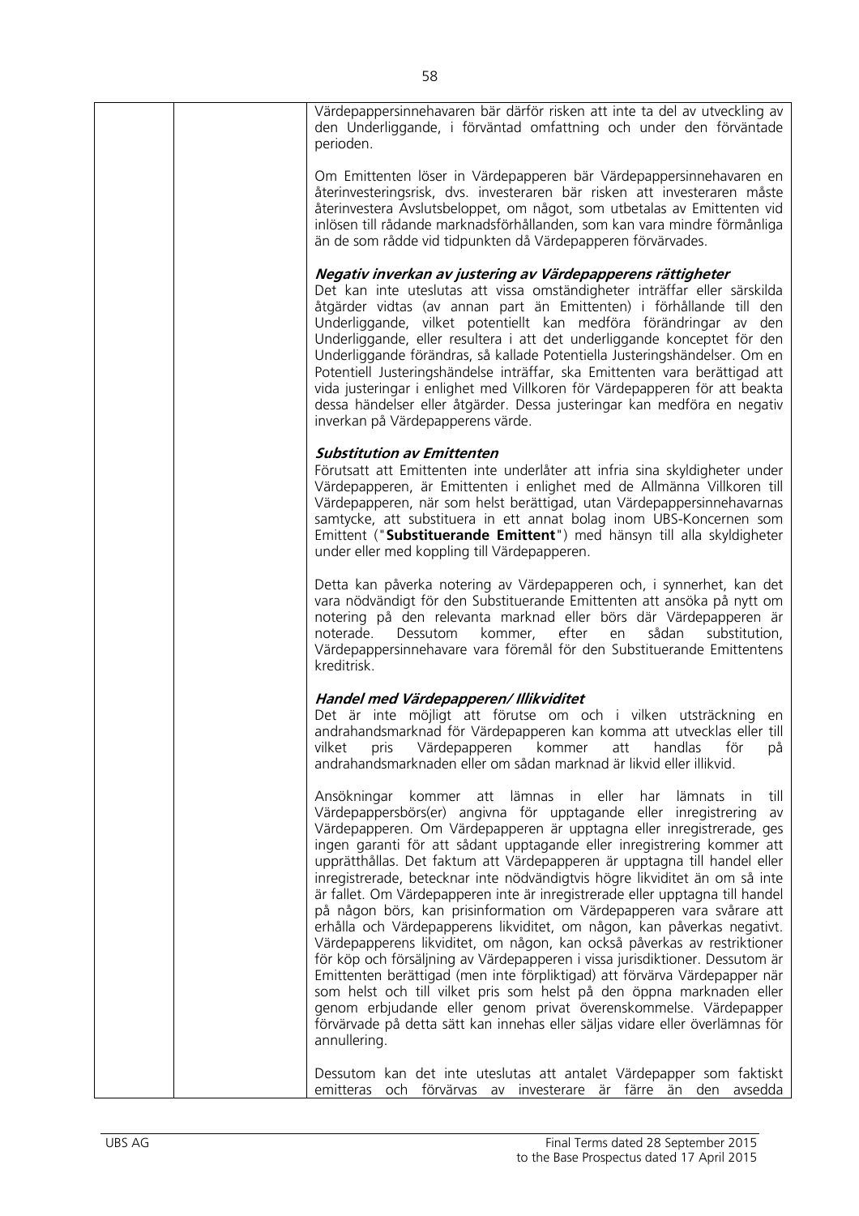Värdepappersinnehavaren bär därför risken att inte ta del av utveckling av den Underliggande, i förväntad omfattning och under den förväntade perioden.

Om Emittenten löser in Värdepapperen bär Värdepappersinnehavaren en återinvesteringsrisk, dvs. investeraren bär risken att investeraren måste återinvestera Avslutsbeloppet, om något, som utbetalas av Emittenten vid inlösen till rådande marknadsförhållanden, som kan vara mindre förmånliga än de som rådde vid tidpunkten då Värdepapperen förvärvades.

***Negativ inverkan av justering av Värdepapperens rättigheter***

Det kan inte uteslutas att vissa omständigheter inträffar eller särskilda åtgärder vidtas (av annan part än Emittenten) i förhållande till den Underliggande, vilket potentiellt kan medföra förändringar av den Underliggande, eller resultera i att det underliggande konceptet för den Underliggande förändras, så kallade Potentiella Justeringshändelser. Om en Potentiell Justeringshändelse inträffar, ska Emittenten vara berättigad att vida justeringar i enlighet med Villkoren för Värdepapperen för att beakta dessa händelser eller åtgärder. Dessa justeringar kan medföra en negativ inverkan på Värdepapperens värde.

***Substitution av Emittenten***

Förutsatt att Emittenten inte underlåter att infria sina skyldigheter under Värdepapperen, är Emittenten i enlighet med de Allmänna Villkoren till Värdepapperen, när som helst berättigad, utan Värdepappersinnehavarnas samtycke, att substituera in ett annat bolag inom UBS-Koncernen som Emittent ("**Substituerande Emittent**") med hänsyn till alla skyldigheter under eller med koppling till Värdepapperen.

Detta kan påverka notering av Värdepapperen och, i synnerhet, kan det vara nödvändigt för den Substituerande Emittenten att ansöka på nytt om notering på den relevanta marknad eller börs där Värdepapperen är noterade. Dessutom kommer, efter en sådan substitution, Värdepappersinnehavare vara föremål för den Substituerande Emittentens kreditrisk.

***Handel med Värdepapperen/ Illikviditet***

Det är inte möjligt att förutse om och i vilken utsträckning en andrahandsmarknad för Värdepapperen kan komma att utvecklas eller till vilket pris Värdepapperen kommer att handlas för på andrahandsmarknaden eller om sådan marknad är likvid eller illikvid.

Ansökningar kommer att lämnas in eller har lämnats in till Värdepappersbörs(er) angivna för upptagande eller inregistrering av Värdepapperen. Om Värdepapperen är upptagna eller inregistrerade, ges ingen garanti för att sådant upptagande eller inregistrering kommer att upprätthållas. Det faktum att Värdepapperen är upptagna till handel eller inregistrerade, betecknar inte nödvändigtvis högre likviditet än om så inte är fallet. Om Värdepapperen inte är inregistrerade eller upptagna till handel på någon börs, kan prisinformation om Värdepapperen vara svårare att erhålla och Värdepapperens likviditet, om någon, kan påverkas negativt. Värdepapperens likviditet, om någon, kan också påverkas av restriktioner för köp och försäljning av Värdepapperen i vissa jurisdiktioner. Dessutom är Emittenten berättigad (men inte förpliktigad) att förvärva Värdepapper när som helst och till vilket pris som helst på den öppna marknaden eller genom erbjudande eller genom privat överenskommelse. Värdepapper förvärvade på detta sätt kan innehas eller säljas vidare eller överlämnas för annullering.

Dessutom kan det inte uteslutas att antalet Värdepapper som faktiskt emitteras och förvärvas av investerare är färre än den avsedda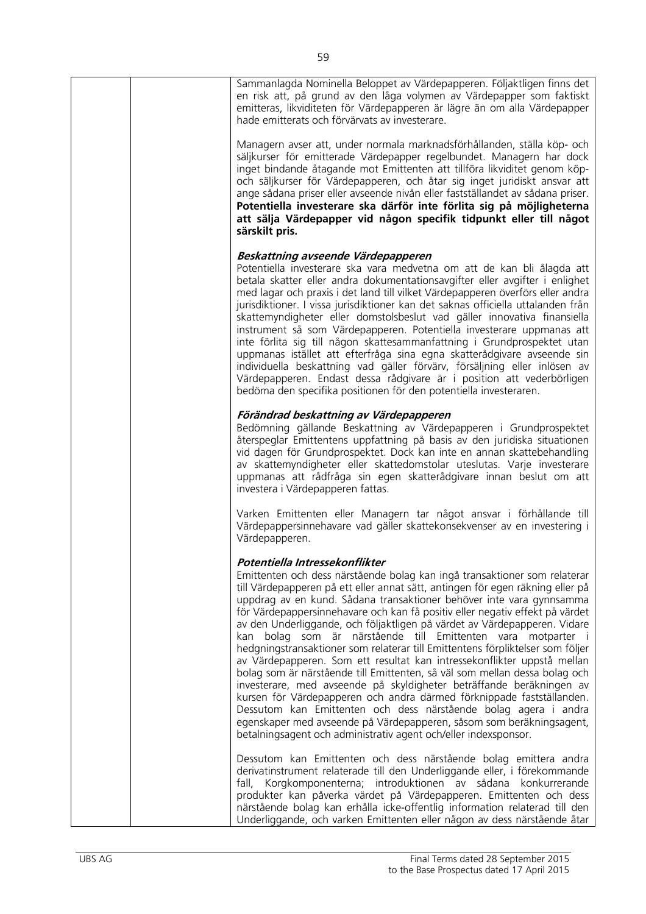Sammanlagda Nominella Beloppet av Värdepapperen. Följaktligen finns det en risk att, på grund av den låga volymen av Värdepapper som faktiskt emitteras, likviditeten för Värdepapperen är lägre än om alla Värdepapper hade emitterats och förvärvats av investerare.

Managern avser att, under normala marknadsförhållanden, ställa köp- och säljkurser för emitterade Värdepapper regelbundet. Managern har dock inget bindande åtagande mot Emittenten att tillföra likviditet genom köp- och säljkurser för Värdepapperen, och åtar sig inget juridiskt ansvar att ange sådana priser eller avseende nivån eller fastställandet av sådana priser. **Potentiella investerare ska därför inte förlita sig på möjligheterna att sälja Värdepapper vid någon specifik tidpunkt eller till något särskilt pris.**

***Beskattning avseende Värdepapperen***

Potentiella investerare ska vara medvetna om att de kan bli ålagda att betala skatter eller andra dokumentationsavgifter eller avgifter i enlighet med lagar och praxis i det land till vilket Värdepapperen överförs eller andra jurisdiktioner. I vissa jurisdiktioner kan det saknas officiella uttalanden från skattemyndigheter eller domstolsbeslut vad gäller innovativa finansiella instrument så som Värdepapperen. Potentiella investerare uppmanas att inte förlita sig till någon skattesammanfattning i Grundprospektet utan uppmanas istället att efterfråga sina egna skatterådgivare avseende sin individuella beskattning vad gäller förvärv, försäljning eller inlösen av Värdepapperen. Endast dessa rådgivare är i position att vederbörligen bedöma den specifika positionen för den potentiella investeraren.

***Förändrad beskattning av Värdepapperen***

Bedömning gällande Beskattning av Värdepapperen i Grundprospektet återspeglar Emittentens uppfattning på basis av den juridiska situationen vid dagen för Grundprospektet. Dock kan inte en annan skattebehandling av skattemyndigheter eller skattedomstolar uteslutas. Varje investerare uppmanas att rådfråga sin egen skatterådgivare innan beslut om att investera i Värdepapperen fattas.

Varken Emittenten eller Managern tar något ansvar i förhållande till Värdepappersinnehavare vad gäller skattekonsekvenser av en investering i Värdepapperen.

***Potentiella Intressekonflikter***

Emittenten och dess närstående bolag kan ingå transaktioner som relaterar till Värdepapperen på ett eller annat sätt, antingen för egen räkning eller på uppdrag av en kund. Sådana transaktioner behöver inte vara gynnsamma för Värdepappersinnehavare och kan få positiv eller negativ effekt på värdet av den Underliggande, och följaktligen på värdet av Värdepapperen. Vidare kan bolag som är närstående till Emittenten vara motparter i hedgningstransaktioner som relaterar till Emittentens förpliktelser som följer av Värdepapperen. Som ett resultat kan intressekonflikter uppstå mellan bolag som är närstående till Emittenten, så väl som mellan dessa bolag och investerare, med avseende på skyldigheter beträffande beräkningen av kursen för Värdepapperen och andra därmed förknippade fastställanden. Dessutom kan Emittenten och dess närstående bolag agera i andra egenskaper med avseende på Värdepapperen, såsom som beräkningsagent, betalningsagent och administrativ agent och/eller indexsponsor.

Dessutom kan Emittenten och dess närstående bolag emittera andra derivatinstrument relaterade till den Underliggande eller, i förekommande fall, Korgkomponenterna; introduktionen av sådana konkurrerande produkter kan påverka värdet på Värdepapperen. Emittenten och dess närstående bolag kan erhålla icke-offentlig information relaterad till den Underliggande, och varken Emittenten eller någon av dess närstående åtar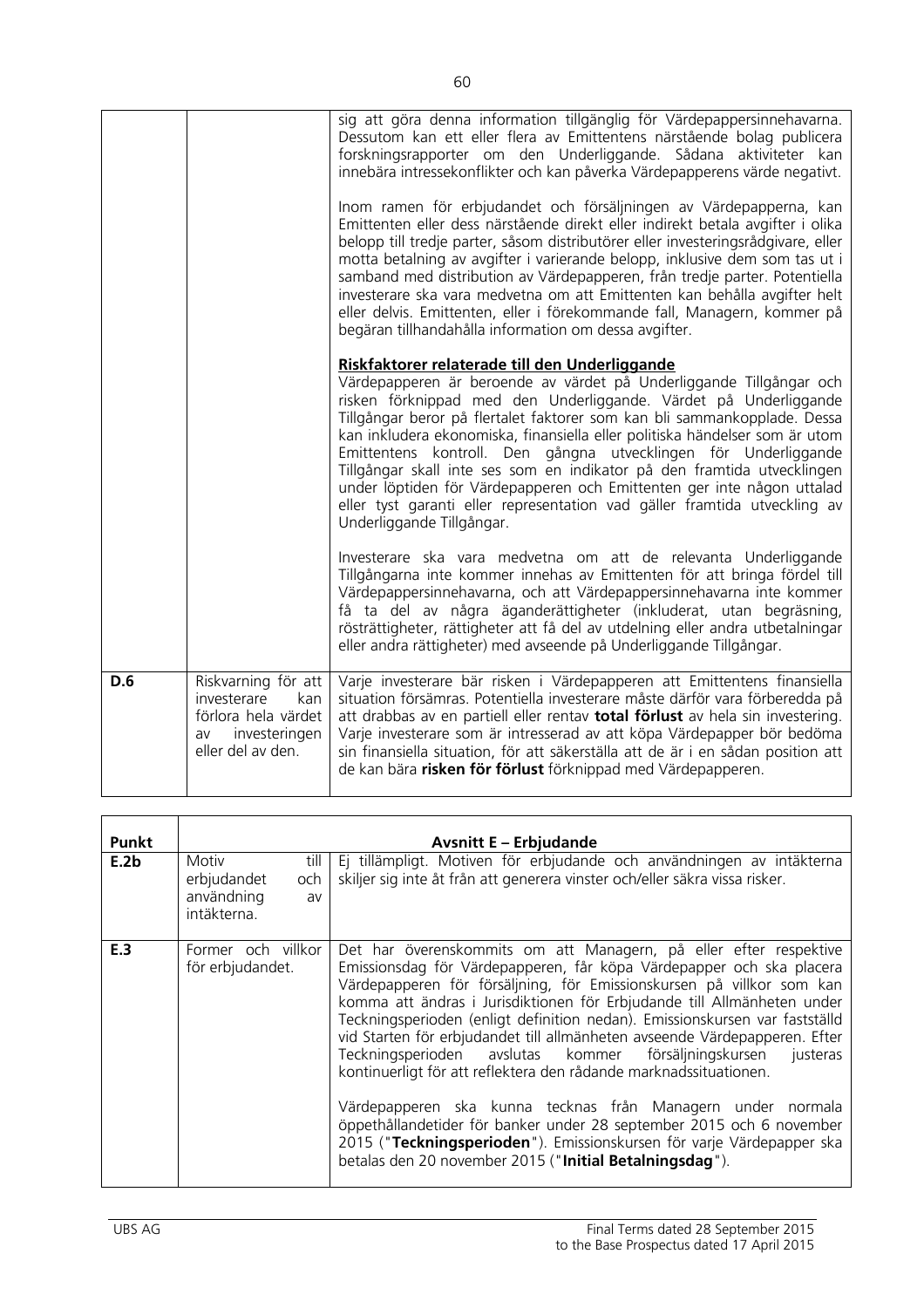| | | |
|---|---|---|
| | | sig att göra denna information tillgänglig för Värdepappersinnehavarna. Dessutom kan ett eller flera av Emittentens närstående bolag publicera forskningsrapporter om den Underliggande. Sådana aktiviteter kan innebära intressekonflikter och kan påverka Värdepapperens värde negativt.<br><br>Inom ramen för erbjudandet och försäljningen av Värdepapperna, kan Emittenten eller dess närstående direkt eller indirekt betala avgifter i olika belopp till tredje parter, såsom distributörer eller investeringsrådgivare, eller motta betalning av avgifter i varierande belopp, inklusive dem som tas ut i samband med distribution av Värdepapperen, från tredje parter. Potentiella investerare ska vara medvetna om att Emittenten kan behålla avgifter helt eller delvis. Emittenten, eller i förekommande fall, Managern, kommer på begäran tillhandahålla information om dessa avgifter.<br><br>**Riskfaktorer relaterade till den Underliggande**<br>Värdepapperen är beroende av värdet på Underliggande Tillgångar och risken förknippad med den Underliggande. Värdet på Underliggande Tillgångar beror på flertalet faktorer som kan bli sammankopplade. Dessa kan inkludera ekonomiska, finansiella eller politiska händelser som är utom Emittentens kontroll. Den gångna utvecklingen för Underliggande Tillgångar skall inte ses som en indikator på den framtida utvecklingen under löptiden för Värdepapperen och Emittenten ger inte någon uttalad eller tyst garanti eller representation vad gäller framtida utveckling av Underliggande Tillgångar.<br><br>Investerare ska vara medvetna om att de relevanta Underliggande Tillgångarna inte kommer innehas av Emittenten för att bringa fördel till Värdepappersinnehavarna, och att Värdepappersinnehavarna inte kommer få ta del av några äganderättigheter (inkluderat, utan begräsning, rösträttigheter, rättigheter att få del av utdelning eller andra utbetalningar eller andra rättigheter) med avseende på Underliggande Tillgångar. |
| **D.6** | Riskvarning för att investerare kan förlora hela värdet av investeringen eller del av den. | Varje investerare bär risken i Värdepapperen att Emittentens finansiella situation försämras. Potentiella investerare måste därför vara förberedda på att drabbas av en partiell eller rentav **total förlust** av hela sin investering. Varje investerare som är intresserad av att köpa Värdepapper bör bedöma sin finansiella situation, för att säkerställa att de är i en sådan position att de kan bära **risken för förlust** förknippad med Värdepapperen. |

| **Punkt** | **Avsnitt E – Erbjudande** | |
|---|---|---|
| **E.2b** | Motiv till erbjudandet och användning av intäkterna. | Ej tillämpligt. Motiven för erbjudande och användningen av intäkterna skiljer sig inte åt från att generera vinster och/eller säkra vissa risker. |
| **E.3** | Former och villkor för erbjudandet. | Det har överenskommits om att Managern, på eller efter respektive Emissionsdag för Värdepapperen, får köpa Värdepapper och ska placera Värdepapperen för försäljning, för Emissionskursen på villkor som kan komma att ändras i Jurisdiktionen för Erbjudande till Allmänheten under Teckningsperioden (enligt definition nedan). Emissionskursen var fastställd vid Starten för erbjudandet till allmänheten avseende Värdepapperen. Efter Teckningsperioden avslutas kommer försäljningskursen justeras kontinuerligt för att reflektera den rådande marknadssituationen.<br><br>Värdepapperen ska kunna tecknas från Managern under normala öppethållandetider för banker under 28 september 2015 och 6 november 2015 ("**Teckningsperioden**"). Emissionskursen för varje Värdepapper ska betalas den 20 november 2015 ("**Initial Betalningsdag**"). |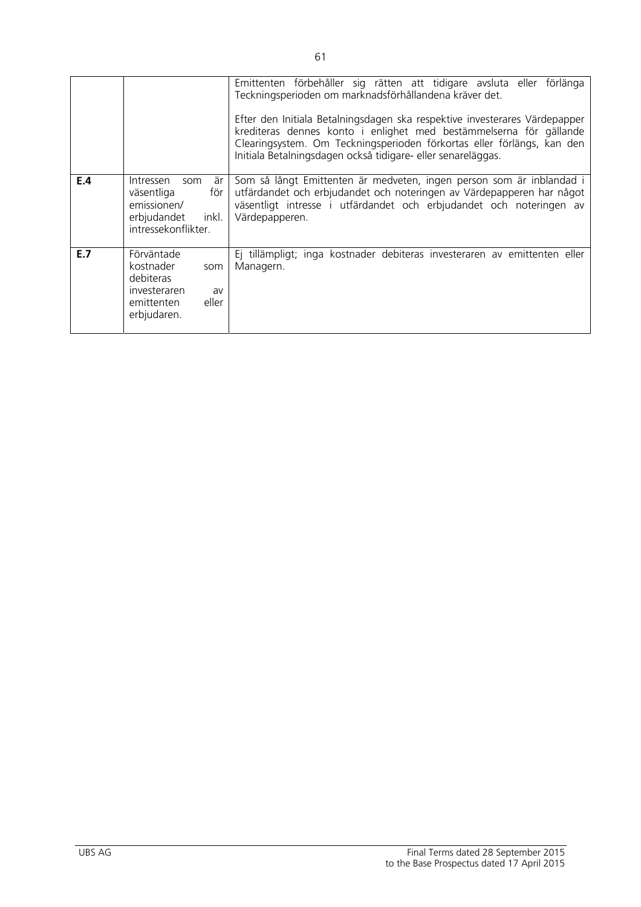| | | |
|---|---|---|
| | | Emittenten förbehåller sig rätten att tidigare avsluta eller förlänga Teckningsperioden om marknadsförhållandena kräver det.<br><br>Efter den Initiala Betalningsdagen ska respektive investerares Värdepapper krediteras dennes konto i enlighet med bestämmelserna för gällande Clearingsystem. Om Teckningsperioden förkortas eller förlängs, kan den Initiala Betalningsdagen också tidigare- eller senareläggas. |
| **E.4** | Intressen som är väsentliga för emissionen/ erbjudandet inkl. intressekonflikter. | Som så långt Emittenten är medveten, ingen person som är inblandad i utfärdandet och erbjudandet och noteringen av Värdepapperen har något väsentligt intresse i utfärdandet och erbjudandet och noteringen av Värdepapperen. |
| **E.7** | Förväntade kostnader som debiteras investeraren av emittenten eller erbjudaren. | Ej tillämpligt; inga kostnader debiteras investeraren av emittenten eller Managern. |